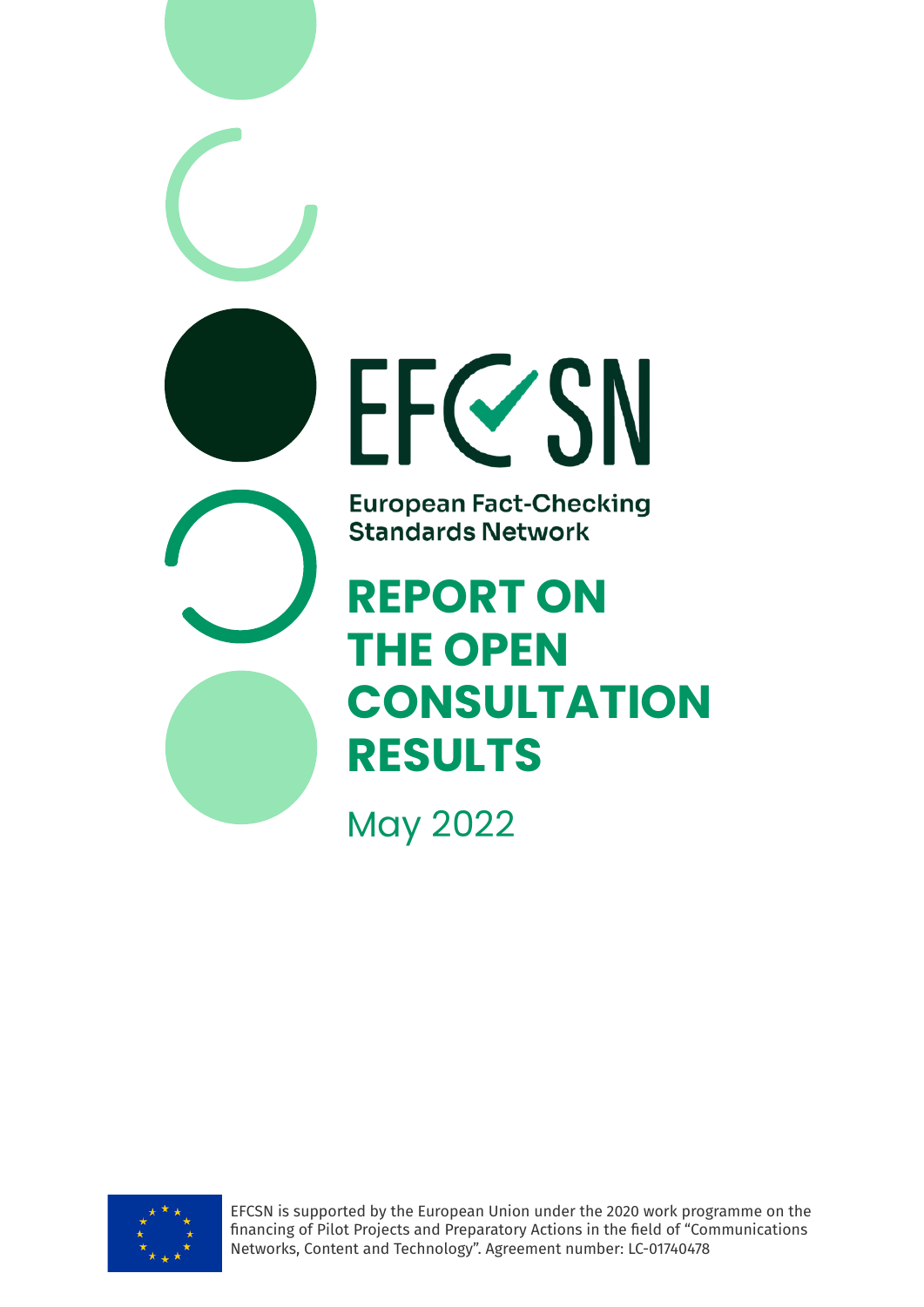EFCSN

European Fact-Checking Standards Network

# REPORT ON THE OPEN CONSULTATION RESULTS

May 2022

EFCSN is supported by the European Union under the 2020 work programme on the financing of Pilot Projects and Preparatory Actions in the field of "Communications Networks, Content and Technology". Agreement number: LC-01740478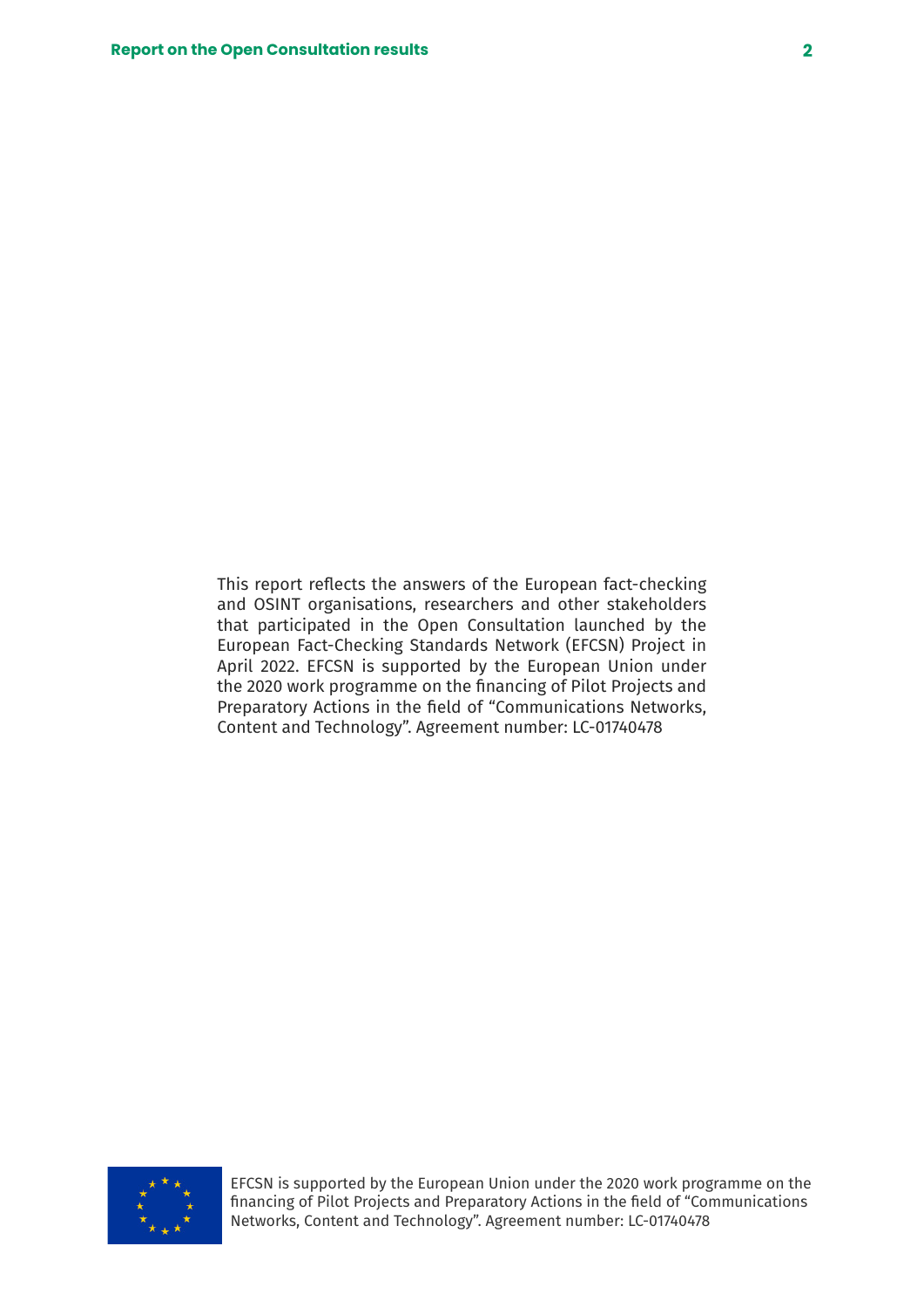This report reflects the answers of the European fact-checking and OSINT organisations, researchers and other stakeholders that participated in the Open Consultation launched by the European Fact-Checking Standards Network (EFCSN) Project in April 2022. EFCSN is supported by the European Union under the 2020 work programme on the financing of Pilot Projects and Preparatory Actions in the field of "Communications Networks, Content and Technology". Agreement number: LC-01740478

EFCSN is supported by the European Union under the 2020 work programme on the financing of Pilot Projects and Preparatory Actions in the field of "Communications Networks, Content and Technology". Agreement number: LC-01740478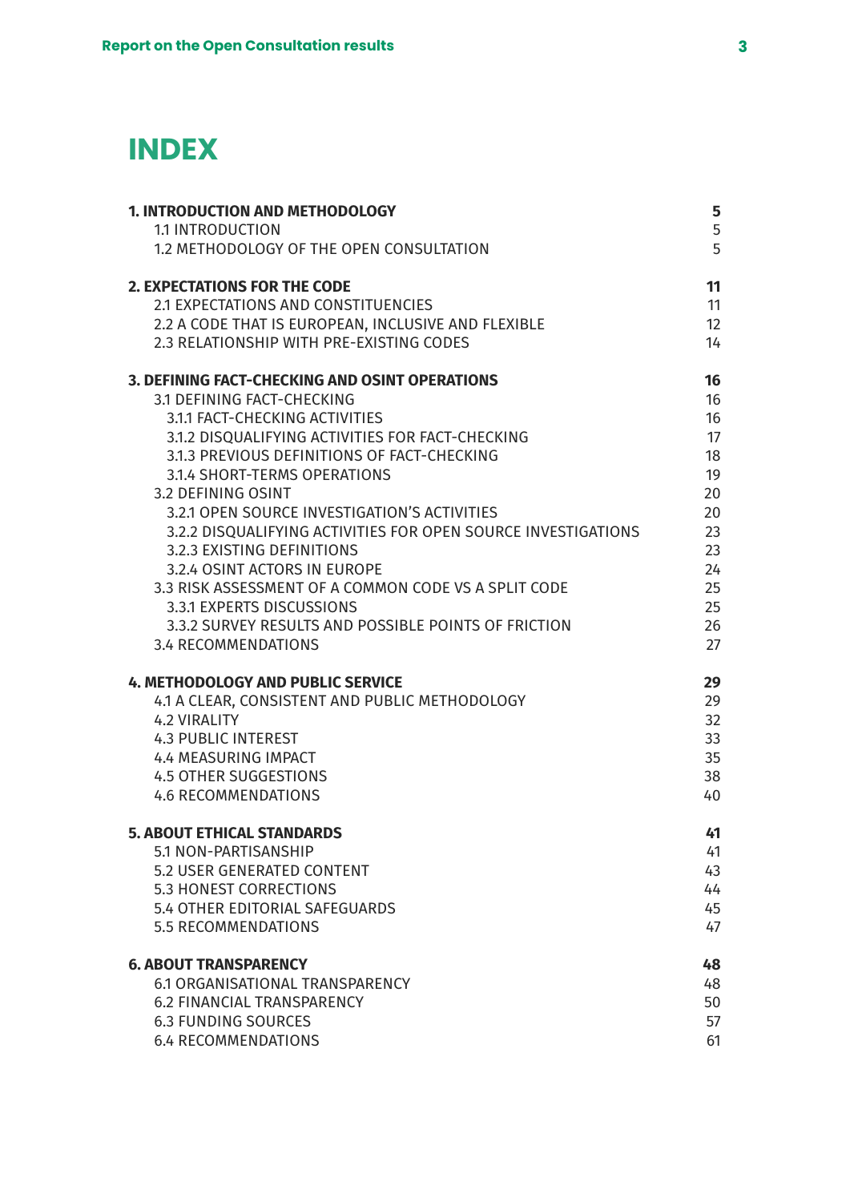# INDEX

| | |
|---|---|
| **1. INTRODUCTION AND METHODOLOGY** | **5** |
| 1.1 INTRODUCTION | 5 |
| 1.2 METHODOLOGY OF THE OPEN CONSULTATION | 5 |
| **2. EXPECTATIONS FOR THE CODE** | **11** |
| 2.1 EXPECTATIONS AND CONSTITUENCIES | 11 |
| 2.2 A CODE THAT IS EUROPEAN, INCLUSIVE AND FLEXIBLE | 12 |
| 2.3 RELATIONSHIP WITH PRE-EXISTING CODES | 14 |
| **3. DEFINING FACT-CHECKING AND OSINT OPERATIONS** | **16** |
| 3.1 DEFINING FACT-CHECKING | 16 |
| 3.1.1 FACT-CHECKING ACTIVITIES | 16 |
| 3.1.2 DISQUALIFYING ACTIVITIES FOR FACT-CHECKING | 17 |
| 3.1.3 PREVIOUS DEFINITIONS OF FACT-CHECKING | 18 |
| 3.1.4 SHORT-TERMS OPERATIONS | 19 |
| 3.2 DEFINING OSINT | 20 |
| 3.2.1 OPEN SOURCE INVESTIGATION'S ACTIVITIES | 20 |
| 3.2.2 DISQUALIFYING ACTIVITIES FOR OPEN SOURCE INVESTIGATIONS | 23 |
| 3.2.3 EXISTING DEFINITIONS | 23 |
| 3.2.4 OSINT ACTORS IN EUROPE | 24 |
| 3.3 RISK ASSESSMENT OF A COMMON CODE VS A SPLIT CODE | 25 |
| 3.3.1 EXPERTS DISCUSSIONS | 25 |
| 3.3.2 SURVEY RESULTS AND POSSIBLE POINTS OF FRICTION | 26 |
| 3.4 RECOMMENDATIONS | 27 |
| **4. METHODOLOGY AND PUBLIC SERVICE** | **29** |
| 4.1 A CLEAR, CONSISTENT AND PUBLIC METHODOLOGY | 29 |
| 4.2 VIRALITY | 32 |
| 4.3 PUBLIC INTEREST | 33 |
| 4.4 MEASURING IMPACT | 35 |
| 4.5 OTHER SUGGESTIONS | 38 |
| 4.6 RECOMMENDATIONS | 40 |
| **5. ABOUT ETHICAL STANDARDS** | **41** |
| 5.1 NON-PARTISANSHIP | 41 |
| 5.2 USER GENERATED CONTENT | 43 |
| 5.3 HONEST CORRECTIONS | 44 |
| 5.4 OTHER EDITORIAL SAFEGUARDS | 45 |
| 5.5 RECOMMENDATIONS | 47 |
| **6. ABOUT TRANSPARENCY** | **48** |
| 6.1 ORGANISATIONAL TRANSPARENCY | 48 |
| 6.2 FINANCIAL TRANSPARENCY | 50 |
| 6.3 FUNDING SOURCES | 57 |
| 6.4 RECOMMENDATIONS | 61 |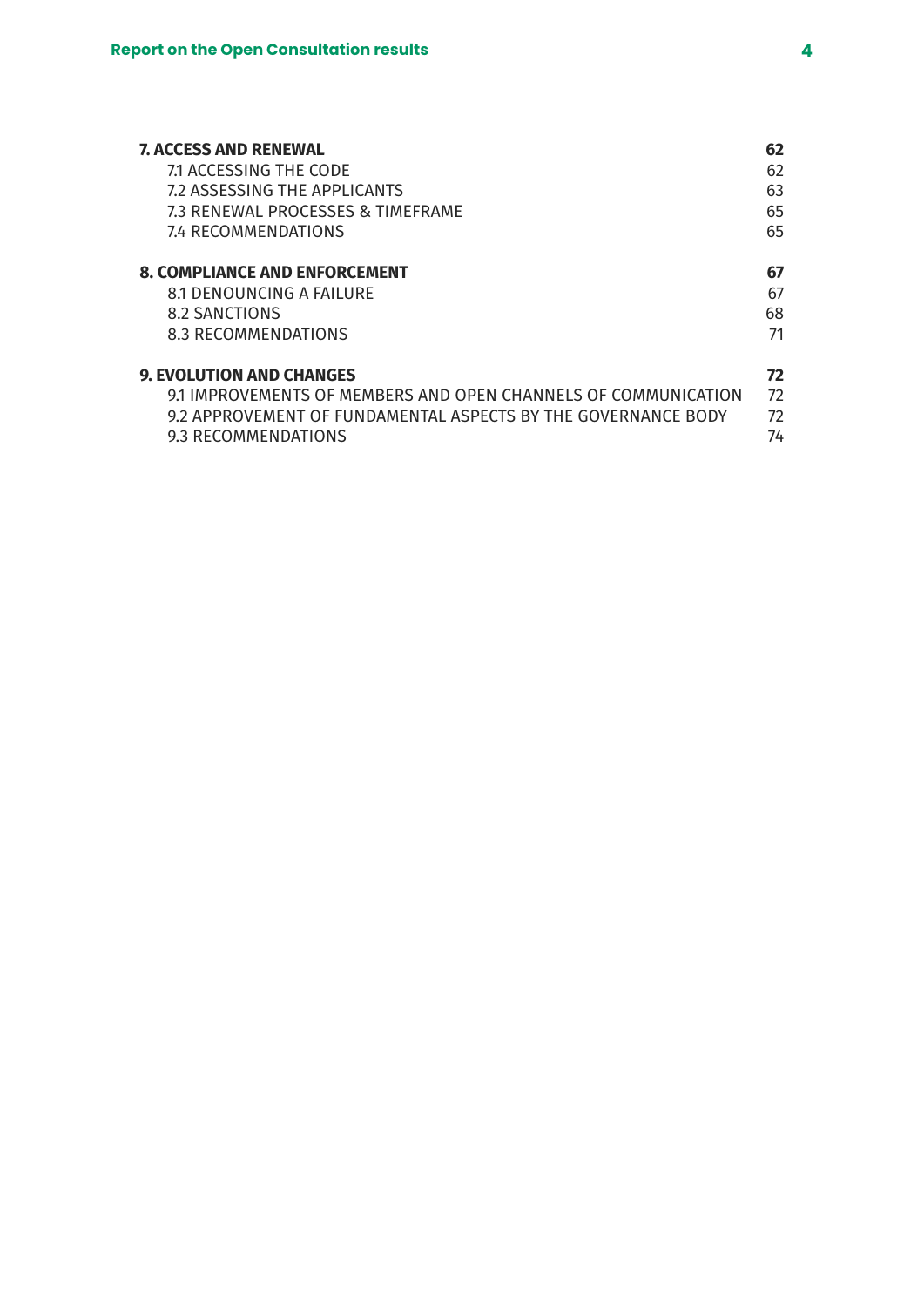| | |
|---|---|
| **7. ACCESS AND RENEWAL** | **62** |
| 7.1 ACCESSING THE CODE | 62 |
| 7.2 ASSESSING THE APPLICANTS | 63 |
| 7.3 RENEWAL PROCESSES & TIMEFRAME | 65 |
| 7.4 RECOMMENDATIONS | 65 |
| **8. COMPLIANCE AND ENFORCEMENT** | **67** |
| 8.1 DENOUNCING A FAILURE | 67 |
| 8.2 SANCTIONS | 68 |
| 8.3 RECOMMENDATIONS | 71 |
| **9. EVOLUTION AND CHANGES** | **72** |
| 9.1 IMPROVEMENTS OF MEMBERS AND OPEN CHANNELS OF COMMUNICATION | 72 |
| 9.2 APPROVEMENT OF FUNDAMENTAL ASPECTS BY THE GOVERNANCE BODY | 72 |
| 9.3 RECOMMENDATIONS | 74 |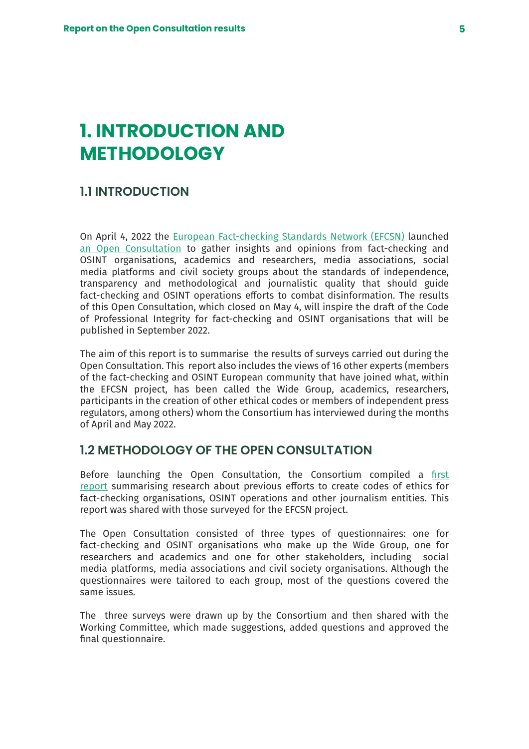# 1. INTRODUCTION AND METHODOLOGY

## 1.1 INTRODUCTION

On April 4, 2022 the [European Fact-checking Standards Network (EFCSN)] launched [an Open Consultation] to gather insights and opinions from fact-checking and OSINT organisations, academics and researchers, media associations, social media platforms and civil society groups about the standards of independence, transparency and methodological and journalistic quality that should guide fact-checking and OSINT operations efforts to combat disinformation. The results of this Open Consultation, which closed on May 4, will inspire the draft of the Code of Professional Integrity for fact-checking and OSINT organisations that will be published in September 2022.

The aim of this report is to summarise the results of surveys carried out during the Open Consultation. This report also includes the views of 16 other experts (members of the fact-checking and OSINT European community that have joined what, within the EFCSN project, has been called the Wide Group, academics, researchers, participants in the creation of other ethical codes or members of independent press regulators, among others) whom the Consortium has interviewed during the months of April and May 2022.

## 1.2 METHODOLOGY OF THE OPEN CONSULTATION

Before launching the Open Consultation, the Consortium compiled a [first report] summarising research about previous efforts to create codes of ethics for fact-checking organisations, OSINT operations and other journalism entities. This report was shared with those surveyed for the EFCSN project.

The Open Consultation consisted of three types of questionnaires: one for fact-checking and OSINT organisations who make up the Wide Group, one for researchers and academics and one for other stakeholders, including social media platforms, media associations and civil society organisations. Although the questionnaires were tailored to each group, most of the questions covered the same issues.

The three surveys were drawn up by the Consortium and then shared with the Working Committee, which made suggestions, added questions and approved the final questionnaire.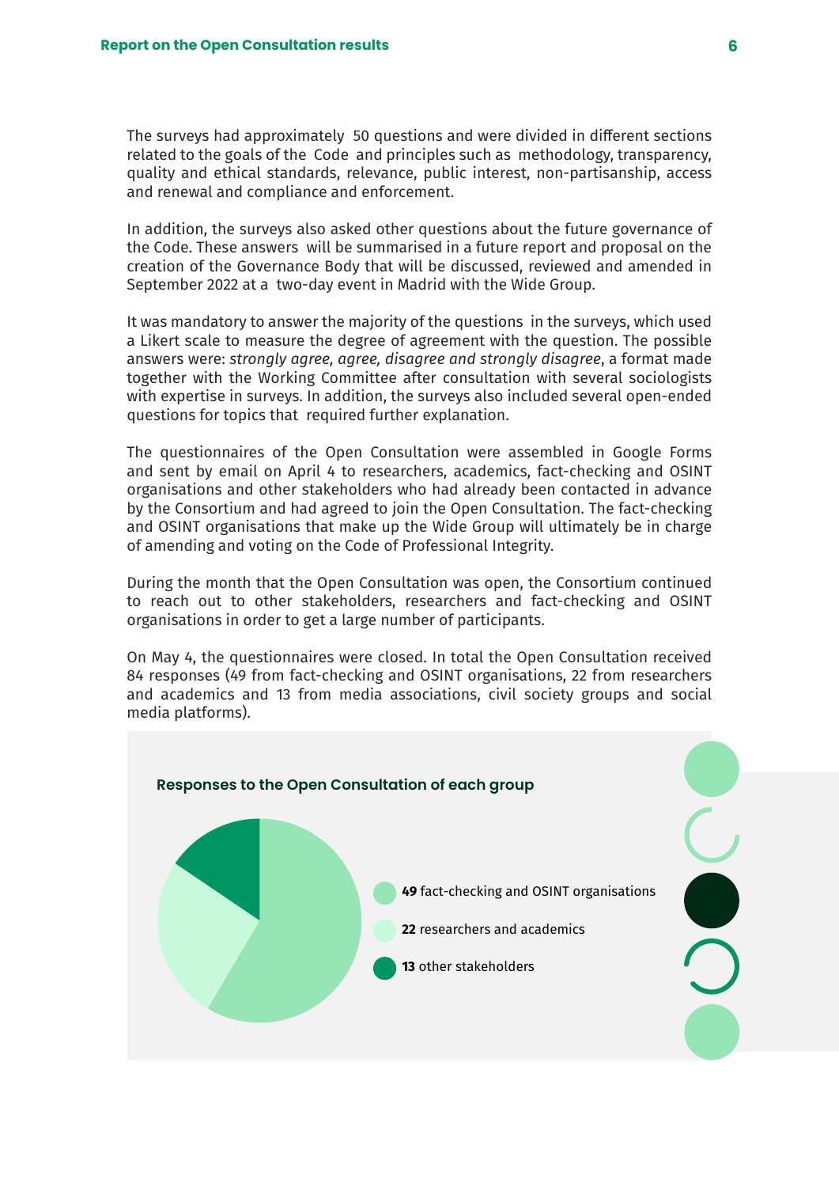The surveys had approximately 50 questions and were divided in different sections related to the goals of the Code and principles such as methodology, transparency, quality and ethical standards, relevance, public interest, non-partisanship, access and renewal and compliance and enforcement.

In addition, the surveys also asked other questions about the future governance of the Code. These answers will be summarised in a future report and proposal on the creation of the Governance Body that will be discussed, reviewed and amended in September 2022 at a two-day event in Madrid with the Wide Group.

It was mandatory to answer the majority of the questions in the surveys, which used a Likert scale to measure the degree of agreement with the question. The possible answers were: *strongly agree, agree, disagree and strongly disagree*, a format made together with the Working Committee after consultation with several sociologists with expertise in surveys. In addition, the surveys also included several open-ended questions for topics that required further explanation.

The questionnaires of the Open Consultation were assembled in Google Forms and sent by email on April 4 to researchers, academics, fact-checking and OSINT organisations and other stakeholders who had already been contacted in advance by the Consortium and had agreed to join the Open Consultation. The fact-checking and OSINT organisations that make up the Wide Group will ultimately be in charge of amending and voting on the Code of Professional Integrity.

During the month that the Open Consultation was open, the Consortium continued to reach out to other stakeholders, researchers and fact-checking and OSINT organisations in order to get a large number of participants.

On May 4, the questionnaires were closed. In total the Open Consultation received 84 responses (49 from fact-checking and OSINT organisations, 22 from researchers and academics and 13 from media associations, civil society groups and social media platforms).

**Responses to the Open Consultation of each group**

- **49** fact-checking and OSINT organisations
- **22** researchers and academics
- **13** other stakeholders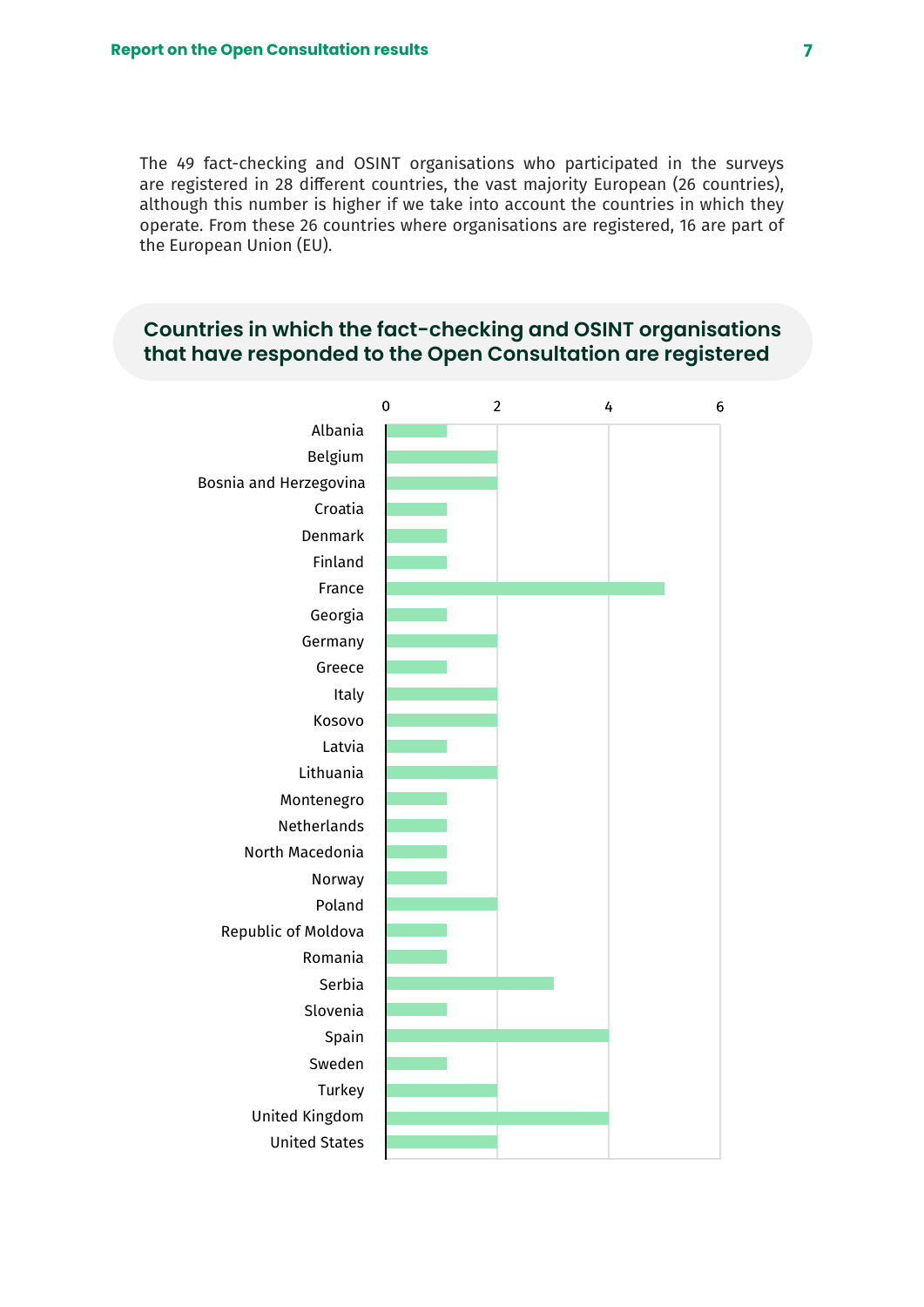The 49 fact-checking and OSINT organisations who participated in the surveys are registered in 28 different countries, the vast majority European (26 countries), although this number is higher if we take into account the countries in which they operate. From these 26 countries where organisations are registered, 16 are part of the European Union (EU).

## Countries in which the fact-checking and OSINT organisations that have responded to the Open Consultation are registered

| Country | Number of organisations |
|---|---|
| Albania | 1 |
| Belgium | 2 |
| Bosnia and Herzegovina | 2 |
| Croatia | 1 |
| Denmark | 1 |
| Finland | 1 |
| France | 5 |
| Georgia | 1 |
| Germany | 2 |
| Greece | 1 |
| Italy | 2 |
| Kosovo | 2 |
| Latvia | 1 |
| Lithuania | 2 |
| Montenegro | 1 |
| Netherlands | 1 |
| North Macedonia | 1 |
| Norway | 1 |
| Poland | 2 |
| Republic of Moldova | 1 |
| Romania | 1 |
| Serbia | 3 |
| Slovenia | 1 |
| Spain | 4 |
| Sweden | 1 |
| Turkey | 2 |
| United Kingdom | 4 |
| United States | 2 |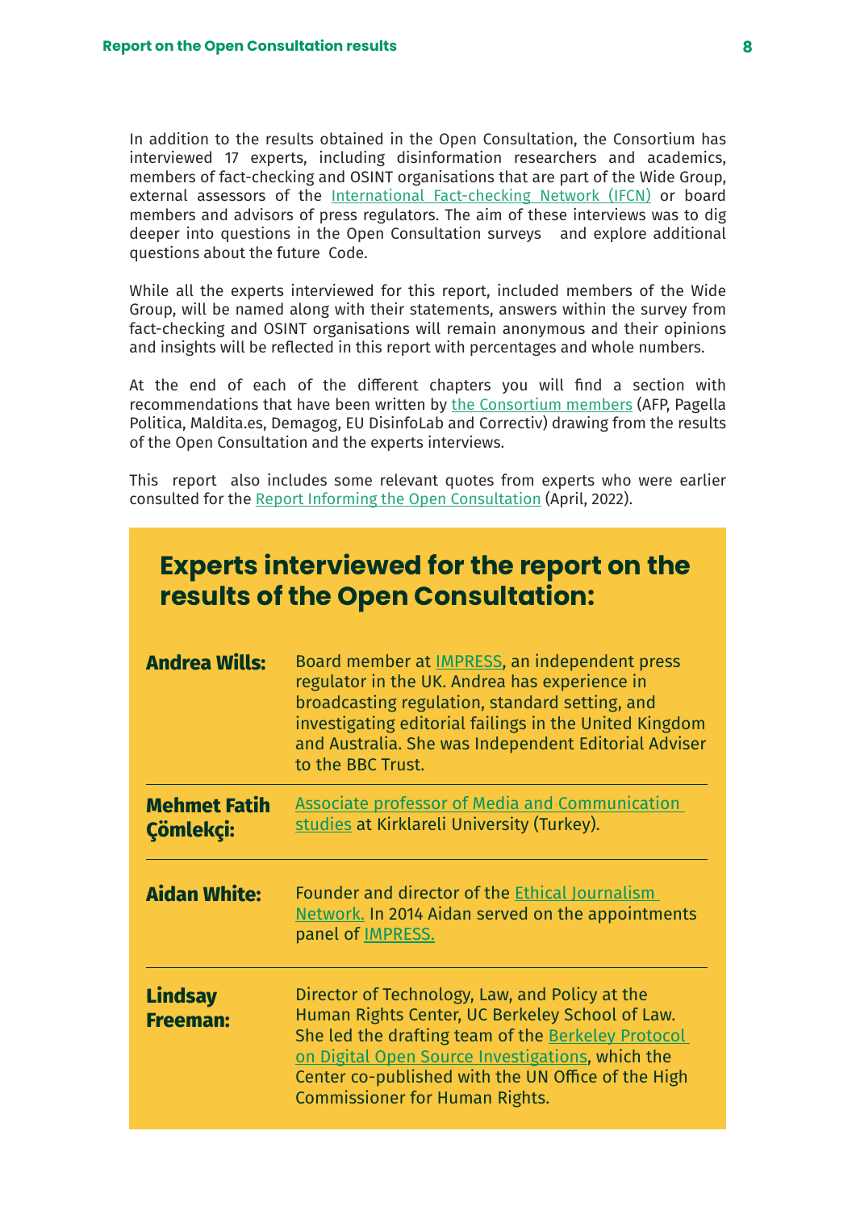In addition to the results obtained in the Open Consultation, the Consortium has interviewed 17 experts, including disinformation researchers and academics, members of fact-checking and OSINT organisations that are part of the Wide Group, external assessors of the International Fact-checking Network (IFCN) or board members and advisors of press regulators. The aim of these interviews was to dig deeper into questions in the Open Consultation surveys and explore additional questions about the future Code.

While all the experts interviewed for this report, included members of the Wide Group, will be named along with their statements, answers within the survey from fact-checking and OSINT organisations will remain anonymous and their opinions and insights will be reflected in this report with percentages and whole numbers.

At the end of each of the different chapters you will find a section with recommendations that have been written by the Consortium members (AFP, Pagella Politica, Maldita.es, Demagog, EU DisinfoLab and Correctiv) drawing from the results of the Open Consultation and the experts interviews.

This report also includes some relevant quotes from experts who were earlier consulted for the Report Informing the Open Consultation (April, 2022).

## Experts interviewed for the report on the results of the Open Consultation:

**Andrea Wills:** Board member at IMPRESS, an independent press regulator in the UK. Andrea has experience in broadcasting regulation, standard setting, and investigating editorial failings in the United Kingdom and Australia. She was Independent Editorial Adviser to the BBC Trust.

**Mehmet Fatih Çömlekçi:** Associate professor of Media and Communication studies at Kirklareli University (Turkey).

**Aidan White:** Founder and director of the Ethical Journalism Network. In 2014 Aidan served on the appointments panel of IMPRESS.

**Lindsay Freeman:** Director of Technology, Law, and Policy at the Human Rights Center, UC Berkeley School of Law. She led the drafting team of the Berkeley Protocol on Digital Open Source Investigations, which the Center co-published with the UN Office of the High Commissioner for Human Rights.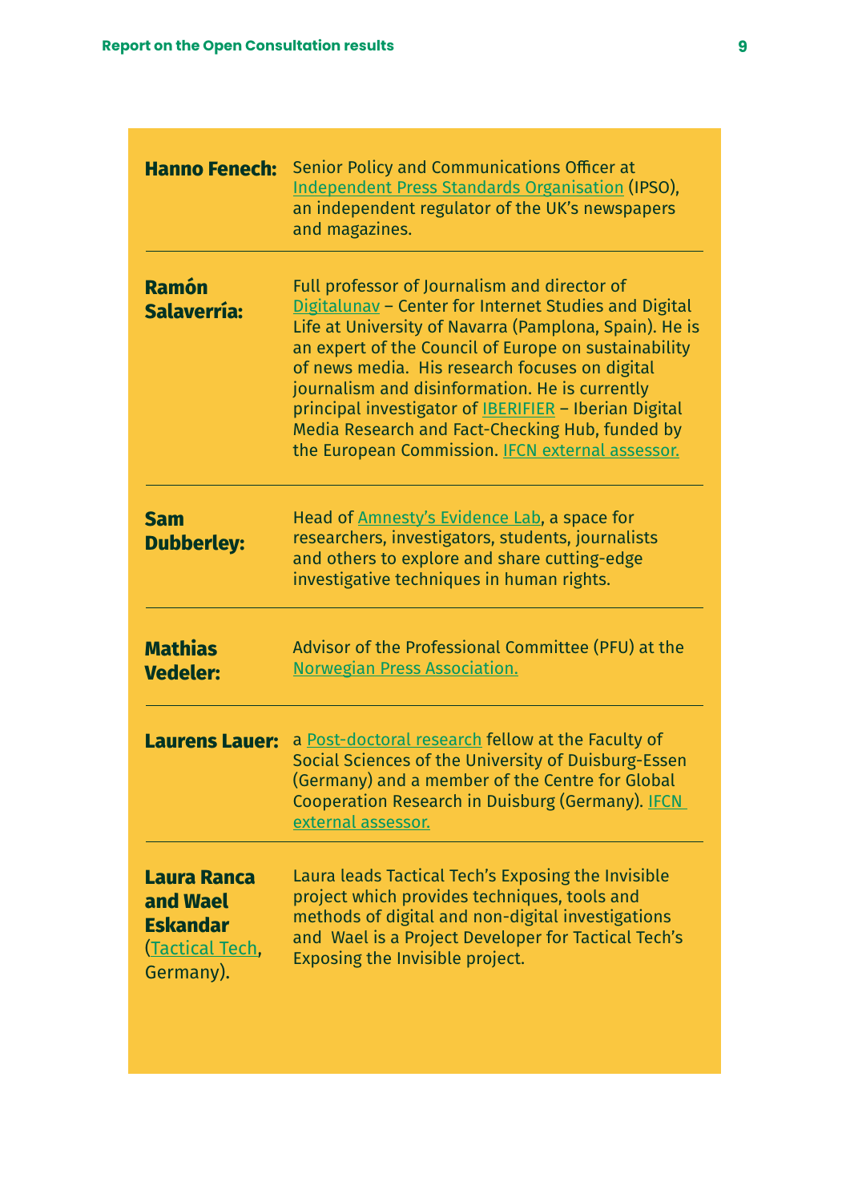**Hanno Fenech:** Senior Policy and Communications Officer at Independent Press Standards Organisation (IPSO), an independent regulator of the UK's newspapers and magazines.

---

**Ramón Salaverría:** Full professor of Journalism and director of Digitalunav – Center for Internet Studies and Digital Life at University of Navarra (Pamplona, Spain). He is an expert of the Council of Europe on sustainability of news media. His research focuses on digital journalism and disinformation. He is currently principal investigator of IBERIFIER – Iberian Digital Media Research and Fact-Checking Hub, funded by the European Commission. IFCN external assessor.

---

**Sam Dubberley:** Head of Amnesty's Evidence Lab, a space for researchers, investigators, students, journalists and others to explore and share cutting-edge investigative techniques in human rights.

---

**Mathias Vedeler:** Advisor of the Professional Committee (PFU) at the Norwegian Press Association.

---

**Laurens Lauer:** a Post-doctoral research fellow at the Faculty of Social Sciences of the University of Duisburg-Essen (Germany) and a member of the Centre for Global Cooperation Research in Duisburg (Germany). IFCN external assessor.

---

**Laura Ranca and Wael Eskandar** (Tactical Tech, Germany). Laura leads Tactical Tech's Exposing the Invisible project which provides techniques, tools and methods of digital and non-digital investigations and Wael is a Project Developer for Tactical Tech's Exposing the Invisible project.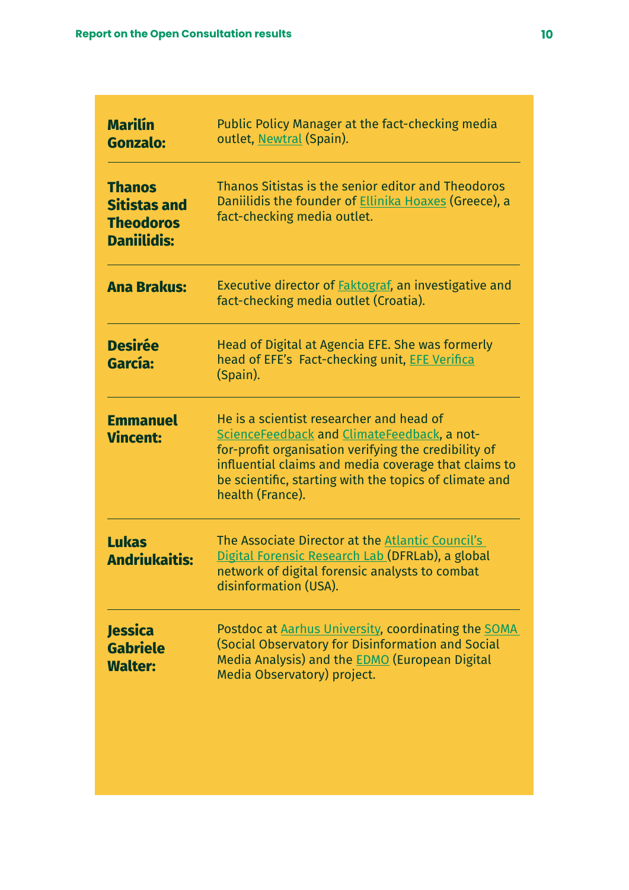| | |
|---|---|
| **Marilín Gonzalo:** | Public Policy Manager at the fact-checking media outlet, Newtral (Spain). |
| **Thanos Sitistas and Theodoros Daniilidis:** | Thanos Sitistas is the senior editor and Theodoros Daniilidis the founder of Ellinika Hoaxes (Greece), a fact-checking media outlet. |
| **Ana Brakus:** | Executive director of Faktograf, an investigative and fact-checking media outlet (Croatia). |
| **Desirée García:** | Head of Digital at Agencia EFE. She was formerly head of EFE's Fact-checking unit, EFE Verifica (Spain). |
| **Emmanuel Vincent:** | He is a scientist researcher and head of ScienceFeedback and ClimateFeedback, a not-for-profit organisation verifying the credibility of influential claims and media coverage that claims to be scientific, starting with the topics of climate and health (France). |
| **Lukas Andriukaitis:** | The Associate Director at the Atlantic Council's Digital Forensic Research Lab (DFRLab), a global network of digital forensic analysts to combat disinformation (USA). |
| **Jessica Gabriele Walter:** | Postdoc at Aarhus University, coordinating the SOMA (Social Observatory for Disinformation and Social Media Analysis) and the EDMO (European Digital Media Observatory) project. |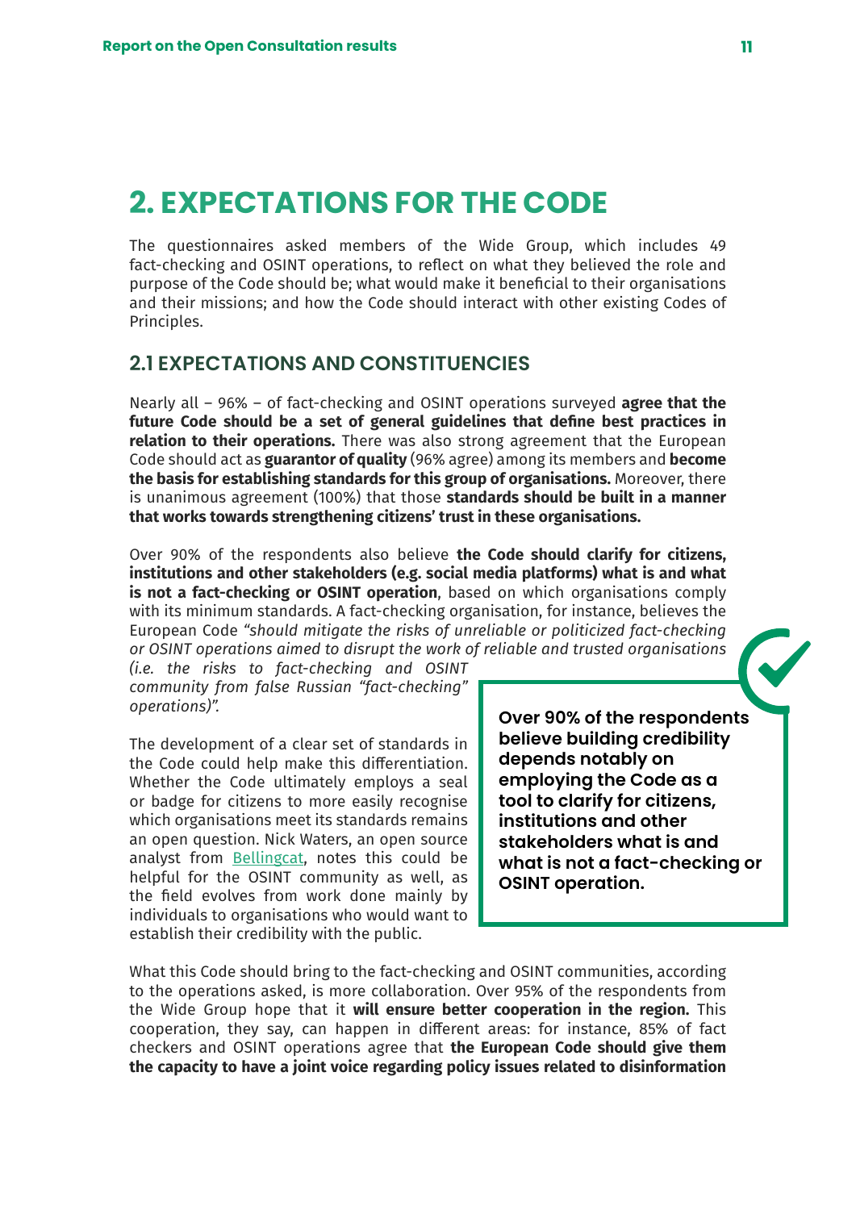# 2. EXPECTATIONS FOR THE CODE

The questionnaires asked members of the Wide Group, which includes 49 fact-checking and OSINT operations, to reflect on what they believed the role and purpose of the Code should be; what would make it beneficial to their organisations and their missions; and how the Code should interact with other existing Codes of Principles.

## 2.1 EXPECTATIONS AND CONSTITUENCIES

Nearly all – 96% – of fact-checking and OSINT operations surveyed **agree that the future Code should be a set of general guidelines that define best practices in relation to their operations.** There was also strong agreement that the European Code should act as **guarantor of quality** (96% agree) among its members and **become the basis for establishing standards for this group of organisations.** Moreover, there is unanimous agreement (100%) that those **standards should be built in a manner that works towards strengthening citizens' trust in these organisations.**

Over 90% of the respondents also believe **the Code should clarify for citizens, institutions and other stakeholders (e.g. social media platforms) what is and what is not a fact-checking or OSINT operation**, based on which organisations comply with its minimum standards. A fact-checking organisation, for instance, believes the European Code *"should mitigate the risks of unreliable or politicized fact-checking or OSINT operations aimed to disrupt the work of reliable and trusted organisations (i.e. the risks to fact-checking and OSINT community from false Russian "fact-checking" operations)".*

**Over 90% of the respondents believe building credibility depends notably on employing the Code as a tool to clarify for citizens, institutions and other stakeholders what is and what is not a fact-checking or OSINT operation.**

The development of a clear set of standards in the Code could help make this differentiation. Whether the Code ultimately employs a seal or badge for citizens to more easily recognise which organisations meet its standards remains an open question. Nick Waters, an open source analyst from Bellingcat, notes this could be helpful for the OSINT community as well, as the field evolves from work done mainly by individuals to organisations who would want to establish their credibility with the public.

What this Code should bring to the fact-checking and OSINT communities, according to the operations asked, is more collaboration. Over 95% of the respondents from the Wide Group hope that it **will ensure better cooperation in the region.** This cooperation, they say, can happen in different areas: for instance, 85% of fact checkers and OSINT operations agree that **the European Code should give them the capacity to have a joint voice regarding policy issues related to disinformation**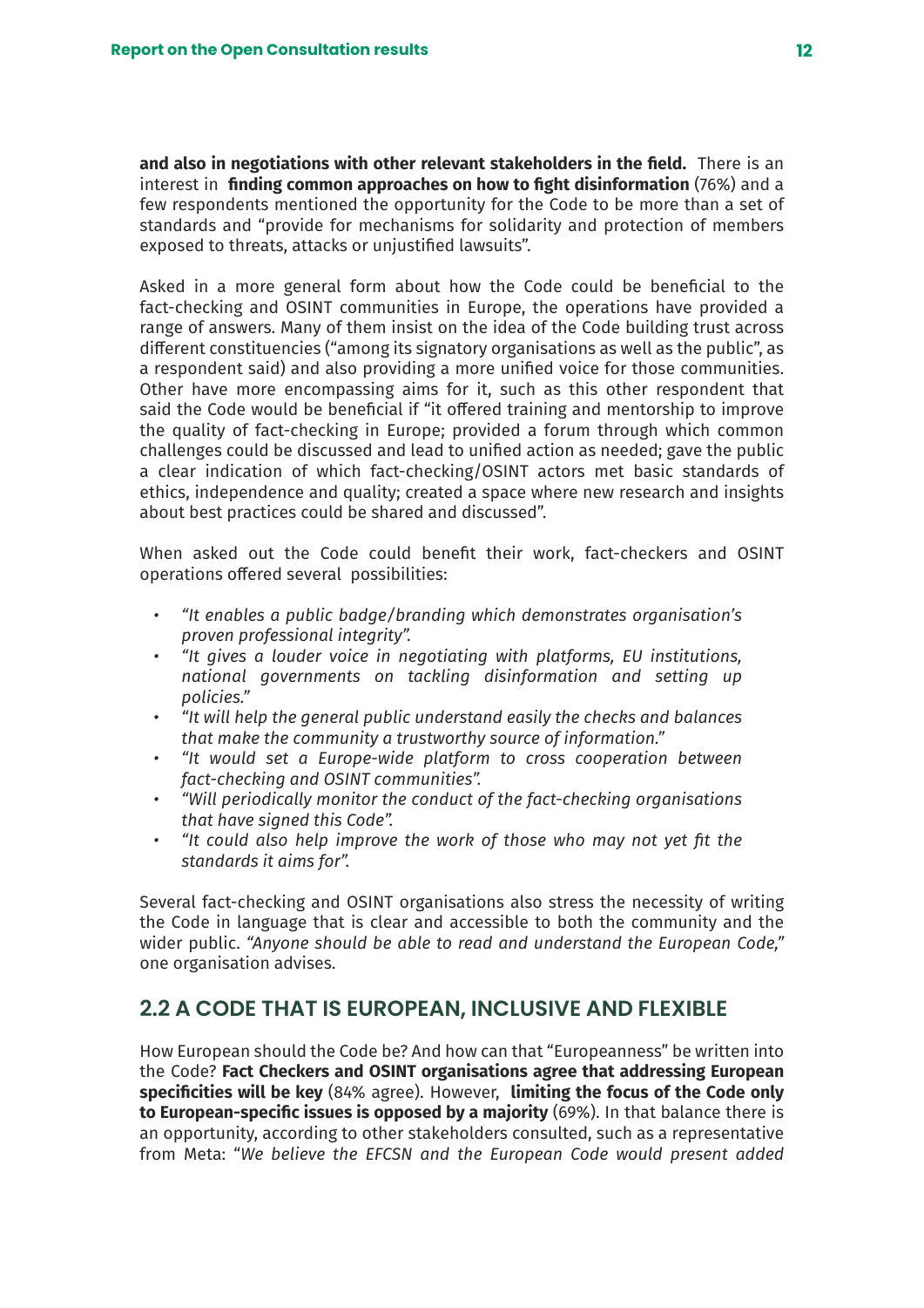**and also in negotiations with other relevant stakeholders in the field.** There is an interest in **finding common approaches on how to fight disinformation** (76%) and a few respondents mentioned the opportunity for the Code to be more than a set of standards and "provide for mechanisms for solidarity and protection of members exposed to threats, attacks or unjustified lawsuits".

Asked in a more general form about how the Code could be beneficial to the fact-checking and OSINT communities in Europe, the operations have provided a range of answers. Many of them insist on the idea of the Code building trust across different constituencies ("among its signatory organisations as well as the public", as a respondent said) and also providing a more unified voice for those communities. Other have more encompassing aims for it, such as this other respondent that said the Code would be beneficial if "it offered training and mentorship to improve the quality of fact-checking in Europe; provided a forum through which common challenges could be discussed and lead to unified action as needed; gave the public a clear indication of which fact-checking/OSINT actors met basic standards of ethics, independence and quality; created a space where new research and insights about best practices could be shared and discussed".

When asked out the Code could benefit their work, fact-checkers and OSINT operations offered several possibilities:

- *"It enables a public badge/branding which demonstrates organisation's proven professional integrity".*
- *"It gives a louder voice in negotiating with platforms, EU institutions, national governments on tackling disinformation and setting up policies."*
- *"It will help the general public understand easily the checks and balances that make the community a trustworthy source of information."*
- *"It would set a Europe-wide platform to cross cooperation between fact-checking and OSINT communities".*
- *"Will periodically monitor the conduct of the fact-checking organisations that have signed this Code".*
- *"It could also help improve the work of those who may not yet fit the standards it aims for".*

Several fact-checking and OSINT organisations also stress the necessity of writing the Code in language that is clear and accessible to both the community and the wider public. *"Anyone should be able to read and understand the European Code,"* one organisation advises.

## 2.2 A CODE THAT IS EUROPEAN, INCLUSIVE AND FLEXIBLE

How European should the Code be? And how can that "Europeanness" be written into the Code? **Fact Checkers and OSINT organisations agree that addressing European specificities will be key** (84% agree). However, **limiting the focus of the Code only to European-specific issues is opposed by a majority** (69%). In that balance there is an opportunity, according to other stakeholders consulted, such as a representative from Meta: "*We believe the EFCSN and the European Code would present added*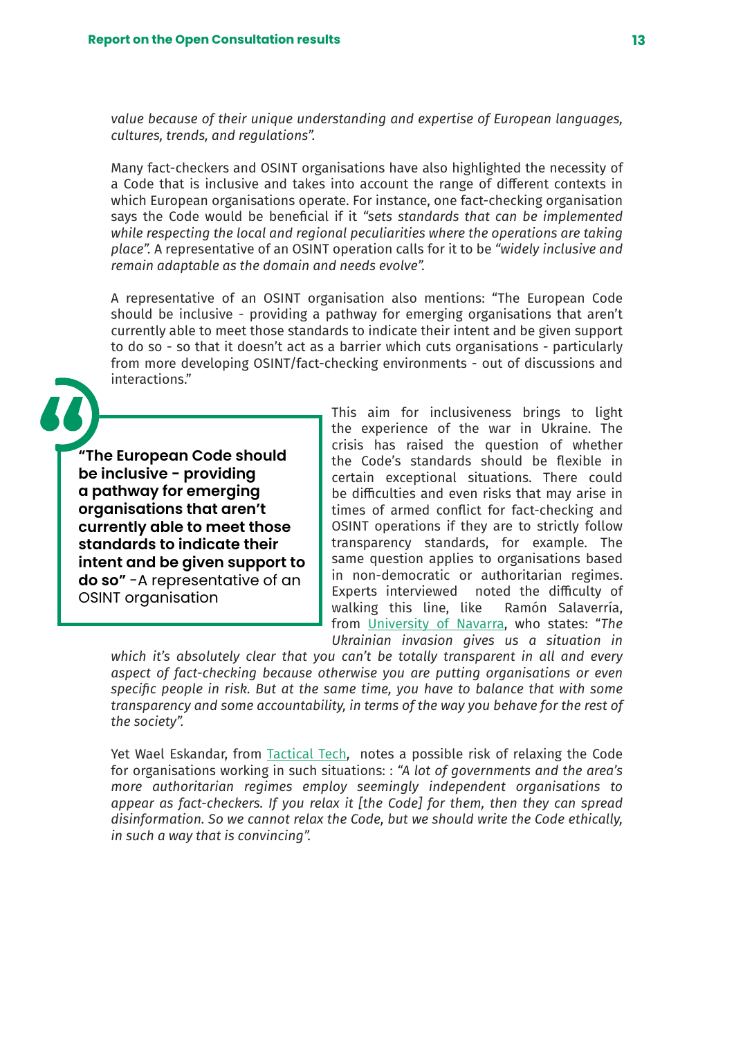*value because of their unique understanding and expertise of European languages, cultures, trends, and regulations".*

Many fact-checkers and OSINT organisations have also highlighted the necessity of a Code that is inclusive and takes into account the range of different contexts in which European organisations operate. For instance, one fact-checking organisation says the Code would be beneficial if it *"sets standards that can be implemented while respecting the local and regional peculiarities where the operations are taking place".* A representative of an OSINT operation calls for it to be *"widely inclusive and remain adaptable as the domain and needs evolve".*

A representative of an OSINT organisation also mentions: "The European Code should be inclusive - providing a pathway for emerging organisations that aren't currently able to meet those standards to indicate their intent and be given support to do so - so that it doesn't act as a barrier which cuts organisations - particularly from more developing OSINT/fact-checking environments - out of discussions and interactions."

> **"The European Code should be inclusive - providing a pathway for emerging organisations that aren't currently able to meet those standards to indicate their intent and be given support to do so"** -A representative of an OSINT organisation

This aim for inclusiveness brings to light the experience of the war in Ukraine. The crisis has raised the question of whether the Code's standards should be flexible in certain exceptional situations. There could be difficulties and even risks that may arise in times of armed conflict for fact-checking and OSINT operations if they are to strictly follow transparency standards, for example. The same question applies to organisations based in non-democratic or authoritarian regimes. Experts interviewed noted the difficulty of walking this line, like Ramón Salaverría, from University of Navarra, who states: "*The Ukrainian invasion gives us a situation in which it's absolutely clear that you can't be totally transparent in all and every aspect of fact-checking because otherwise you are putting organisations or even specific people in risk. But at the same time, you have to balance that with some transparency and some accountability, in terms of the way you behave for the rest of the society".*

Yet Wael Eskandar, from Tactical Tech, notes a possible risk of relaxing the Code for organisations working in such situations: : *"A lot of governments and the area's more authoritarian regimes employ seemingly independent organisations to appear as fact-checkers. If you relax it [the Code] for them, then they can spread disinformation. So we cannot relax the Code, but we should write the Code ethically, in such a way that is convincing".*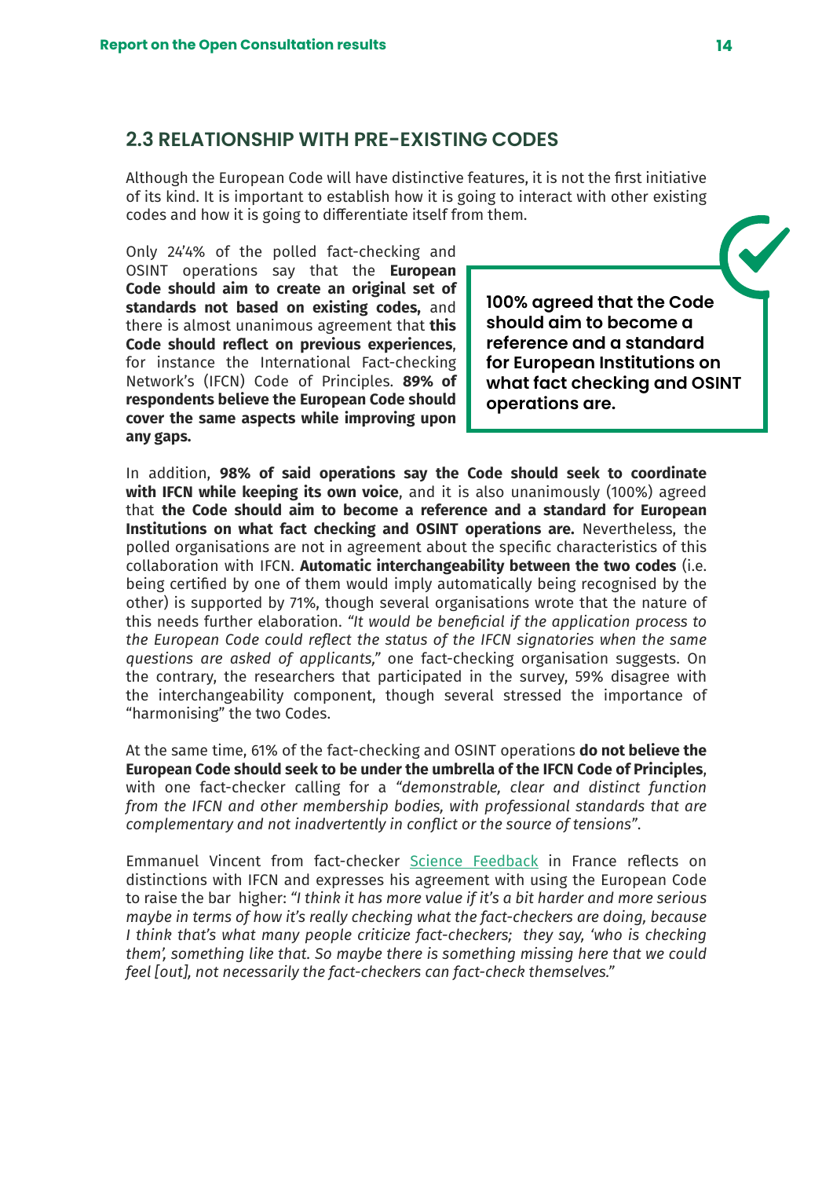## 2.3 RELATIONSHIP WITH PRE-EXISTING CODES

Although the European Code will have distinctive features, it is not the first initiative of its kind. It is important to establish how it is going to interact with other existing codes and how it is going to differentiate itself from them.

Only 24'4% of the polled fact-checking and OSINT operations say that the **European Code should aim to create an original set of standards not based on existing codes,** and there is almost unanimous agreement that **this Code should reflect on previous experiences**, for instance the International Fact-checking Network's (IFCN) Code of Principles. **89% of respondents believe the European Code should cover the same aspects while improving upon any gaps.**

**100% agreed that the Code should aim to become a reference and a standard for European Institutions on what fact checking and OSINT operations are.**

In addition, **98% of said operations say the Code should seek to coordinate with IFCN while keeping its own voice**, and it is also unanimously (100%) agreed that **the Code should aim to become a reference and a standard for European Institutions on what fact checking and OSINT operations are.** Nevertheless, the polled organisations are not in agreement about the specific characteristics of this collaboration with IFCN. **Automatic interchangeability between the two codes** (i.e. being certified by one of them would imply automatically being recognised by the other) is supported by 71%, though several organisations wrote that the nature of this needs further elaboration. *"It would be beneficial if the application process to the European Code could reflect the status of the IFCN signatories when the same questions are asked of applicants,"* one fact-checking organisation suggests. On the contrary, the researchers that participated in the survey, 59% disagree with the interchangeability component, though several stressed the importance of "harmonising" the two Codes.

At the same time, 61% of the fact-checking and OSINT operations **do not believe the European Code should seek to be under the umbrella of the IFCN Code of Principles**, with one fact-checker calling for a *"demonstrable, clear and distinct function from the IFCN and other membership bodies, with professional standards that are complementary and not inadvertently in conflict or the source of tensions"*.

Emmanuel Vincent from fact-checker Science Feedback in France reflects on distinctions with IFCN and expresses his agreement with using the European Code to raise the bar higher: *"I think it has more value if it's a bit harder and more serious maybe in terms of how it's really checking what the fact-checkers are doing, because I think that's what many people criticize fact-checkers; they say, 'who is checking them', something like that. So maybe there is something missing here that we could feel [out], not necessarily the fact-checkers can fact-check themselves."*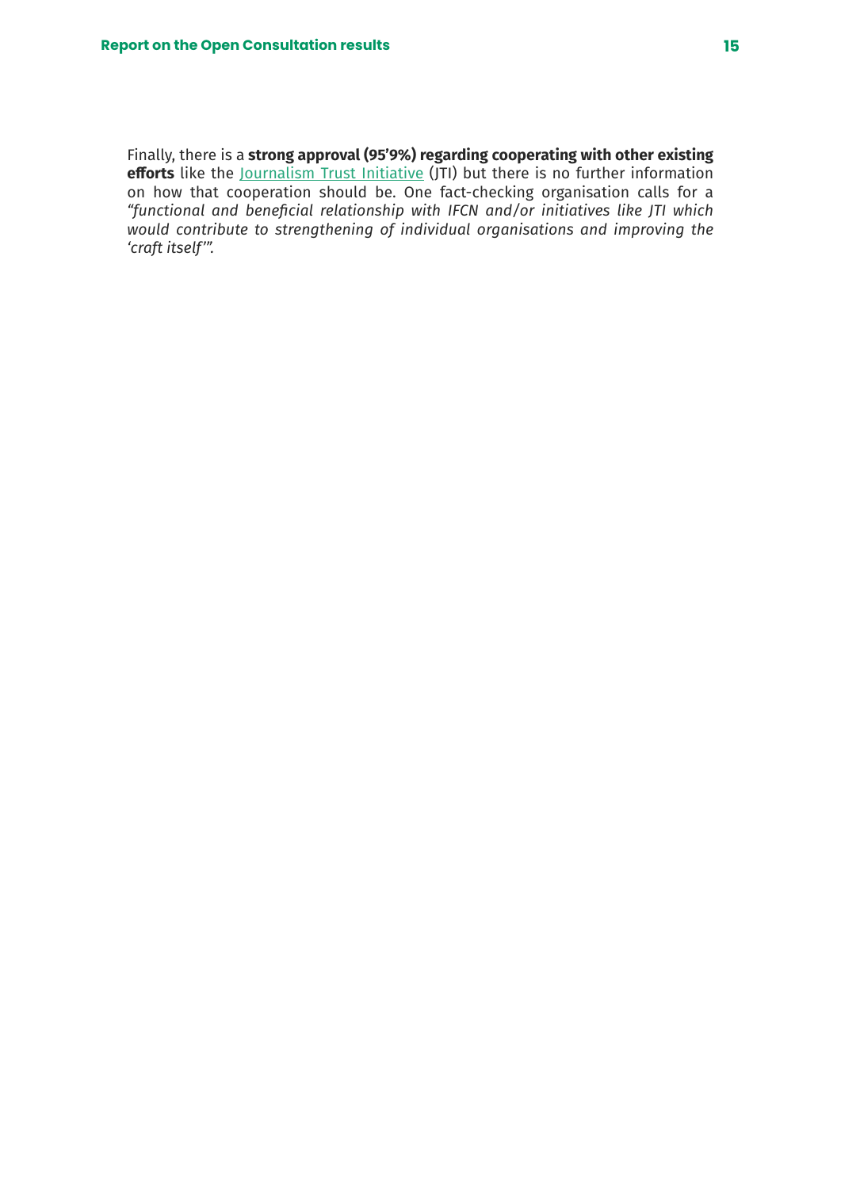Finally, there is a **strong approval (95'9%) regarding cooperating with other existing efforts** like the Journalism Trust Initiative (JTI) but there is no further information on how that cooperation should be. One fact-checking organisation calls for a *"functional and beneficial relationship with IFCN and/or initiatives like JTI which would contribute to strengthening of individual organisations and improving the 'craft itself'".*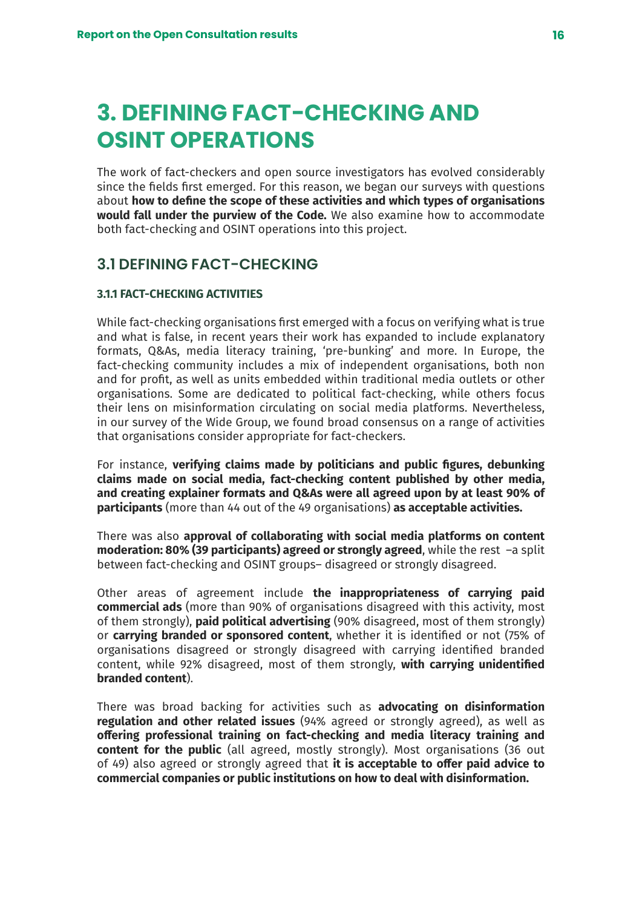# 3. DEFINING FACT-CHECKING AND OSINT OPERATIONS

The work of fact-checkers and open source investigators has evolved considerably since the fields first emerged. For this reason, we began our surveys with questions about **how to define the scope of these activities and which types of organisations would fall under the purview of the Code.** We also examine how to accommodate both fact-checking and OSINT operations into this project.

## 3.1 DEFINING FACT-CHECKING

### 3.1.1 FACT-CHECKING ACTIVITIES

While fact-checking organisations first emerged with a focus on verifying what is true and what is false, in recent years their work has expanded to include explanatory formats, Q&As, media literacy training, 'pre-bunking' and more. In Europe, the fact-checking community includes a mix of independent organisations, both non and for profit, as well as units embedded within traditional media outlets or other organisations. Some are dedicated to political fact-checking, while others focus their lens on misinformation circulating on social media platforms. Nevertheless, in our survey of the Wide Group, we found broad consensus on a range of activities that organisations consider appropriate for fact-checkers.

For instance, **verifying claims made by politicians and public figures, debunking claims made on social media, fact-checking content published by other media, and creating explainer formats and Q&As were all agreed upon by at least 90% of participants** (more than 44 out of the 49 organisations) **as acceptable activities.**

There was also **approval of collaborating with social media platforms on content moderation: 80% (39 participants) agreed or strongly agreed**, while the rest –a split between fact-checking and OSINT groups– disagreed or strongly disagreed.

Other areas of agreement include **the inappropriateness of carrying paid commercial ads** (more than 90% of organisations disagreed with this activity, most of them strongly), **paid political advertising** (90% disagreed, most of them strongly) or **carrying branded or sponsored content**, whether it is identified or not (75% of organisations disagreed or strongly disagreed with carrying identified branded content, while 92% disagreed, most of them strongly, **with carrying unidentified branded content**).

There was broad backing for activities such as **advocating on disinformation regulation and other related issues** (94% agreed or strongly agreed), as well as **offering professional training on fact-checking and media literacy training and content for the public** (all agreed, mostly strongly). Most organisations (36 out of 49) also agreed or strongly agreed that **it is acceptable to offer paid advice to commercial companies or public institutions on how to deal with disinformation.**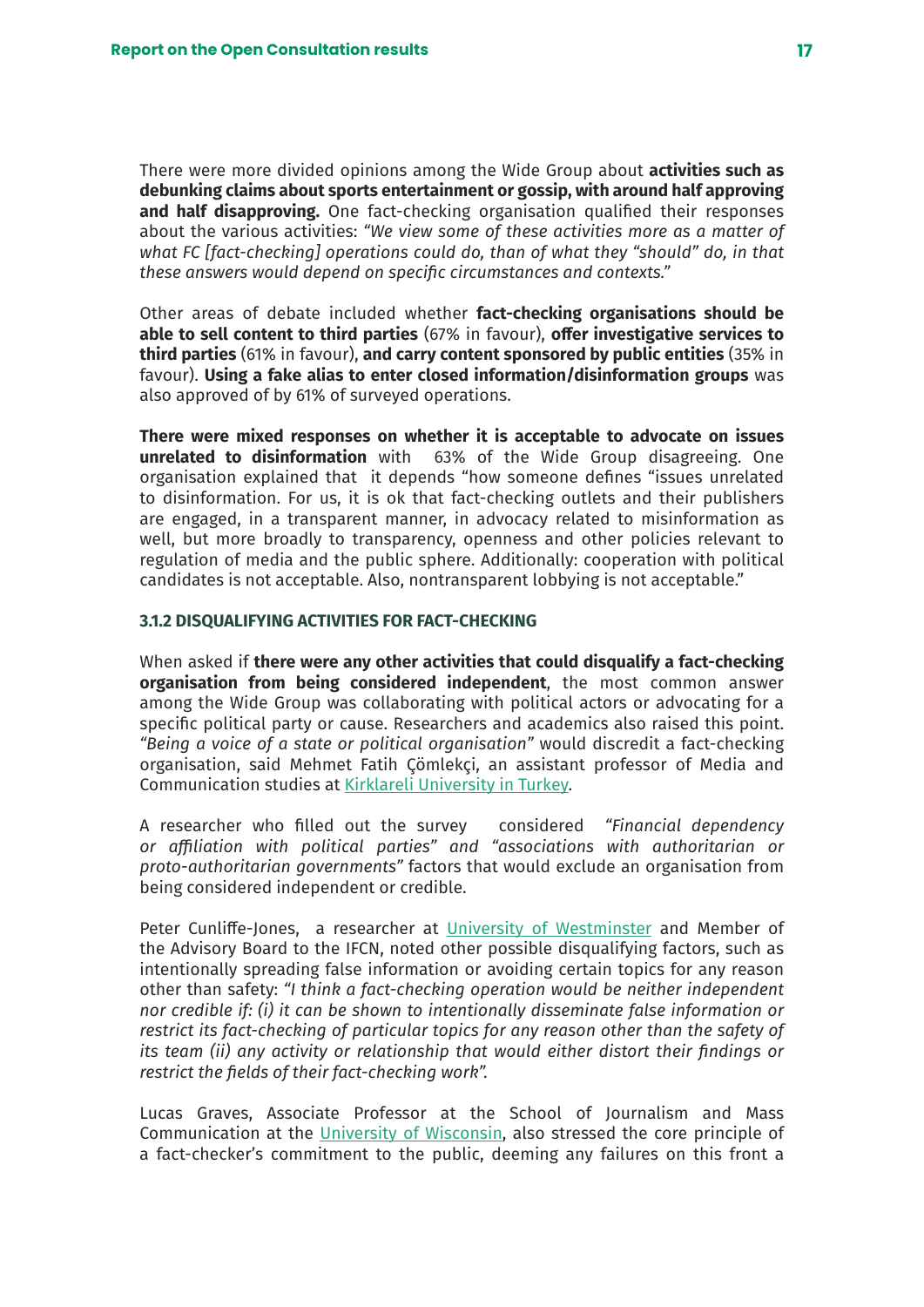There were more divided opinions among the Wide Group about **activities such as debunking claims about sports entertainment or gossip, with around half approving and half disapproving.** One fact-checking organisation qualified their responses about the various activities: *"We view some of these activities more as a matter of what FC [fact-checking] operations could do, than of what they "should" do, in that these answers would depend on specific circumstances and contexts."*

Other areas of debate included whether **fact-checking organisations should be able to sell content to third parties** (67% in favour), **offer investigative services to third parties** (61% in favour), **and carry content sponsored by public entities** (35% in favour). **Using a fake alias to enter closed information/disinformation groups** was also approved of by 61% of surveyed operations.

**There were mixed responses on whether it is acceptable to advocate on issues unrelated to disinformation** with 63% of the Wide Group disagreeing. One organisation explained that it depends "how someone defines "issues unrelated to disinformation. For us, it is ok that fact-checking outlets and their publishers are engaged, in a transparent manner, in advocacy related to misinformation as well, but more broadly to transparency, openness and other policies relevant to regulation of media and the public sphere. Additionally: cooperation with political candidates is not acceptable. Also, nontransparent lobbying is not acceptable."

#### 3.1.2 DISQUALIFYING ACTIVITIES FOR FACT-CHECKING

When asked if **there were any other activities that could disqualify a fact-checking organisation from being considered independent**, the most common answer among the Wide Group was collaborating with political actors or advocating for a specific political party or cause. Researchers and academics also raised this point. *"Being a voice of a state or political organisation"* would discredit a fact-checking organisation, said Mehmet Fatih Çömlekçi, an assistant professor of Media and Communication studies at Kirklareli University in Turkey.

A researcher who filled out the survey considered *"Financial dependency or affiliation with political parties"* and *"associations with authoritarian or proto-authoritarian governments"* factors that would exclude an organisation from being considered independent or credible.

Peter Cunliffe-Jones, a researcher at University of Westminster and Member of the Advisory Board to the IFCN, noted other possible disqualifying factors, such as intentionally spreading false information or avoiding certain topics for any reason other than safety: *"I think a fact-checking operation would be neither independent nor credible if: (i) it can be shown to intentionally disseminate false information or restrict its fact-checking of particular topics for any reason other than the safety of its team (ii) any activity or relationship that would either distort their findings or restrict the fields of their fact-checking work".*

Lucas Graves, Associate Professor at the School of Journalism and Mass Communication at the University of Wisconsin, also stressed the core principle of a fact-checker's commitment to the public, deeming any failures on this front a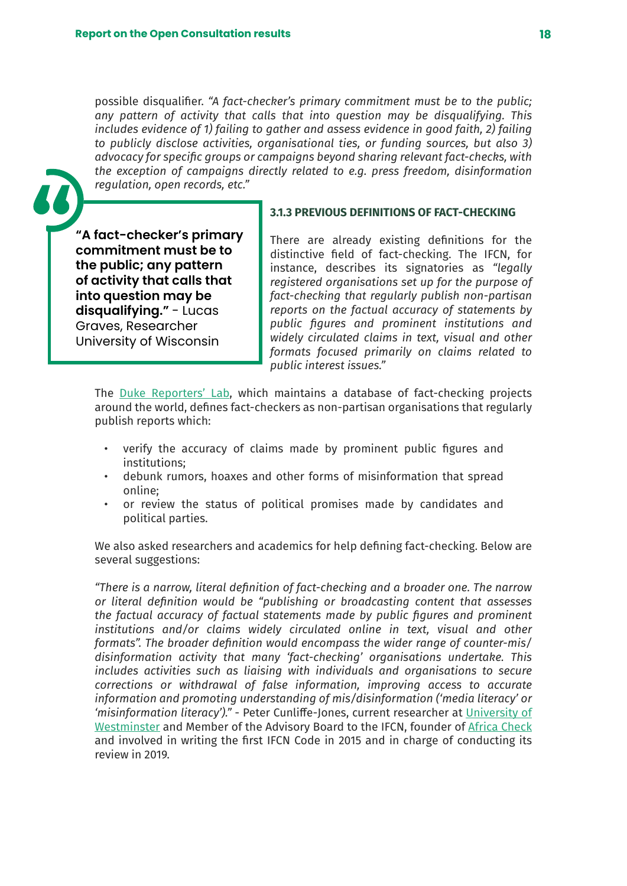possible disqualifier. *"A fact-checker's primary commitment must be to the public; any pattern of activity that calls into question may be disqualifying. This includes evidence of 1) failing to gather and assess evidence in good faith, 2) failing to publicly disclose activities, organisational ties, or funding sources, but also 3) advocacy for specific groups or campaigns beyond sharing relevant fact-checks, with the exception of campaigns directly related to e.g. press freedom, disinformation regulation, open records, etc."*

> **"A fact-checker's primary commitment must be to the public; any pattern of activity that calls that into question may be disqualifying."** - Lucas Graves, Researcher University of Wisconsin

### 3.1.3 PREVIOUS DEFINITIONS OF FACT-CHECKING

There are already existing definitions for the distinctive field of fact-checking. The IFCN, for instance, describes its signatories as *"legally registered organisations set up for the purpose of fact-checking that regularly publish non-partisan reports on the factual accuracy of statements by public figures and prominent institutions and widely circulated claims in text, visual and other formats focused primarily on claims related to public interest issues."*

The Duke Reporters' Lab, which maintains a database of fact-checking projects around the world, defines fact-checkers as non-partisan organisations that regularly publish reports which:

- verify the accuracy of claims made by prominent public figures and institutions;
- debunk rumors, hoaxes and other forms of misinformation that spread online;
- or review the status of political promises made by candidates and political parties.

We also asked researchers and academics for help defining fact-checking. Below are several suggestions:

*"There is a narrow, literal definition of fact-checking and a broader one. The narrow or literal definition would be "publishing or broadcasting content that assesses the factual accuracy of factual statements made by public figures and prominent institutions and/or claims widely circulated online in text, visual and other formats". The broader definition would encompass the wider range of counter-mis/disinformation activity that many 'fact-checking' organisations undertake. This includes activities such as liaising with individuals and organisations to secure corrections or withdrawal of false information, improving access to accurate information and promoting understanding of mis/disinformation ('media literacy' or 'misinformation literacy')."* - Peter Cunliffe-Jones, current researcher at University of Westminster and Member of the Advisory Board to the IFCN, founder of Africa Check and involved in writing the first IFCN Code in 2015 and in charge of conducting its review in 2019.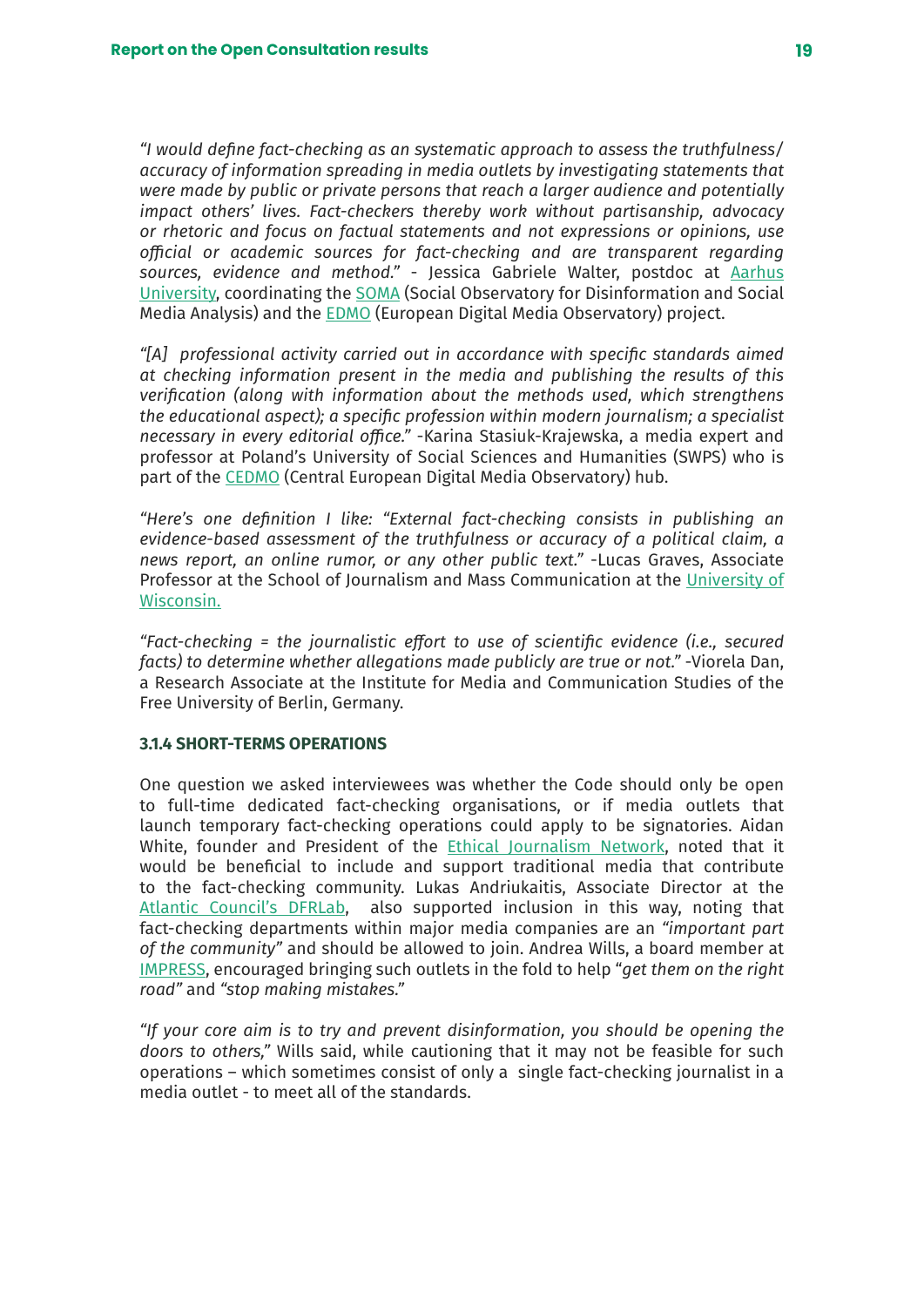*"I would define fact-checking as an systematic approach to assess the truthfulness/ accuracy of information spreading in media outlets by investigating statements that were made by public or private persons that reach a larger audience and potentially impact others' lives. Fact-checkers thereby work without partisanship, advocacy or rhetoric and focus on factual statements and not expressions or opinions, use official or academic sources for fact-checking and are transparent regarding sources, evidence and method."* - Jessica Gabriele Walter, postdoc at Aarhus University, coordinating the SOMA (Social Observatory for Disinformation and Social Media Analysis) and the EDMO (European Digital Media Observatory) project.

*"[A] professional activity carried out in accordance with specific standards aimed at checking information present in the media and publishing the results of this verification (along with information about the methods used, which strengthens the educational aspect); a specific profession within modern journalism; a specialist necessary in every editorial office."* -Karina Stasiuk-Krajewska, a media expert and professor at Poland's University of Social Sciences and Humanities (SWPS) who is part of the CEDMO (Central European Digital Media Observatory) hub.

*"Here's one definition I like: "External fact-checking consists in publishing an evidence-based assessment of the truthfulness or accuracy of a political claim, a news report, an online rumor, or any other public text."* -Lucas Graves, Associate Professor at the School of Journalism and Mass Communication at the University of Wisconsin.

*"Fact-checking = the journalistic effort to use of scientific evidence (i.e., secured facts) to determine whether allegations made publicly are true or not."* -Viorela Dan, a Research Associate at the Institute for Media and Communication Studies of the Free University of Berlin, Germany.

#### 3.1.4 SHORT-TERMS OPERATIONS

One question we asked interviewees was whether the Code should only be open to full-time dedicated fact-checking organisations, or if media outlets that launch temporary fact-checking operations could apply to be signatories. Aidan White, founder and President of the Ethical Journalism Network, noted that it would be beneficial to include and support traditional media that contribute to the fact-checking community. Lukas Andriukaitis, Associate Director at the Atlantic Council's DFRLab, also supported inclusion in this way, noting that fact-checking departments within major media companies are an *"important part of the community"* and should be allowed to join. Andrea Wills, a board member at IMPRESS, encouraged bringing such outlets in the fold to help *"get them on the right road"* and *"stop making mistakes."*

*"If your core aim is to try and prevent disinformation, you should be opening the doors to others,"* Wills said, while cautioning that it may not be feasible for such operations – which sometimes consist of only a single fact-checking journalist in a media outlet - to meet all of the standards.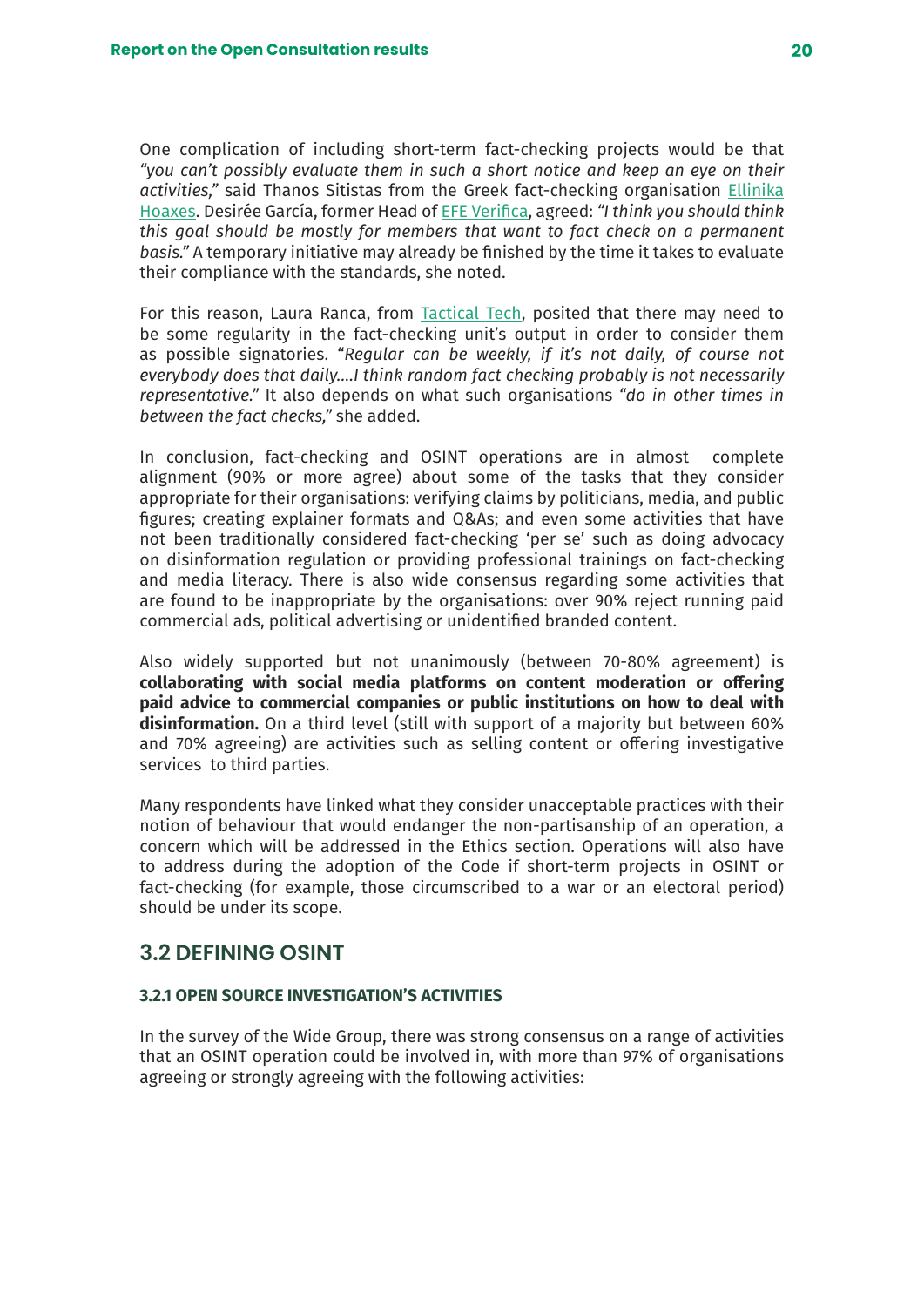One complication of including short-term fact-checking projects would be that *"you can't possibly evaluate them in such a short notice and keep an eye on their activities,"* said Thanos Sitistas from the Greek fact-checking organisation Ellinika Hoaxes. Desirée García, former Head of EFE Verifica, agreed: *"I think you should think this goal should be mostly for members that want to fact check on a permanent basis."* A temporary initiative may already be finished by the time it takes to evaluate their compliance with the standards, she noted.

For this reason, Laura Ranca, from Tactical Tech, posited that there may need to be some regularity in the fact-checking unit's output in order to consider them as possible signatories. "*Regular can be weekly, if it's not daily, of course not everybody does that daily….I think random fact checking probably is not necessarily representative.*" It also depends on what such organisations *"do in other times in between the fact checks,"* she added.

In conclusion, fact-checking and OSINT operations are in almost complete alignment (90% or more agree) about some of the tasks that they consider appropriate for their organisations: verifying claims by politicians, media, and public figures; creating explainer formats and Q&As; and even some activities that have not been traditionally considered fact-checking 'per se' such as doing advocacy on disinformation regulation or providing professional trainings on fact-checking and media literacy. There is also wide consensus regarding some activities that are found to be inappropriate by the organisations: over 90% reject running paid commercial ads, political advertising or unidentified branded content.

Also widely supported but not unanimously (between 70-80% agreement) is **collaborating with social media platforms on content moderation or offering paid advice to commercial companies or public institutions on how to deal with disinformation.** On a third level (still with support of a majority but between 60% and 70% agreeing) are activities such as selling content or offering investigative services to third parties.

Many respondents have linked what they consider unacceptable practices with their notion of behaviour that would endanger the non-partisanship of an operation, a concern which will be addressed in the Ethics section. Operations will also have to address during the adoption of the Code if short-term projects in OSINT or fact-checking (for example, those circumscribed to a war or an electoral period) should be under its scope.

## 3.2 DEFINING OSINT

### 3.2.1 OPEN SOURCE INVESTIGATION'S ACTIVITIES

In the survey of the Wide Group, there was strong consensus on a range of activities that an OSINT operation could be involved in, with more than 97% of organisations agreeing or strongly agreeing with the following activities: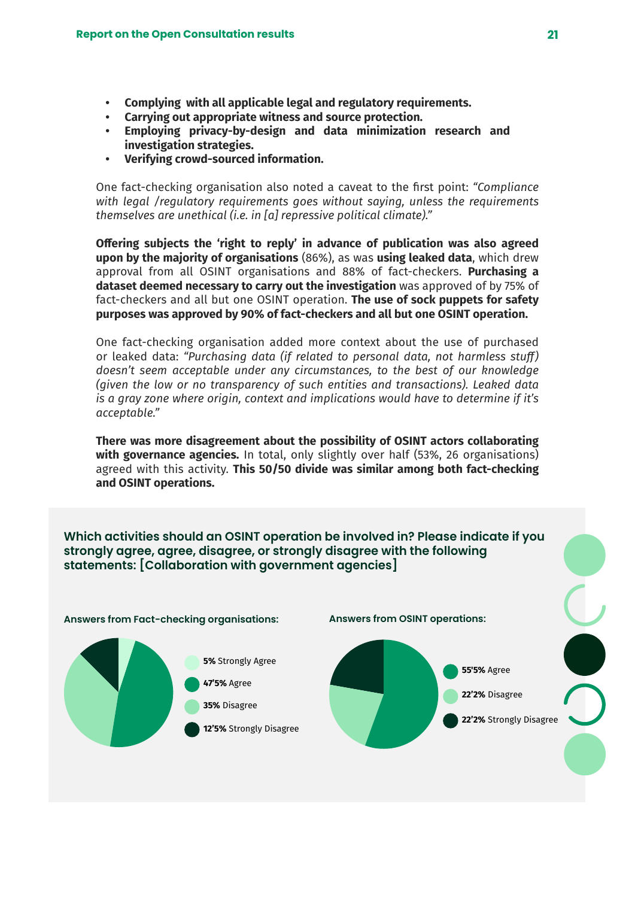- **Complying with all applicable legal and regulatory requirements.**
- **Carrying out appropriate witness and source protection.**
- **Employing privacy-by-design and data minimization research and investigation strategies.**
- **Verifying crowd-sourced information.**

One fact-checking organisation also noted a caveat to the first point: *"Compliance with legal /regulatory requirements goes without saying, unless the requirements themselves are unethical (i.e. in [a] repressive political climate)."*

**Offering subjects the 'right to reply' in advance of publication was also agreed upon by the majority of organisations** (86%), as was **using leaked data**, which drew approval from all OSINT organisations and 88% of fact-checkers. **Purchasing a dataset deemed necessary to carry out the investigation** was approved of by 75% of fact-checkers and all but one OSINT operation. **The use of sock puppets for safety purposes was approved by 90% of fact-checkers and all but one OSINT operation.**

One fact-checking organisation added more context about the use of purchased or leaked data: *"Purchasing data (if related to personal data, not harmless stuff) doesn't seem acceptable under any circumstances, to the best of our knowledge (given the low or no transparency of such entities and transactions). Leaked data is a gray zone where origin, context and implications would have to determine if it's acceptable."*

**There was more disagreement about the possibility of OSINT actors collaborating with governance agencies.** In total, only slightly over half (53%, 26 organisations) agreed with this activity. **This 50/50 divide was similar among both fact-checking and OSINT operations.**

**Which activities should an OSINT operation be involved in? Please indicate if you strongly agree, agree, disagree, or strongly disagree with the following statements: [Collaboration with government agencies]**

**Answers from Fact-checking organisations:**

- **5%** Strongly Agree
- **47'5%** Agree
- **35%** Disagree
- **12'5%** Strongly Disagree

**Answers from OSINT operations:**

- **55'5%** Agree
- **22'2%** Disagree
- **22'2%** Strongly Disagree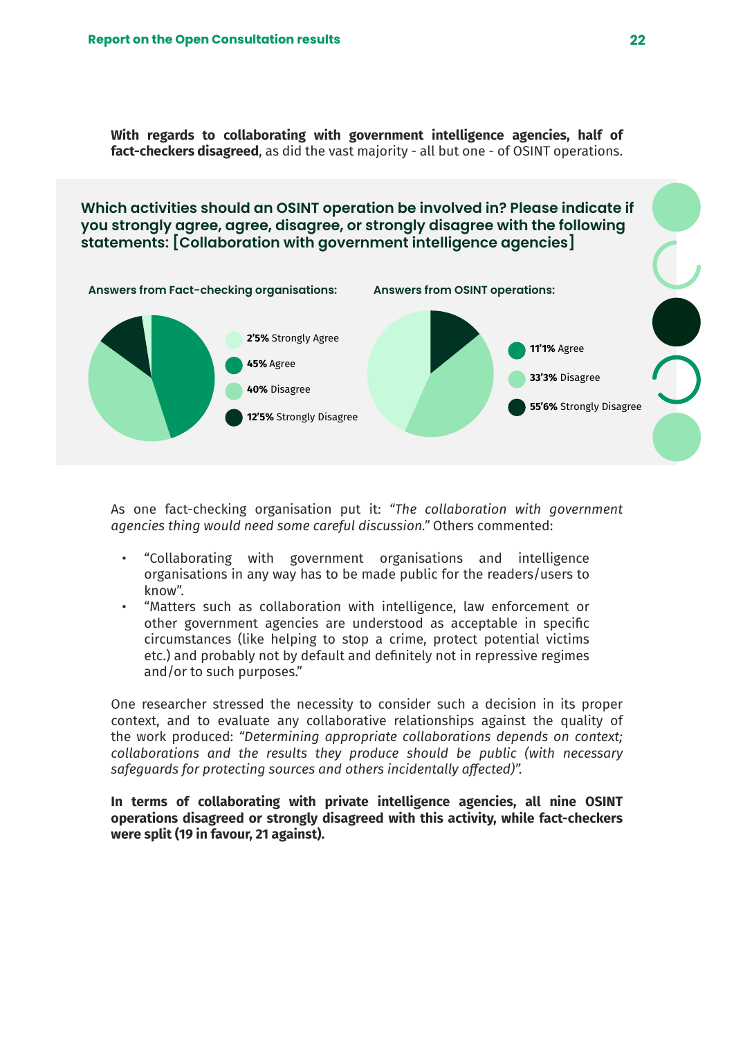**With regards to collaborating with government intelligence agencies, half of fact-checkers disagreed**, as did the vast majority - all but one - of OSINT operations.

**Which activities should an OSINT operation be involved in? Please indicate if you strongly agree, agree, disagree, or strongly disagree with the following statements: [Collaboration with government intelligence agencies]**

**Answers from Fact-checking organisations:**

- **2'5%** Strongly Agree
- **45%** Agree
- **40%** Disagree
- **12'5%** Strongly Disagree

**Answers from OSINT operations:**

- **11'1%** Agree
- **33'3%** Disagree
- **55'6%** Strongly Disagree

As one fact-checking organisation put it: *"The collaboration with government agencies thing would need some careful discussion."* Others commented:

- "Collaborating with government organisations and intelligence organisations in any way has to be made public for the readers/users to know".
- "Matters such as collaboration with intelligence, law enforcement or other government agencies are understood as acceptable in specific circumstances (like helping to stop a crime, protect potential victims etc.) and probably not by default and definitely not in repressive regimes and/or to such purposes."

One researcher stressed the necessity to consider such a decision in its proper context, and to evaluate any collaborative relationships against the quality of the work produced: *"Determining appropriate collaborations depends on context; collaborations and the results they produce should be public (with necessary safeguards for protecting sources and others incidentally affected)".*

**In terms of collaborating with private intelligence agencies, all nine OSINT operations disagreed or strongly disagreed with this activity, while fact-checkers were split (19 in favour, 21 against).**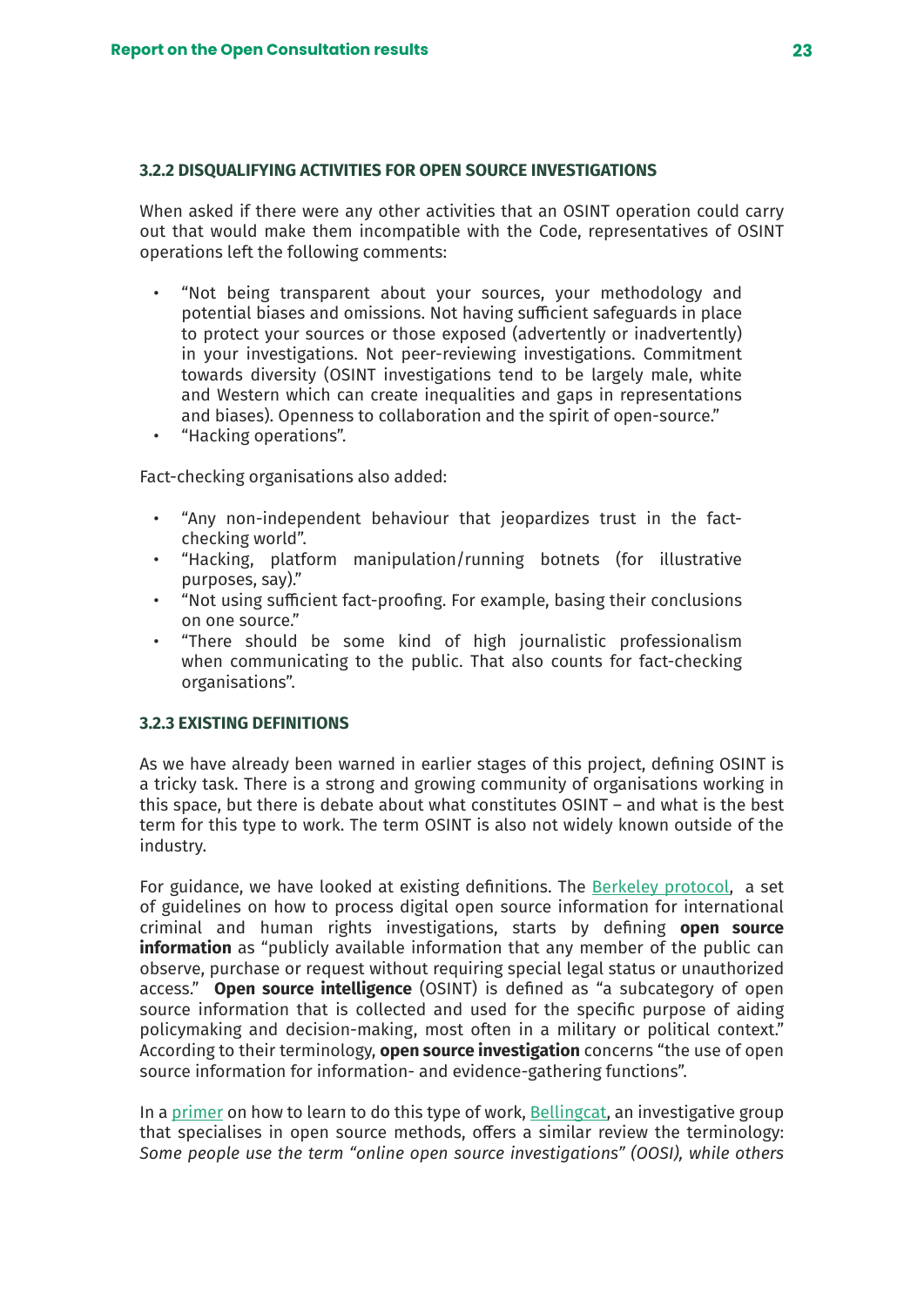### 3.2.2 DISQUALIFYING ACTIVITIES FOR OPEN SOURCE INVESTIGATIONS

When asked if there were any other activities that an OSINT operation could carry out that would make them incompatible with the Code, representatives of OSINT operations left the following comments:

- "Not being transparent about your sources, your methodology and potential biases and omissions. Not having sufficient safeguards in place to protect your sources or those exposed (advertently or inadvertently) in your investigations. Not peer-reviewing investigations. Commitment towards diversity (OSINT investigations tend to be largely male, white and Western which can create inequalities and gaps in representations and biases). Openness to collaboration and the spirit of open-source."
- "Hacking operations".

Fact-checking organisations also added:

- "Any non-independent behaviour that jeopardizes trust in the fact-checking world".
- "Hacking, platform manipulation/running botnets (for illustrative purposes, say)."
- "Not using sufficient fact-proofing. For example, basing their conclusions on one source."
- "There should be some kind of high journalistic professionalism when communicating to the public. That also counts for fact-checking organisations".

### 3.2.3 EXISTING DEFINITIONS

As we have already been warned in earlier stages of this project, defining OSINT is a tricky task. There is a strong and growing community of organisations working in this space, but there is debate about what constitutes OSINT – and what is the best term for this type to work. The term OSINT is also not widely known outside of the industry.

For guidance, we have looked at existing definitions. The Berkeley protocol, a set of guidelines on how to process digital open source information for international criminal and human rights investigations, starts by defining **open source information** as "publicly available information that any member of the public can observe, purchase or request without requiring special legal status or unauthorized access." **Open source intelligence** (OSINT) is defined as "a subcategory of open source information that is collected and used for the specific purpose of aiding policymaking and decision-making, most often in a military or political context." According to their terminology, **open source investigation** concerns "the use of open source information for information- and evidence-gathering functions".

In a primer on how to learn to do this type of work, Bellingcat, an investigative group that specialises in open source methods, offers a similar review the terminology: *Some people use the term "online open source investigations" (OOSI), while others*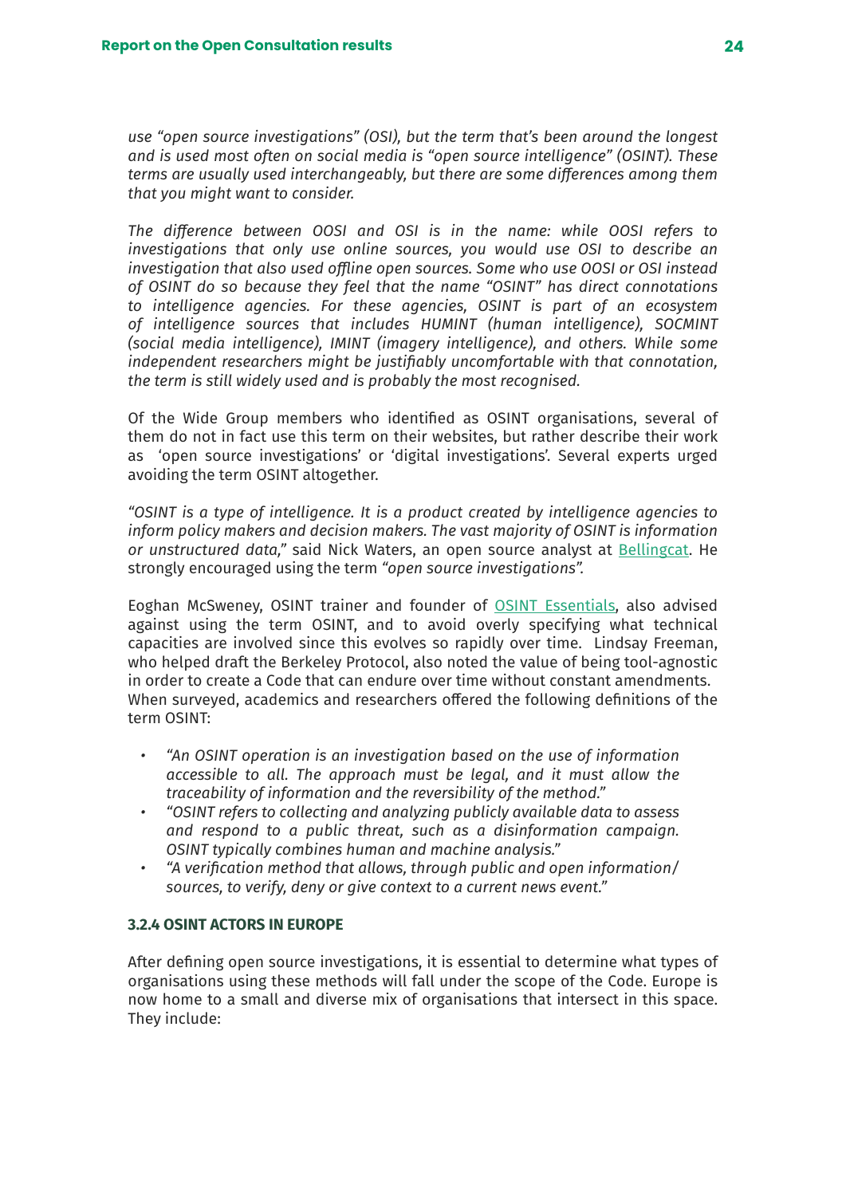*use "open source investigations" (OSI), but the term that's been around the longest and is used most often on social media is "open source intelligence" (OSINT). These terms are usually used interchangeably, but there are some differences among them that you might want to consider.*

*The difference between OOSI and OSI is in the name: while OOSI refers to investigations that only use online sources, you would use OSI to describe an investigation that also used offline open sources. Some who use OOSI or OSI instead of OSINT do so because they feel that the name "OSINT" has direct connotations to intelligence agencies. For these agencies, OSINT is part of an ecosystem of intelligence sources that includes HUMINT (human intelligence), SOCMINT (social media intelligence), IMINT (imagery intelligence), and others. While some independent researchers might be justifiably uncomfortable with that connotation, the term is still widely used and is probably the most recognised.*

Of the Wide Group members who identified as OSINT organisations, several of them do not in fact use this term on their websites, but rather describe their work as 'open source investigations' or 'digital investigations'. Several experts urged avoiding the term OSINT altogether.

*"OSINT is a type of intelligence. It is a product created by intelligence agencies to inform policy makers and decision makers. The vast majority of OSINT is information or unstructured data,"* said Nick Waters, an open source analyst at Bellingcat. He strongly encouraged using the term *"open source investigations"*.

Eoghan McSweney, OSINT trainer and founder of OSINT Essentials, also advised against using the term OSINT, and to avoid overly specifying what technical capacities are involved since this evolves so rapidly over time. Lindsay Freeman, who helped draft the Berkeley Protocol, also noted the value of being tool-agnostic in order to create a Code that can endure over time without constant amendments. When surveyed, academics and researchers offered the following definitions of the term OSINT:

- *"An OSINT operation is an investigation based on the use of information accessible to all. The approach must be legal, and it must allow the traceability of information and the reversibility of the method."*
- *"OSINT refers to collecting and analyzing publicly available data to assess and respond to a public threat, such as a disinformation campaign. OSINT typically combines human and machine analysis."*
- *"A verification method that allows, through public and open information/ sources, to verify, deny or give context to a current news event."*

#### 3.2.4 OSINT ACTORS IN EUROPE

After defining open source investigations, it is essential to determine what types of organisations using these methods will fall under the scope of the Code. Europe is now home to a small and diverse mix of organisations that intersect in this space. They include: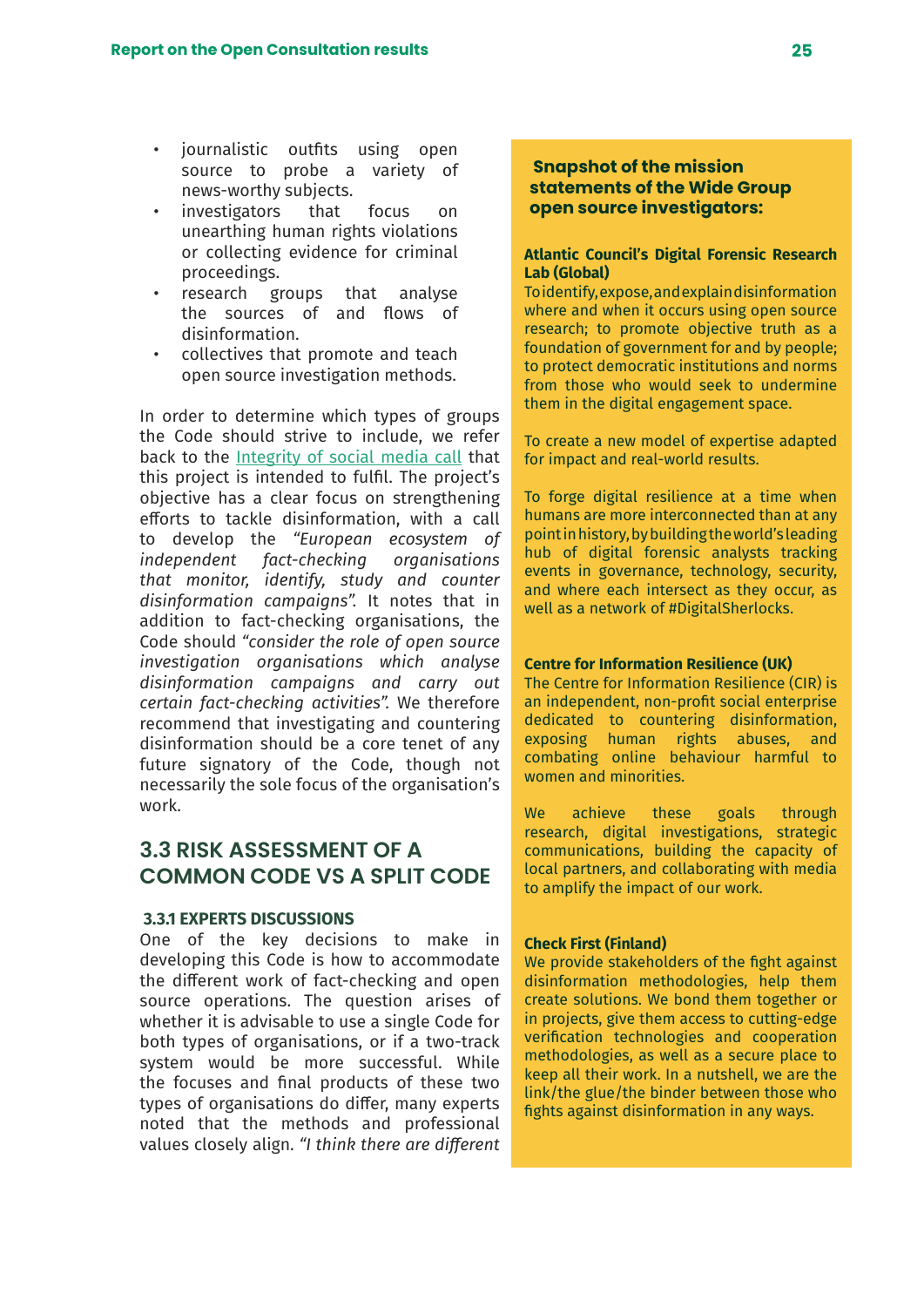- journalistic outfits using open source to probe a variety of news-worthy subjects.
- investigators that focus on unearthing human rights violations or collecting evidence for criminal proceedings.
- research groups that analyse the sources of and flows of disinformation.
- collectives that promote and teach open source investigation methods.

In order to determine which types of groups the Code should strive to include, we refer back to the Integrity of social media call that this project is intended to fulfil. The project's objective has a clear focus on strengthening efforts to tackle disinformation, with a call to develop the *"European ecosystem of independent fact-checking organisations that monitor, identify, study and counter disinformation campaigns"*. It notes that in addition to fact-checking organisations, the Code should *"consider the role of open source investigation organisations which analyse disinformation campaigns and carry out certain fact-checking activities"*. We therefore recommend that investigating and countering disinformation should be a core tenet of any future signatory of the Code, though not necessarily the sole focus of the organisation's work.

## 3.3 RISK ASSESSMENT OF A COMMON CODE VS A SPLIT CODE

### 3.3.1 EXPERTS DISCUSSIONS

One of the key decisions to make in developing this Code is how to accommodate the different work of fact-checking and open source operations. The question arises of whether it is advisable to use a single Code for both types of organisations, or if a two-track system would be more successful. While the focuses and final products of these two types of organisations do differ, many experts noted that the methods and professional values closely align. *"I think there are different*

> **Snapshot of the mission statements of the Wide Group open source investigators:**
>
> **Atlantic Council's Digital Forensic Research Lab (Global)**
> To identify, expose, and explain disinformation where and when it occurs using open source research; to promote objective truth as a foundation of government for and by people; to protect democratic institutions and norms from those who would seek to undermine them in the digital engagement space.
>
> To create a new model of expertise adapted for impact and real-world results.
>
> To forge digital resilience at a time when humans are more interconnected than at any point in history, by building the world's leading hub of digital forensic analysts tracking events in governance, technology, security, and where each intersect as they occur, as well as a network of #DigitalSherlocks.
>
> **Centre for Information Resilience (UK)**
> The Centre for Information Resilience (CIR) is an independent, non-profit social enterprise dedicated to countering disinformation, exposing human rights abuses, and combating online behaviour harmful to women and minorities.
>
> We achieve these goals through research, digital investigations, strategic communications, building the capacity of local partners, and collaborating with media to amplify the impact of our work.
>
> **Check First (Finland)**
> We provide stakeholders of the fight against disinformation methodologies, help them create solutions. We bond them together or in projects, give them access to cutting-edge verification technologies and cooperation methodologies, as well as a secure place to keep all their work. In a nutshell, we are the link/the glue/the binder between those who fights against disinformation in any ways.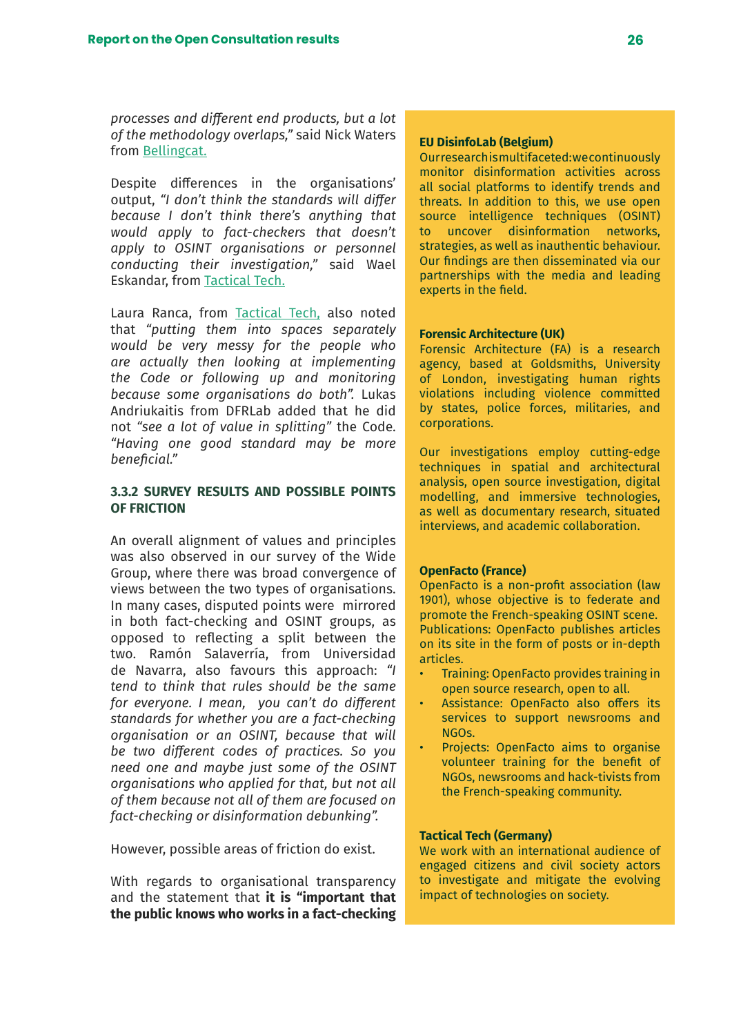*processes and different end products, but a lot of the methodology overlaps,"* said Nick Waters from Bellingcat.

Despite differences in the organisations' output, *"I don't think the standards will differ because I don't think there's anything that would apply to fact-checkers that doesn't apply to OSINT organisations or personnel conducting their investigation,"* said Wael Eskandar, from Tactical Tech.

Laura Ranca, from Tactical Tech, also noted that *"putting them into spaces separately would be very messy for the people who are actually then looking at implementing the Code or following up and monitoring because some organisations do both".* Lukas Andriukaitis from DFRLab added that he did not *"see a lot of value in splitting"* the Code. *"Having one good standard may be more beneficial."*

### 3.3.2 SURVEY RESULTS AND POSSIBLE POINTS OF FRICTION

An overall alignment of values and principles was also observed in our survey of the Wide Group, where there was broad convergence of views between the two types of organisations. In many cases, disputed points were mirrored in both fact-checking and OSINT groups, as opposed to reflecting a split between the two. Ramón Salaverría, from Universidad de Navarra, also favours this approach: *"I tend to think that rules should be the same for everyone. I mean, you can't do different standards for whether you are a fact-checking organisation or an OSINT, because that will be two different codes of practices. So you need one and maybe just some of the OSINT organisations who applied for that, but not all of them because not all of them are focused on fact-checking or disinformation debunking".*

However, possible areas of friction do exist.

With regards to organisational transparency and the statement that **it is "important that the public knows who works in a fact-checking**

**EU DisinfoLab (Belgium)**
Our research is multifaceted: we continuously monitor disinformation activities across all social platforms to identify trends and threats. In addition to this, we use open source intelligence techniques (OSINT) to uncover disinformation networks, strategies, as well as inauthentic behaviour. Our findings are then disseminated via our partnerships with the media and leading experts in the field.

**Forensic Architecture (UK)**
Forensic Architecture (FA) is a research agency, based at Goldsmiths, University of London, investigating human rights violations including violence committed by states, police forces, militaries, and corporations.

Our investigations employ cutting-edge techniques in spatial and architectural analysis, open source investigation, digital modelling, and immersive technologies, as well as documentary research, situated interviews, and academic collaboration.

**OpenFacto (France)**
OpenFacto is a non-profit association (law 1901), whose objective is to federate and promote the French-speaking OSINT scene.
Publications: OpenFacto publishes articles on its site in the form of posts or in-depth articles.

- Training: OpenFacto provides training in open source research, open to all.
- Assistance: OpenFacto also offers its services to support newsrooms and NGOs.
- Projects: OpenFacto aims to organise volunteer training for the benefit of NGOs, newsrooms and hack-tivists from the French-speaking community.

**Tactical Tech (Germany)**
We work with an international audience of engaged citizens and civil society actors to investigate and mitigate the evolving impact of technologies on society.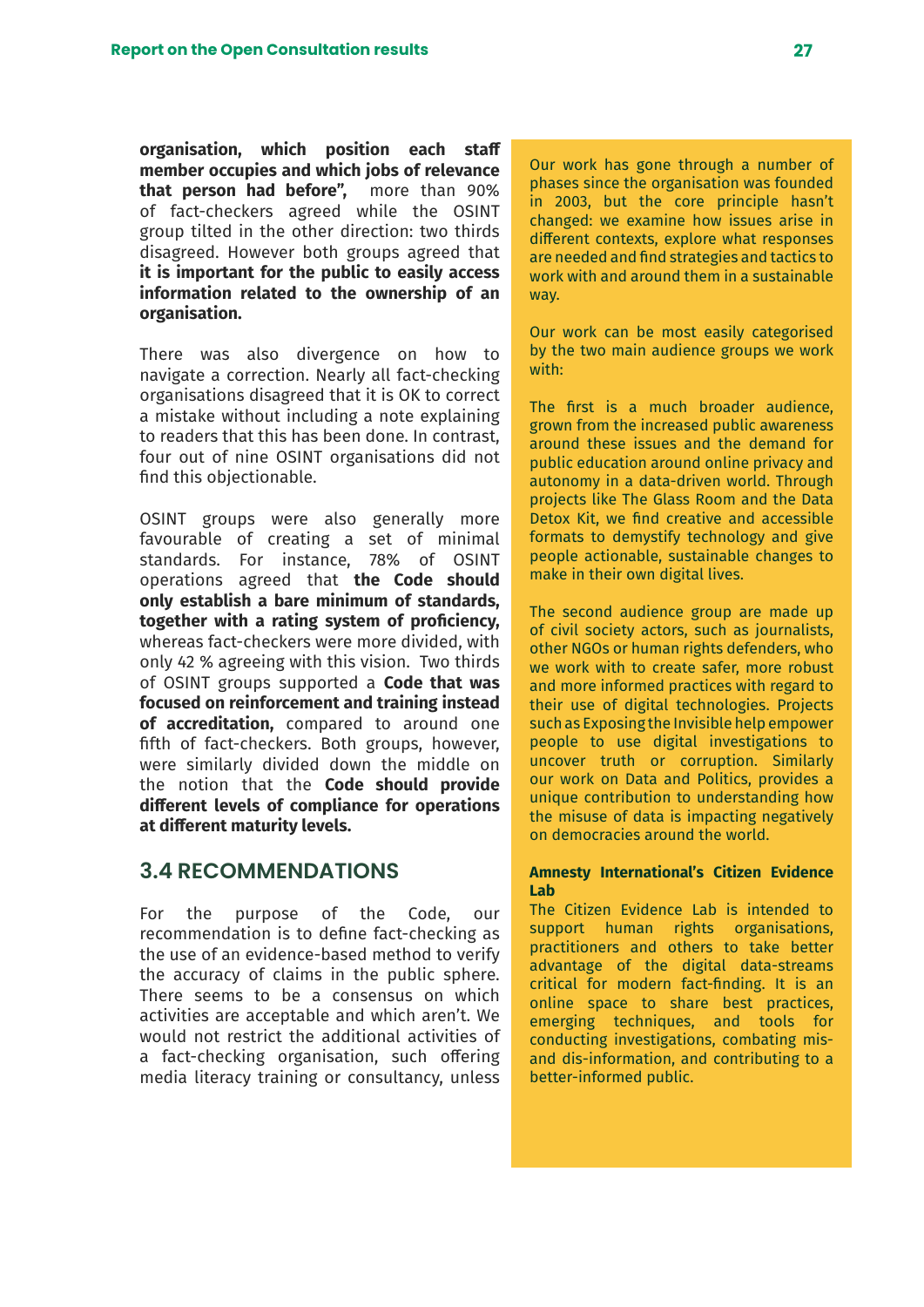**organisation, which position each staff member occupies and which jobs of relevance that person had before",** more than 90% of fact-checkers agreed while the OSINT group tilted in the other direction: two thirds disagreed. However both groups agreed that **it is important for the public to easily access information related to the ownership of an organisation.**

There was also divergence on how to navigate a correction. Nearly all fact-checking organisations disagreed that it is OK to correct a mistake without including a note explaining to readers that this has been done. In contrast, four out of nine OSINT organisations did not find this objectionable.

OSINT groups were also generally more favourable of creating a set of minimal standards. For instance, 78% of OSINT operations agreed that **the Code should only establish a bare minimum of standards, together with a rating system of proficiency,** whereas fact-checkers were more divided, with only 42 % agreeing with this vision. Two thirds of OSINT groups supported a **Code that was focused on reinforcement and training instead of accreditation,** compared to around one fifth of fact-checkers. Both groups, however, were similarly divided down the middle on the notion that the **Code should provide different levels of compliance for operations at different maturity levels.**

## 3.4 RECOMMENDATIONS

For the purpose of the Code, our recommendation is to define fact-checking as the use of an evidence-based method to verify the accuracy of claims in the public sphere. There seems to be a consensus on which activities are acceptable and which aren't. We would not restrict the additional activities of a fact-checking organisation, such offering media literacy training or consultancy, unless

Our work has gone through a number of phases since the organisation was founded in 2003, but the core principle hasn't changed: we examine how issues arise in different contexts, explore what responses are needed and find strategies and tactics to work with and around them in a sustainable way.

Our work can be most easily categorised by the two main audience groups we work with:

The first is a much broader audience, grown from the increased public awareness around these issues and the demand for public education around online privacy and autonomy in a data-driven world. Through projects like The Glass Room and the Data Detox Kit, we find creative and accessible formats to demystify technology and give people actionable, sustainable changes to make in their own digital lives.

The second audience group are made up of civil society actors, such as journalists, other NGOs or human rights defenders, who we work with to create safer, more robust and more informed practices with regard to their use of digital technologies. Projects such as Exposing the Invisible help empower people to use digital investigations to uncover truth or corruption. Similarly our work on Data and Politics, provides a unique contribution to understanding how the misuse of data is impacting negatively on democracies around the world.

**Amnesty International's Citizen Evidence Lab**

The Citizen Evidence Lab is intended to support human rights organisations, practitioners and others to take better advantage of the digital data-streams critical for modern fact-finding. It is an online space to share best practices, emerging techniques, and tools for conducting investigations, combating mis- and dis-information, and contributing to a better-informed public.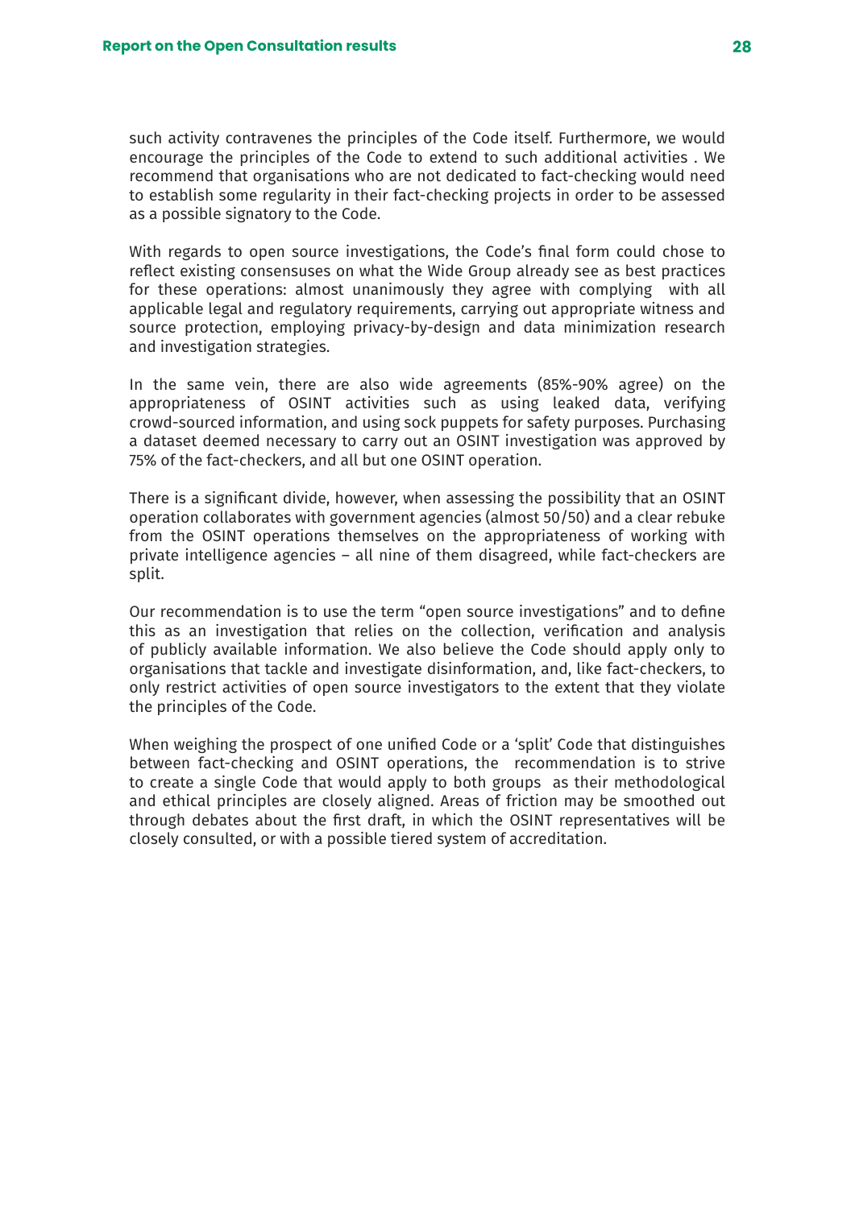such activity contravenes the principles of the Code itself. Furthermore, we would encourage the principles of the Code to extend to such additional activities . We recommend that organisations who are not dedicated to fact-checking would need to establish some regularity in their fact-checking projects in order to be assessed as a possible signatory to the Code.

With regards to open source investigations, the Code's final form could chose to reflect existing consensuses on what the Wide Group already see as best practices for these operations: almost unanimously they agree with complying with all applicable legal and regulatory requirements, carrying out appropriate witness and source protection, employing privacy-by-design and data minimization research and investigation strategies.

In the same vein, there are also wide agreements (85%-90% agree) on the appropriateness of OSINT activities such as using leaked data, verifying crowd-sourced information, and using sock puppets for safety purposes. Purchasing a dataset deemed necessary to carry out an OSINT investigation was approved by 75% of the fact-checkers, and all but one OSINT operation.

There is a significant divide, however, when assessing the possibility that an OSINT operation collaborates with government agencies (almost 50/50) and a clear rebuke from the OSINT operations themselves on the appropriateness of working with private intelligence agencies – all nine of them disagreed, while fact-checkers are split.

Our recommendation is to use the term "open source investigations" and to define this as an investigation that relies on the collection, verification and analysis of publicly available information. We also believe the Code should apply only to organisations that tackle and investigate disinformation, and, like fact-checkers, to only restrict activities of open source investigators to the extent that they violate the principles of the Code.

When weighing the prospect of one unified Code or a 'split' Code that distinguishes between fact-checking and OSINT operations, the recommendation is to strive to create a single Code that would apply to both groups as their methodological and ethical principles are closely aligned. Areas of friction may be smoothed out through debates about the first draft, in which the OSINT representatives will be closely consulted, or with a possible tiered system of accreditation.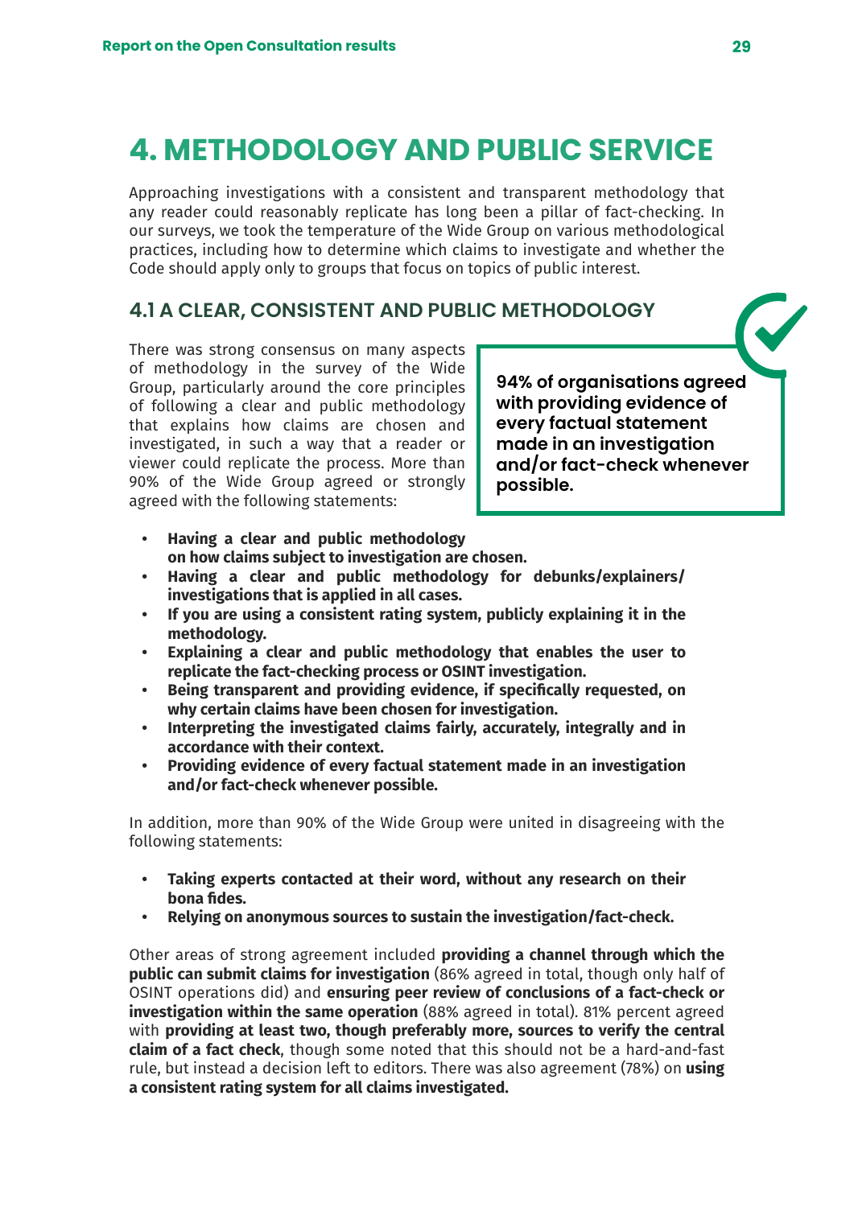# 4. METHODOLOGY AND PUBLIC SERVICE

Approaching investigations with a consistent and transparent methodology that any reader could reasonably replicate has long been a pillar of fact-checking. In our surveys, we took the temperature of the Wide Group on various methodological practices, including how to determine which claims to investigate and whether the Code should apply only to groups that focus on topics of public interest.

## 4.1 A CLEAR, CONSISTENT AND PUBLIC METHODOLOGY

There was strong consensus on many aspects of methodology in the survey of the Wide Group, particularly around the core principles of following a clear and public methodology that explains how claims are chosen and investigated, in such a way that a reader or viewer could replicate the process. More than 90% of the Wide Group agreed or strongly agreed with the following statements:

> **94% of organisations agreed with providing evidence of every factual statement made in an investigation and/or fact-check whenever possible.**

- **Having a clear and public methodology on how claims subject to investigation are chosen.**
- **Having a clear and public methodology for debunks/explainers/ investigations that is applied in all cases.**
- **If you are using a consistent rating system, publicly explaining it in the methodology.**
- **Explaining a clear and public methodology that enables the user to replicate the fact-checking process or OSINT investigation.**
- **Being transparent and providing evidence, if specifically requested, on why certain claims have been chosen for investigation.**
- **Interpreting the investigated claims fairly, accurately, integrally and in accordance with their context.**
- **Providing evidence of every factual statement made in an investigation and/or fact-check whenever possible.**

In addition, more than 90% of the Wide Group were united in disagreeing with the following statements:

- **Taking experts contacted at their word, without any research on their bona fides.**
- **Relying on anonymous sources to sustain the investigation/fact-check.**

Other areas of strong agreement included **providing a channel through which the public can submit claims for investigation** (86% agreed in total, though only half of OSINT operations did) and **ensuring peer review of conclusions of a fact-check or investigation within the same operation** (88% agreed in total). 81% percent agreed with **providing at least two, though preferably more, sources to verify the central claim of a fact check**, though some noted that this should not be a hard-and-fast rule, but instead a decision left to editors. There was also agreement (78%) on **using a consistent rating system for all claims investigated.**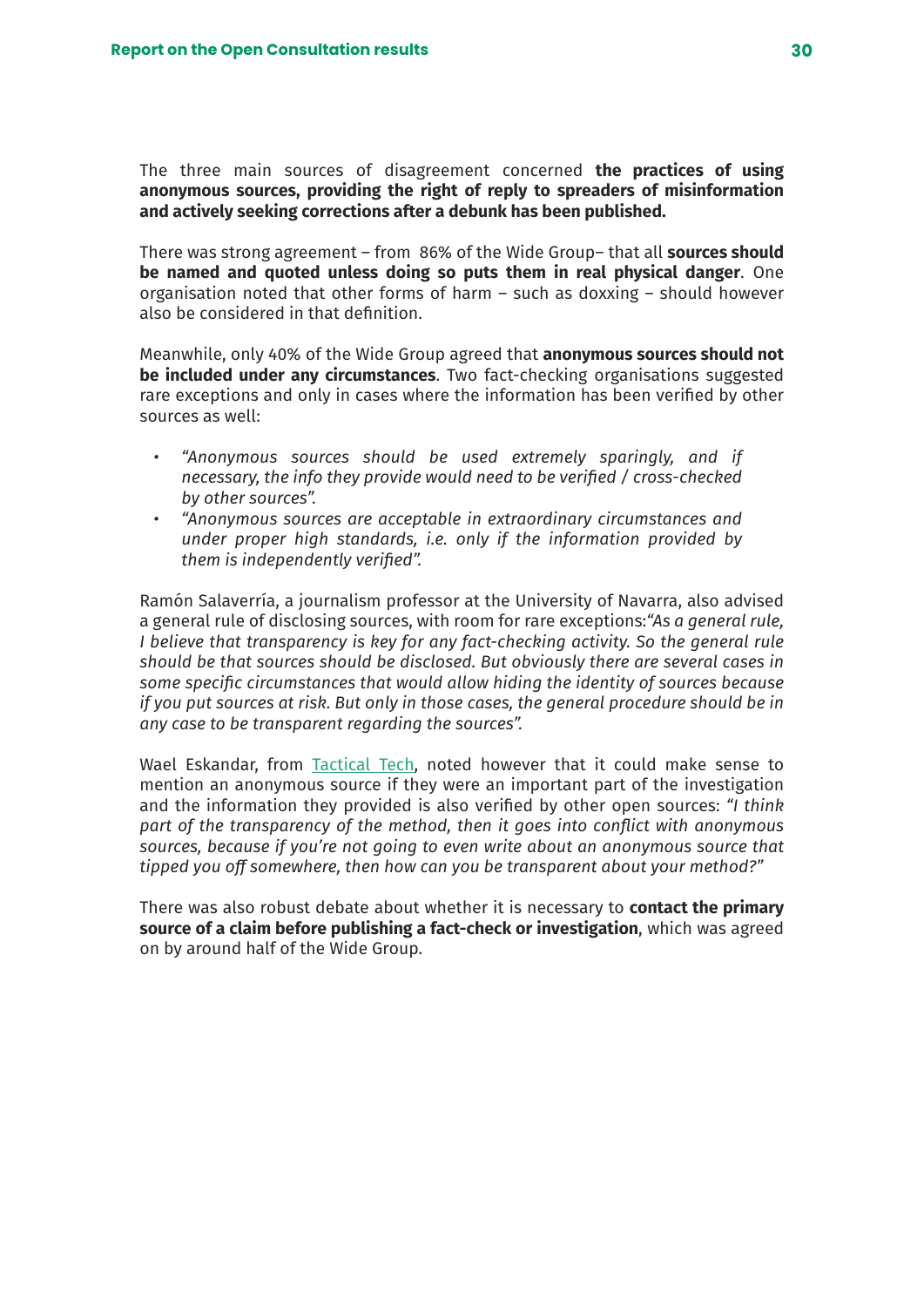The three main sources of disagreement concerned **the practices of using anonymous sources, providing the right of reply to spreaders of misinformation and actively seeking corrections after a debunk has been published.**

There was strong agreement – from 86% of the Wide Group– that all **sources should be named and quoted unless doing so puts them in real physical danger**. One organisation noted that other forms of harm – such as doxxing – should however also be considered in that definition.

Meanwhile, only 40% of the Wide Group agreed that **anonymous sources should not be included under any circumstances**. Two fact-checking organisations suggested rare exceptions and only in cases where the information has been verified by other sources as well:

- *"Anonymous sources should be used extremely sparingly, and if necessary, the info they provide would need to be verified / cross-checked by other sources".*
- *"Anonymous sources are acceptable in extraordinary circumstances and under proper high standards, i.e. only if the information provided by them is independently verified".*

Ramón Salaverría, a journalism professor at the University of Navarra, also advised a general rule of disclosing sources, with room for rare exceptions:*"As a general rule, I believe that transparency is key for any fact-checking activity. So the general rule should be that sources should be disclosed. But obviously there are several cases in some specific circumstances that would allow hiding the identity of sources because if you put sources at risk. But only in those cases, the general procedure should be in any case to be transparent regarding the sources".*

Wael Eskandar, from Tactical Tech, noted however that it could make sense to mention an anonymous source if they were an important part of the investigation and the information they provided is also verified by other open sources: *"I think part of the transparency of the method, then it goes into conflict with anonymous sources, because if you're not going to even write about an anonymous source that tipped you off somewhere, then how can you be transparent about your method?"*

There was also robust debate about whether it is necessary to **contact the primary source of a claim before publishing a fact-check or investigation**, which was agreed on by around half of the Wide Group.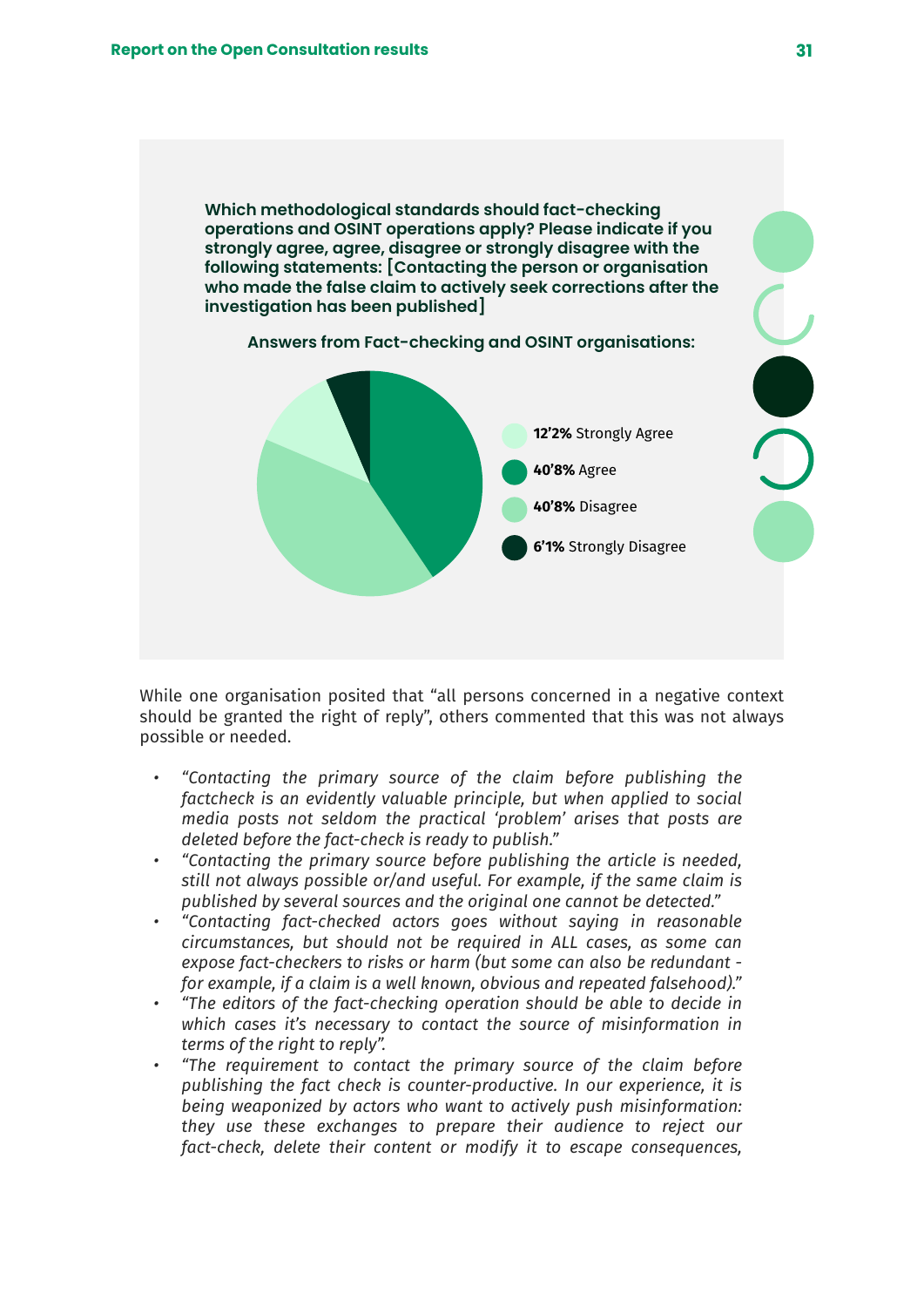**Which methodological standards should fact-checking operations and OSINT operations apply? Please indicate if you strongly agree, agree, disagree or strongly disagree with the following statements: [Contacting the person or organisation who made the false claim to actively seek corrections after the investigation has been published]**

**Answers from Fact-checking and OSINT organisations:**

- **12'2%** Strongly Agree
- **40'8%** Agree
- **40'8%** Disagree
- **6'1%** Strongly Disagree

While one organisation posited that "all persons concerned in a negative context should be granted the right of reply", others commented that this was not always possible or needed.

- *"Contacting the primary source of the claim before publishing the factcheck is an evidently valuable principle, but when applied to social media posts not seldom the practical 'problem' arises that posts are deleted before the fact-check is ready to publish."*
- *"Contacting the primary source before publishing the article is needed, still not always possible or/and useful. For example, if the same claim is published by several sources and the original one cannot be detected."*
- *"Contacting fact-checked actors goes without saying in reasonable circumstances, but should not be required in ALL cases, as some can expose fact-checkers to risks or harm (but some can also be redundant - for example, if a claim is a well known, obvious and repeated falsehood)."*
- *"The editors of the fact-checking operation should be able to decide in which cases it's necessary to contact the source of misinformation in terms of the right to reply".*
- *"The requirement to contact the primary source of the claim before publishing the fact check is counter-productive. In our experience, it is being weaponized by actors who want to actively push misinformation: they use these exchanges to prepare their audience to reject our fact-check, delete their content or modify it to escape consequences,*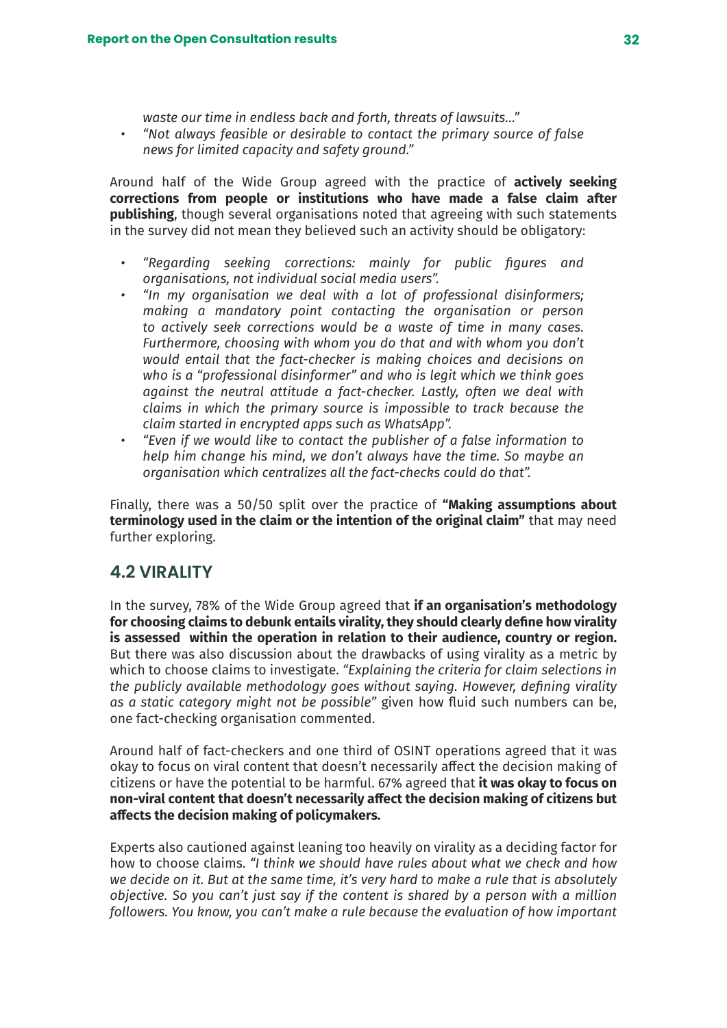*waste our time in endless back and forth, threats of lawsuits…"*

- *"Not always feasible or desirable to contact the primary source of false news for limited capacity and safety ground."*

Around half of the Wide Group agreed with the practice of **actively seeking corrections from people or institutions who have made a false claim after publishing**, though several organisations noted that agreeing with such statements in the survey did not mean they believed such an activity should be obligatory:

- *"Regarding seeking corrections: mainly for public figures and organisations, not individual social media users".*
- *"In my organisation we deal with a lot of professional disinformers; making a mandatory point contacting the organisation or person to actively seek corrections would be a waste of time in many cases. Furthermore, choosing with whom you do that and with whom you don't would entail that the fact-checker is making choices and decisions on who is a "professional disinformer" and who is legit which we think goes against the neutral attitude a fact-checker. Lastly, often we deal with claims in which the primary source is impossible to track because the claim started in encrypted apps such as WhatsApp".*
- *"Even if we would like to contact the publisher of a false information to help him change his mind, we don't always have the time. So maybe an organisation which centralizes all the fact-checks could do that".*

Finally, there was a 50/50 split over the practice of **"Making assumptions about terminology used in the claim or the intention of the original claim"** that may need further exploring.

## 4.2 VIRALITY

In the survey, 78% of the Wide Group agreed that **if an organisation's methodology for choosing claims to debunk entails virality, they should clearly define how virality is assessed within the operation in relation to their audience, country or region.** But there was also discussion about the drawbacks of using virality as a metric by which to choose claims to investigate. *"Explaining the criteria for claim selections in the publicly available methodology goes without saying. However, defining virality as a static category might not be possible"* given how fluid such numbers can be, one fact-checking organisation commented.

Around half of fact-checkers and one third of OSINT operations agreed that it was okay to focus on viral content that doesn't necessarily affect the decision making of citizens or have the potential to be harmful. 67% agreed that **it was okay to focus on non-viral content that doesn't necessarily affect the decision making of citizens but affects the decision making of policymakers.**

Experts also cautioned against leaning too heavily on virality as a deciding factor for how to choose claims. *"I think we should have rules about what we check and how we decide on it. But at the same time, it's very hard to make a rule that is absolutely objective. So you can't just say if the content is shared by a person with a million followers. You know, you can't make a rule because the evaluation of how important*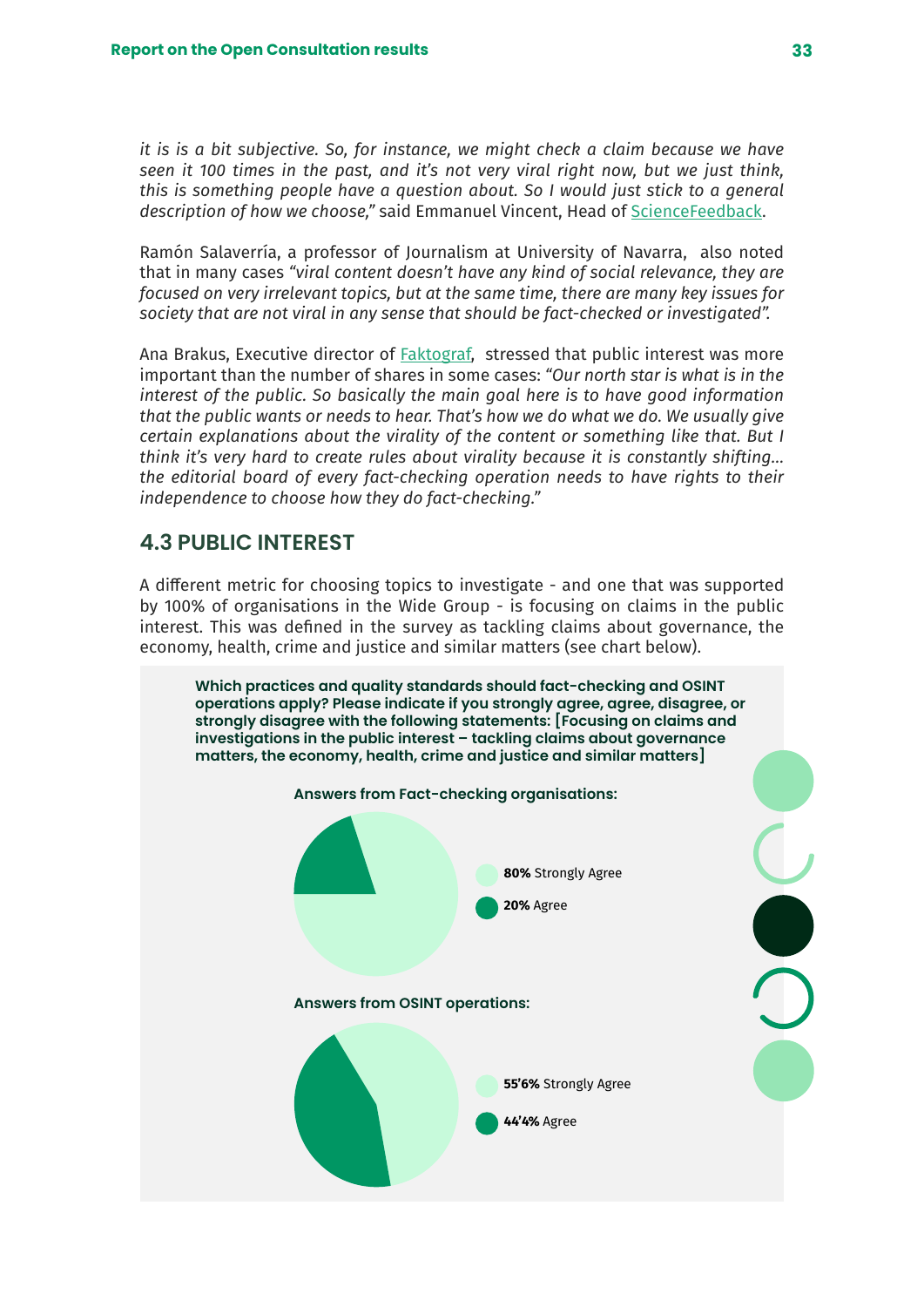*it is is a bit subjective. So, for instance, we might check a claim because we have seen it 100 times in the past, and it's not very viral right now, but we just think, this is something people have a question about. So I would just stick to a general description of how we choose,"* said Emmanuel Vincent, Head of ScienceFeedback.

Ramón Salaverría, a professor of Journalism at University of Navarra, also noted that in many cases *"viral content doesn't have any kind of social relevance, they are focused on very irrelevant topics, but at the same time, there are many key issues for society that are not viral in any sense that should be fact-checked or investigated".*

Ana Brakus, Executive director of Faktograf, stressed that public interest was more important than the number of shares in some cases: *"Our north star is what is in the interest of the public. So basically the main goal here is to have good information that the public wants or needs to hear. That's how we do what we do. We usually give certain explanations about the virality of the content or something like that. But I think it's very hard to create rules about virality because it is constantly shifting... the editorial board of every fact-checking operation needs to have rights to their independence to choose how they do fact-checking."*

## 4.3 PUBLIC INTEREST

A different metric for choosing topics to investigate - and one that was supported by 100% of organisations in the Wide Group - is focusing on claims in the public interest. This was defined in the survey as tackling claims about governance, the economy, health, crime and justice and similar matters (see chart below).

**Which practices and quality standards should fact-checking and OSINT operations apply? Please indicate if you strongly agree, agree, disagree, or strongly disagree with the following statements: [Focusing on claims and investigations in the public interest – tackling claims about governance matters, the economy, health, crime and justice and similar matters]**

**Answers from Fact-checking organisations:**

**80%** Strongly Agree

**20%** Agree

**Answers from OSINT operations:**

**55'6%** Strongly Agree

**44'4%** Agree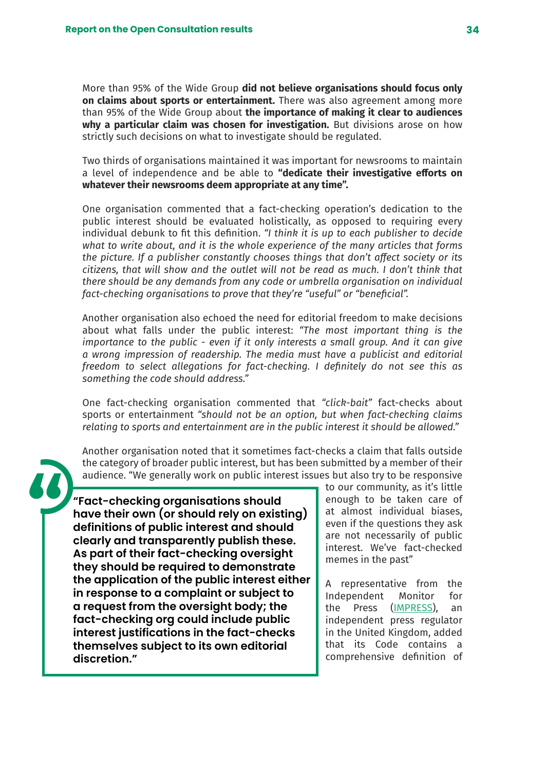More than 95% of the Wide Group **did not believe organisations should focus only on claims about sports or entertainment.** There was also agreement among more than 95% of the Wide Group about **the importance of making it clear to audiences why a particular claim was chosen for investigation.** But divisions arose on how strictly such decisions on what to investigate should be regulated.

Two thirds of organisations maintained it was important for newsrooms to maintain a level of independence and be able to **"dedicate their investigative efforts on whatever their newsrooms deem appropriate at any time".**

One organisation commented that a fact-checking operation's dedication to the public interest should be evaluated holistically, as opposed to requiring every individual debunk to fit this definition. *"I think it is up to each publisher to decide what to write about, and it is the whole experience of the many articles that forms the picture. If a publisher constantly chooses things that don't affect society or its citizens, that will show and the outlet will not be read as much. I don't think that there should be any demands from any code or umbrella organisation on individual fact-checking organisations to prove that they're "useful" or "beneficial".*

Another organisation also echoed the need for editorial freedom to make decisions about what falls under the public interest: *"The most important thing is the importance to the public - even if it only interests a small group. And it can give a wrong impression of readership. The media must have a publicist and editorial freedom to select allegations for fact-checking. I definitely do not see this as something the code should address."*

One fact-checking organisation commented that *"click-bait"* fact-checks about sports or entertainment *"should not be an option, but when fact-checking claims relating to sports and entertainment are in the public interest it should be allowed."*

Another organisation noted that it sometimes fact-checks a claim that falls outside the category of broader public interest, but has been submitted by a member of their audience. "We generally work on public interest issues but also try to be responsive to our community, as it's little enough to be taken care of at almost individual biases, even if the questions they ask are not necessarily of public interest. We've fact-checked memes in the past"

> **"Fact-checking organisations should have their own (or should rely on existing) definitions of public interest and should clearly and transparently publish these. As part of their fact-checking oversight they should be required to demonstrate the application of the public interest either in response to a complaint or subject to a request from the oversight body; the fact-checking org could include public interest justifications in the fact-checks themselves subject to its own editorial discretion."**

A representative from the Independent Monitor for the Press (IMPRESS), an independent press regulator in the United Kingdom, added that its Code contains a comprehensive definition of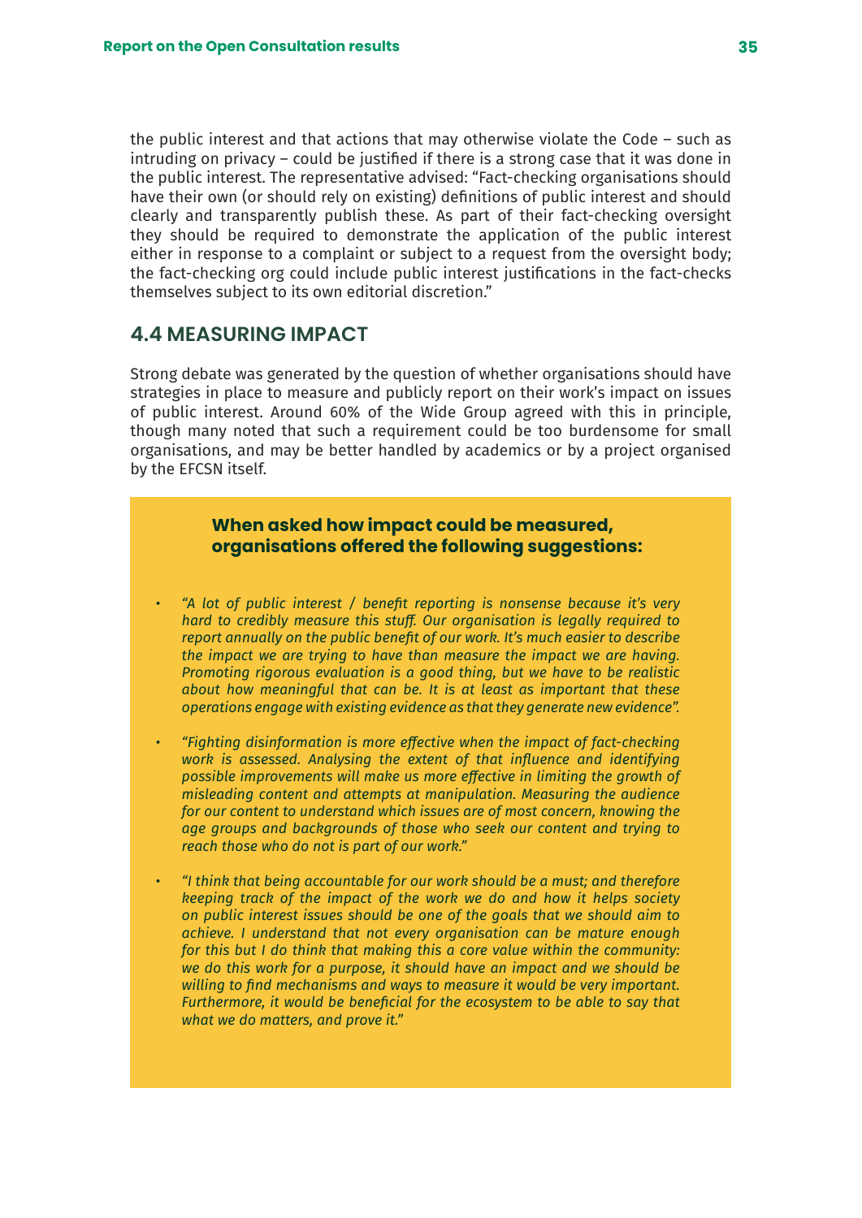the public interest and that actions that may otherwise violate the Code – such as intruding on privacy – could be justified if there is a strong case that it was done in the public interest. The representative advised: "Fact-checking organisations should have their own (or should rely on existing) definitions of public interest and should clearly and transparently publish these. As part of their fact-checking oversight they should be required to demonstrate the application of the public interest either in response to a complaint or subject to a request from the oversight body; the fact-checking org could include public interest justifications in the fact-checks themselves subject to its own editorial discretion."

## 4.4 MEASURING IMPACT

Strong debate was generated by the question of whether organisations should have strategies in place to measure and publicly report on their work's impact on issues of public interest. Around 60% of the Wide Group agreed with this in principle, though many noted that such a requirement could be too burdensome for small organisations, and may be better handled by academics or by a project organised by the EFCSN itself.

**When asked how impact could be measured, organisations offered the following suggestions:**

- *"A lot of public interest / benefit reporting is nonsense because it's very hard to credibly measure this stuff. Our organisation is legally required to report annually on the public benefit of our work. It's much easier to describe the impact we are trying to have than measure the impact we are having. Promoting rigorous evaluation is a good thing, but we have to be realistic about how meaningful that can be. It is at least as important that these operations engage with existing evidence as that they generate new evidence".*

- *"Fighting disinformation is more effective when the impact of fact-checking work is assessed. Analysing the extent of that influence and identifying possible improvements will make us more effective in limiting the growth of misleading content and attempts at manipulation. Measuring the audience for our content to understand which issues are of most concern, knowing the age groups and backgrounds of those who seek our content and trying to reach those who do not is part of our work."*

- *"I think that being accountable for our work should be a must; and therefore keeping track of the impact of the work we do and how it helps society on public interest issues should be one of the goals that we should aim to achieve. I understand that not every organisation can be mature enough for this but I do think that making this a core value within the community: we do this work for a purpose, it should have an impact and we should be willing to find mechanisms and ways to measure it would be very important. Furthermore, it would be beneficial for the ecosystem to be able to say that what we do matters, and prove it."*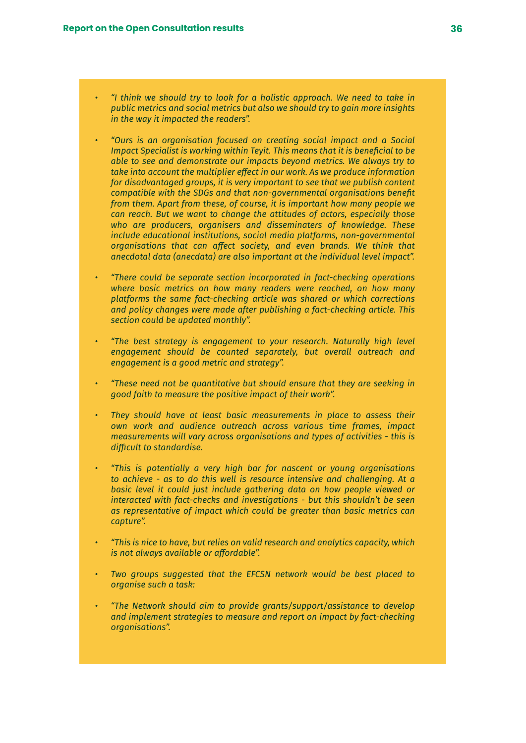- *“I think we should try to look for a holistic approach. We need to take in public metrics and social metrics but also we should try to gain more insights in the way it impacted the readers”.*

- *“Ours is an organisation focused on creating social impact and a Social Impact Specialist is working within Teyit. This means that it is beneficial to be able to see and demonstrate our impacts beyond metrics. We always try to take into account the multiplier effect in our work. As we produce information for disadvantaged groups, it is very important to see that we publish content compatible with the SDGs and that non-governmental organisations benefit from them. Apart from these, of course, it is important how many people we can reach. But we want to change the attitudes of actors, especially those who are producers, organisers and disseminaters of knowledge. These include educational institutions, social media platforms, non-governmental organisations that can affect society, and even brands. We think that anecdotal data (anecdata) are also important at the individual level impact”.*

- *“There could be separate section incorporated in fact-checking operations where basic metrics on how many readers were reached, on how many platforms the same fact-checking article was shared or which corrections and policy changes were made after publishing a fact-checking article. This section could be updated monthly”.*

- *“The best strategy is engagement to your research. Naturally high level engagement should be counted separately, but overall outreach and engagement is a good metric and strategy”.*

- *“These need not be quantitative but should ensure that they are seeking in good faith to measure the positive impact of their work”.*

- *They should have at least basic measurements in place to assess their own work and audience outreach across various time frames, impact measurements will vary across organisations and types of activities - this is difficult to standardise.*

- *“This is potentially a very high bar for nascent or young organisations to achieve - as to do this well is resource intensive and challenging. At a basic level it could just include gathering data on how people viewed or interacted with fact-checks and investigations - but this shouldn’t be seen as representative of impact which could be greater than basic metrics can capture”.*

- *“This is nice to have, but relies on valid research and analytics capacity, which is not always available or affordable”.*

- *Two groups suggested that the EFCSN network would be best placed to organise such a task:*

- *“The Network should aim to provide grants/support/assistance to develop and implement strategies to measure and report on impact by fact-checking organisations”.*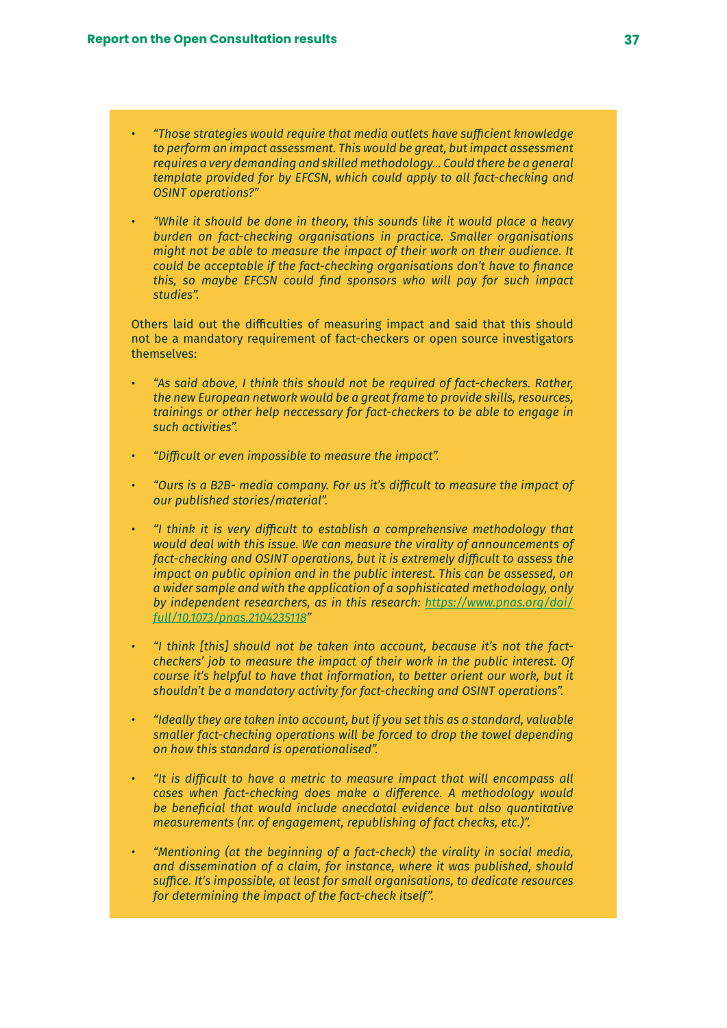- *"Those strategies would require that media outlets have sufficient knowledge to perform an impact assessment. This would be great, but impact assessment requires a very demanding and skilled methodology... Could there be a general template provided for by EFCSN, which could apply to all fact-checking and OSINT operations?"*

- *"While it should be done in theory, this sounds like it would place a heavy burden on fact-checking organisations in practice. Smaller organisations might not be able to measure the impact of their work on their audience. It could be acceptable if the fact-checking organisations don't have to finance this, so maybe EFCSN could find sponsors who will pay for such impact studies".*

Others laid out the difficulties of measuring impact and said that this should not be a mandatory requirement of fact-checkers or open source investigators themselves:

- *"As said above, I think this should not be required of fact-checkers. Rather, the new European network would be a great frame to provide skills, resources, trainings or other help neccessary for fact-checkers to be able to engage in such activities".*

- *"Difficult or even impossible to measure the impact".*

- *"Ours is a B2B- media company. For us it's difficult to measure the impact of our published stories/material".*

- *"I think it is very difficult to establish a comprehensive methodology that would deal with this issue. We can measure the virality of announcements of fact-checking and OSINT operations, but it is extremely difficult to assess the impact on public opinion and in the public interest. This can be assessed, on a wider sample and with the application of a sophisticated methodology, only by independent researchers, as in this research: [https://www.pnas.org/doi/full/10.1073/pnas.2104235118](https://www.pnas.org/doi/full/10.1073/pnas.2104235118)"*

- *"I think [this] should not be taken into account, because it's not the fact-checkers' job to measure the impact of their work in the public interest. Of course it's helpful to have that information, to better orient our work, but it shouldn't be a mandatory activity for fact-checking and OSINT operations".*

- *"Ideally they are taken into account, but if you set this as a standard, valuable smaller fact-checking operations will be forced to drop the towel depending on how this standard is operationalised".*

- *"It is difficult to have a metric to measure impact that will encompass all cases when fact-checking does make a difference. A methodology would be beneficial that would include anecdotal evidence but also quantitative measurements (nr. of engagement, republishing of fact checks, etc.)".*

- *"Mentioning (at the beginning of a fact-check) the virality in social media, and dissemination of a claim, for instance, where it was published, should suffice. It's impossible, at least for small organisations, to dedicate resources for determining the impact of the fact-check itself".*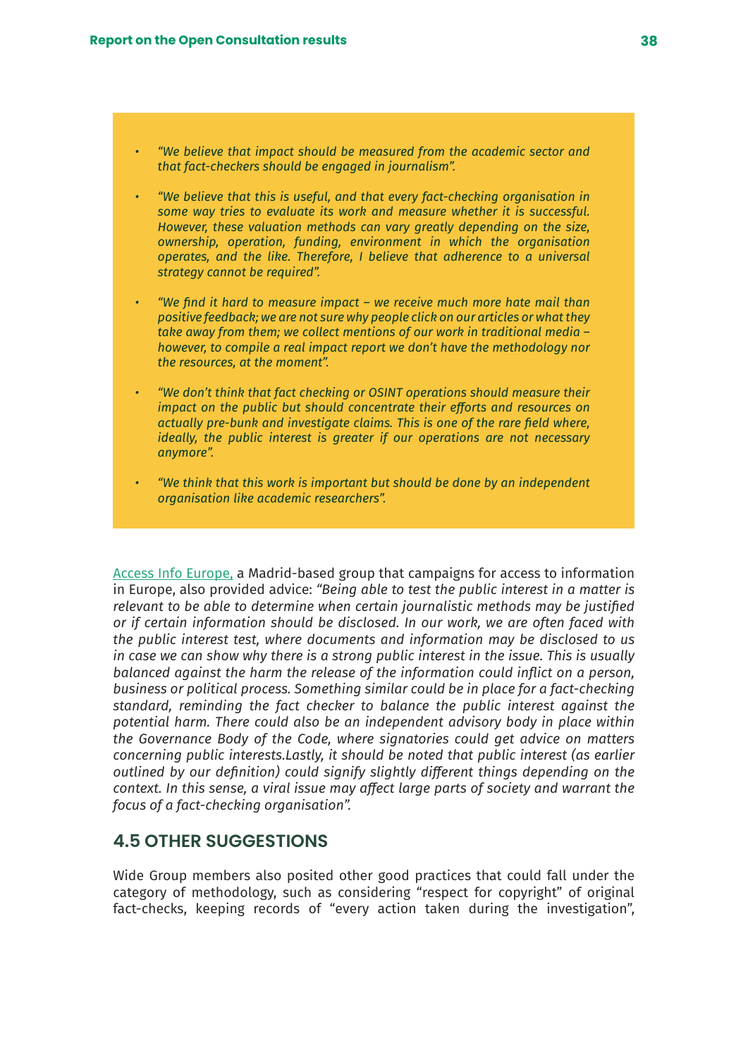- *"We believe that impact should be measured from the academic sector and that fact-checkers should be engaged in journalism".*
- *"We believe that this is useful, and that every fact-checking organisation in some way tries to evaluate its work and measure whether it is successful. However, these valuation methods can vary greatly depending on the size, ownership, operation, funding, environment in which the organisation operates, and the like. Therefore, I believe that adherence to a universal strategy cannot be required".*
- *"We find it hard to measure impact – we receive much more hate mail than positive feedback; we are not sure why people click on our articles or what they take away from them; we collect mentions of our work in traditional media – however, to compile a real impact report we don't have the methodology nor the resources, at the moment".*
- *"We don't think that fact checking or OSINT operations should measure their impact on the public but should concentrate their efforts and resources on actually pre-bunk and investigate claims. This is one of the rare field where, ideally, the public interest is greater if our operations are not necessary anymore".*
- *"We think that this work is important but should be done by an independent organisation like academic researchers".*

Access Info Europe, a Madrid-based group that campaigns for access to information in Europe, also provided advice: *"Being able to test the public interest in a matter is relevant to be able to determine when certain journalistic methods may be justified or if certain information should be disclosed. In our work, we are often faced with the public interest test, where documents and information may be disclosed to us in case we can show why there is a strong public interest in the issue. This is usually balanced against the harm the release of the information could inflict on a person, business or political process. Something similar could be in place for a fact-checking standard, reminding the fact checker to balance the public interest against the potential harm. There could also be an independent advisory body in place within the Governance Body of the Code, where signatories could get advice on matters concerning public interests.Lastly, it should be noted that public interest (as earlier outlined by our definition) could signify slightly different things depending on the context. In this sense, a viral issue may affect large parts of society and warrant the focus of a fact-checking organisation".*

## 4.5 OTHER SUGGESTIONS

Wide Group members also posited other good practices that could fall under the category of methodology, such as considering "respect for copyright" of original fact-checks, keeping records of "every action taken during the investigation",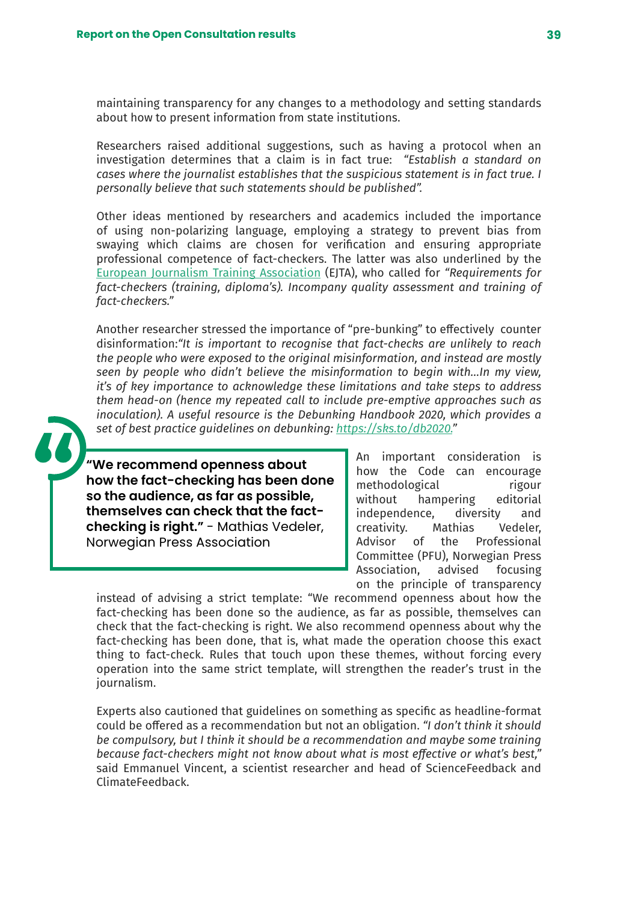maintaining transparency for any changes to a methodology and setting standards about how to present information from state institutions.

Researchers raised additional suggestions, such as having a protocol when an investigation determines that a claim is in fact true: *"Establish a standard on cases where the journalist establishes that the suspicious statement is in fact true. I personally believe that such statements should be published".*

Other ideas mentioned by researchers and academics included the importance of using non-polarizing language, employing a strategy to prevent bias from swaying which claims are chosen for verification and ensuring appropriate professional competence of fact-checkers. The latter was also underlined by the European Journalism Training Association (EJTA), who called for *"Requirements for fact-checkers (training, diploma's). Incompany quality assessment and training of fact-checkers."*

Another researcher stressed the importance of "pre-bunking" to effectively counter disinformation:*"It is important to recognise that fact-checks are unlikely to reach the people who were exposed to the original misinformation, and instead are mostly seen by people who didn't believe the misinformation to begin with...In my view, it's of key importance to acknowledge these limitations and take steps to address them head-on (hence my repeated call to include pre-emptive approaches such as inoculation). A useful resource is the Debunking Handbook 2020, which provides a set of best practice guidelines on debunking: https://sks.to/db2020."*

> **"We recommend openness about how the fact-checking has been done so the audience, as far as possible, themselves can check that the fact-checking is right."** - Mathias Vedeler, Norwegian Press Association

An important consideration is how the Code can encourage methodological rigour without hampering editorial independence, diversity and creativity. Mathias Vedeler, Advisor of the Professional Committee (PFU), Norwegian Press Association, advised focusing on the principle of transparency instead of advising a strict template: "We recommend openness about how the fact-checking has been done so the audience, as far as possible, themselves can check that the fact-checking is right. We also recommend openness about why the fact-checking has been done, that is, what made the operation choose this exact thing to fact-check. Rules that touch upon these themes, without forcing every operation into the same strict template, will strengthen the reader's trust in the journalism.

Experts also cautioned that guidelines on something as specific as headline-format could be offered as a recommendation but not an obligation. *"I don't think it should be compulsory, but I think it should be a recommendation and maybe some training because fact-checkers might not know about what is most effective or what's best,"* said Emmanuel Vincent, a scientist researcher and head of ScienceFeedback and ClimateFeedback.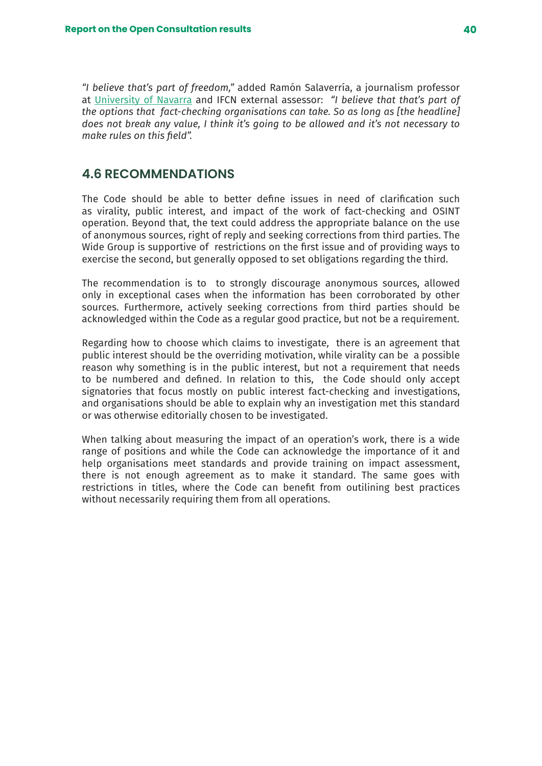*"I believe that's part of freedom,"* added Ramón Salaverría, a journalism professor at [University of Navarra](University of Navarra) and IFCN external assessor: *"I believe that that's part of the options that fact-checking organisations can take. So as long as [the headline] does not break any value, I think it's going to be allowed and it's not necessary to make rules on this field".*

## 4.6 RECOMMENDATIONS

The Code should be able to better define issues in need of clarification such as virality, public interest, and impact of the work of fact-checking and OSINT operation. Beyond that, the text could address the appropriate balance on the use of anonymous sources, right of reply and seeking corrections from third parties. The Wide Group is supportive of restrictions on the first issue and of providing ways to exercise the second, but generally opposed to set obligations regarding the third.

The recommendation is to to strongly discourage anonymous sources, allowed only in exceptional cases when the information has been corroborated by other sources. Furthermore, actively seeking corrections from third parties should be acknowledged within the Code as a regular good practice, but not be a requirement.

Regarding how to choose which claims to investigate, there is an agreement that public interest should be the overriding motivation, while virality can be a possible reason why something is in the public interest, but not a requirement that needs to be numbered and defined. In relation to this, the Code should only accept signatories that focus mostly on public interest fact-checking and investigations, and organisations should be able to explain why an investigation met this standard or was otherwise editorially chosen to be investigated.

When talking about measuring the impact of an operation's work, there is a wide range of positions and while the Code can acknowledge the importance of it and help organisations meet standards and provide training on impact assessment, there is not enough agreement as to make it standard. The same goes with restrictions in titles, where the Code can benefit from outilining best practices without necessarily requiring them from all operations.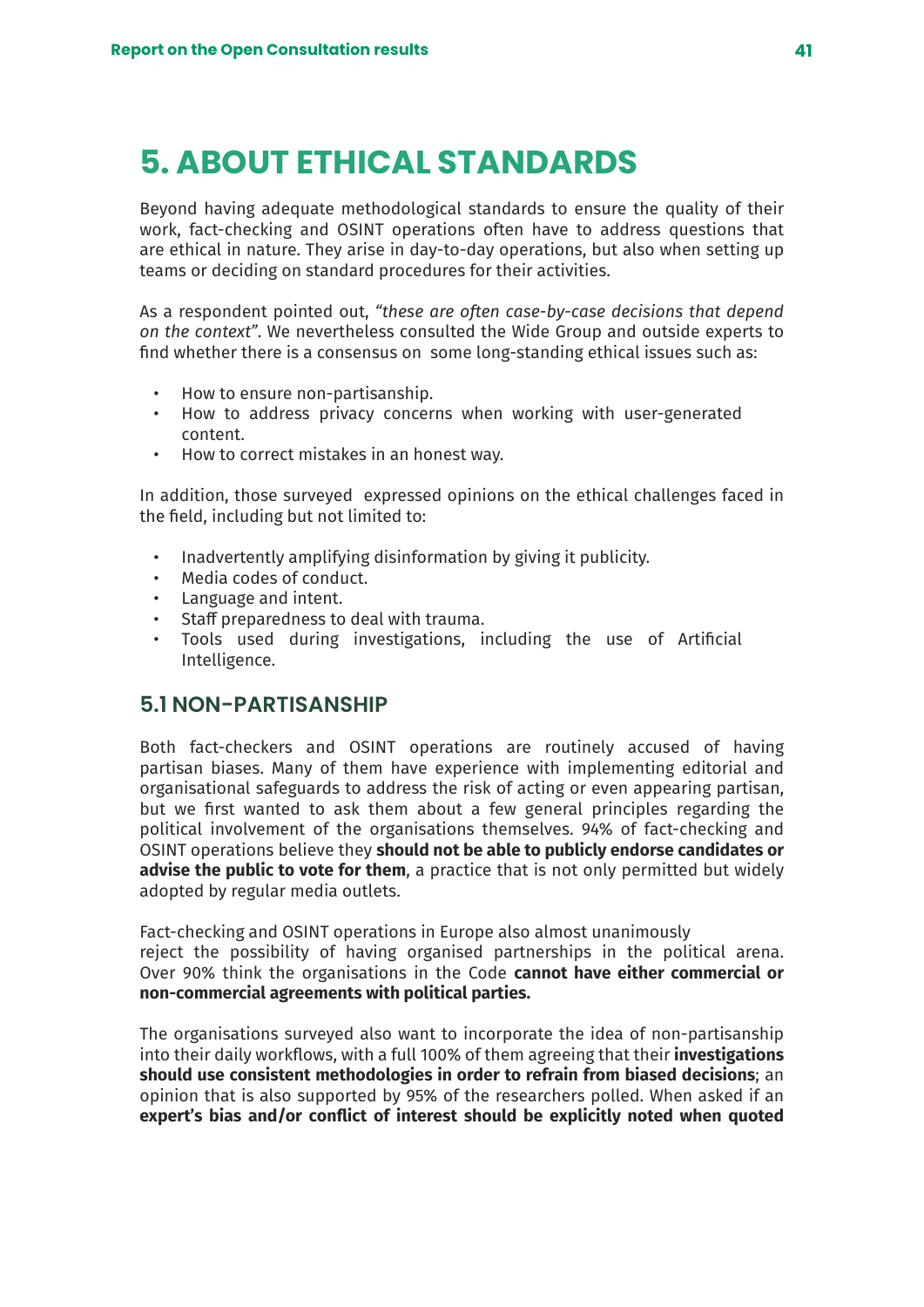# 5. ABOUT ETHICAL STANDARDS

Beyond having adequate methodological standards to ensure the quality of their work, fact-checking and OSINT operations often have to address questions that are ethical in nature. They arise in day-to-day operations, but also when setting up teams or deciding on standard procedures for their activities.

As a respondent pointed out, *"these are often case-by-case decisions that depend on the context"*. We nevertheless consulted the Wide Group and outside experts to find whether there is a consensus on some long-standing ethical issues such as:

- How to ensure non-partisanship.
- How to address privacy concerns when working with user-generated content.
- How to correct mistakes in an honest way.

In addition, those surveyed expressed opinions on the ethical challenges faced in the field, including but not limited to:

- Inadvertently amplifying disinformation by giving it publicity.
- Media codes of conduct.
- Language and intent.
- Staff preparedness to deal with trauma.
- Tools used during investigations, including the use of Artificial Intelligence.

## 5.1 NON-PARTISANSHIP

Both fact-checkers and OSINT operations are routinely accused of having partisan biases. Many of them have experience with implementing editorial and organisational safeguards to address the risk of acting or even appearing partisan, but we first wanted to ask them about a few general principles regarding the political involvement of the organisations themselves. 94% of fact-checking and OSINT operations believe they **should not be able to publicly endorse candidates or advise the public to vote for them**, a practice that is not only permitted but widely adopted by regular media outlets.

Fact-checking and OSINT operations in Europe also almost unanimously reject the possibility of having organised partnerships in the political arena. Over 90% think the organisations in the Code **cannot have either commercial or non-commercial agreements with political parties.**

The organisations surveyed also want to incorporate the idea of non-partisanship into their daily workflows, with a full 100% of them agreeing that their **investigations should use consistent methodologies in order to refrain from biased decisions**; an opinion that is also supported by 95% of the researchers polled. When asked if an **expert's bias and/or conflict of interest should be explicitly noted when quoted**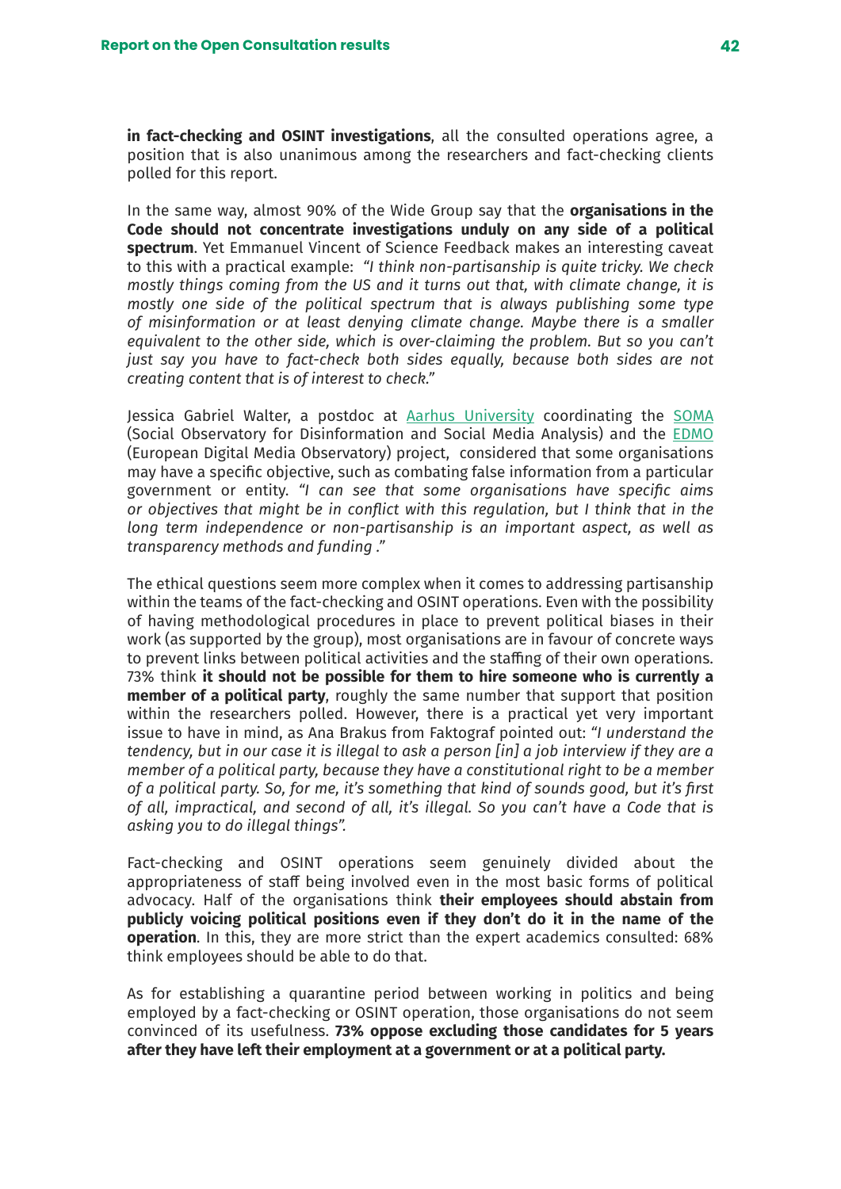**in fact-checking and OSINT investigations**, all the consulted operations agree, a position that is also unanimous among the researchers and fact-checking clients polled for this report.

In the same way, almost 90% of the Wide Group say that the **organisations in the Code should not concentrate investigations unduly on any side of a political spectrum**. Yet Emmanuel Vincent of Science Feedback makes an interesting caveat to this with a practical example: *"I think non-partisanship is quite tricky. We check mostly things coming from the US and it turns out that, with climate change, it is mostly one side of the political spectrum that is always publishing some type of misinformation or at least denying climate change. Maybe there is a smaller equivalent to the other side, which is over-claiming the problem. But so you can't just say you have to fact-check both sides equally, because both sides are not creating content that is of interest to check."*

Jessica Gabriel Walter, a postdoc at Aarhus University coordinating the SOMA (Social Observatory for Disinformation and Social Media Analysis) and the EDMO (European Digital Media Observatory) project, considered that some organisations may have a specific objective, such as combating false information from a particular government or entity. *"I can see that some organisations have specific aims or objectives that might be in conflict with this regulation, but I think that in the long term independence or non-partisanship is an important aspect, as well as transparency methods and funding ."*

The ethical questions seem more complex when it comes to addressing partisanship within the teams of the fact-checking and OSINT operations. Even with the possibility of having methodological procedures in place to prevent political biases in their work (as supported by the group), most organisations are in favour of concrete ways to prevent links between political activities and the staffing of their own operations. 73% think **it should not be possible for them to hire someone who is currently a member of a political party**, roughly the same number that support that position within the researchers polled. However, there is a practical yet very important issue to have in mind, as Ana Brakus from Faktograf pointed out: *"I understand the tendency, but in our case it is illegal to ask a person [in] a job interview if they are a member of a political party, because they have a constitutional right to be a member of a political party. So, for me, it's something that kind of sounds good, but it's first of all, impractical, and second of all, it's illegal. So you can't have a Code that is asking you to do illegal things".*

Fact-checking and OSINT operations seem genuinely divided about the appropriateness of staff being involved even in the most basic forms of political advocacy. Half of the organisations think **their employees should abstain from publicly voicing political positions even if they don't do it in the name of the operation**. In this, they are more strict than the expert academics consulted: 68% think employees should be able to do that.

As for establishing a quarantine period between working in politics and being employed by a fact-checking or OSINT operation, those organisations do not seem convinced of its usefulness. **73% oppose excluding those candidates for 5 years after they have left their employment at a government or at a political party.**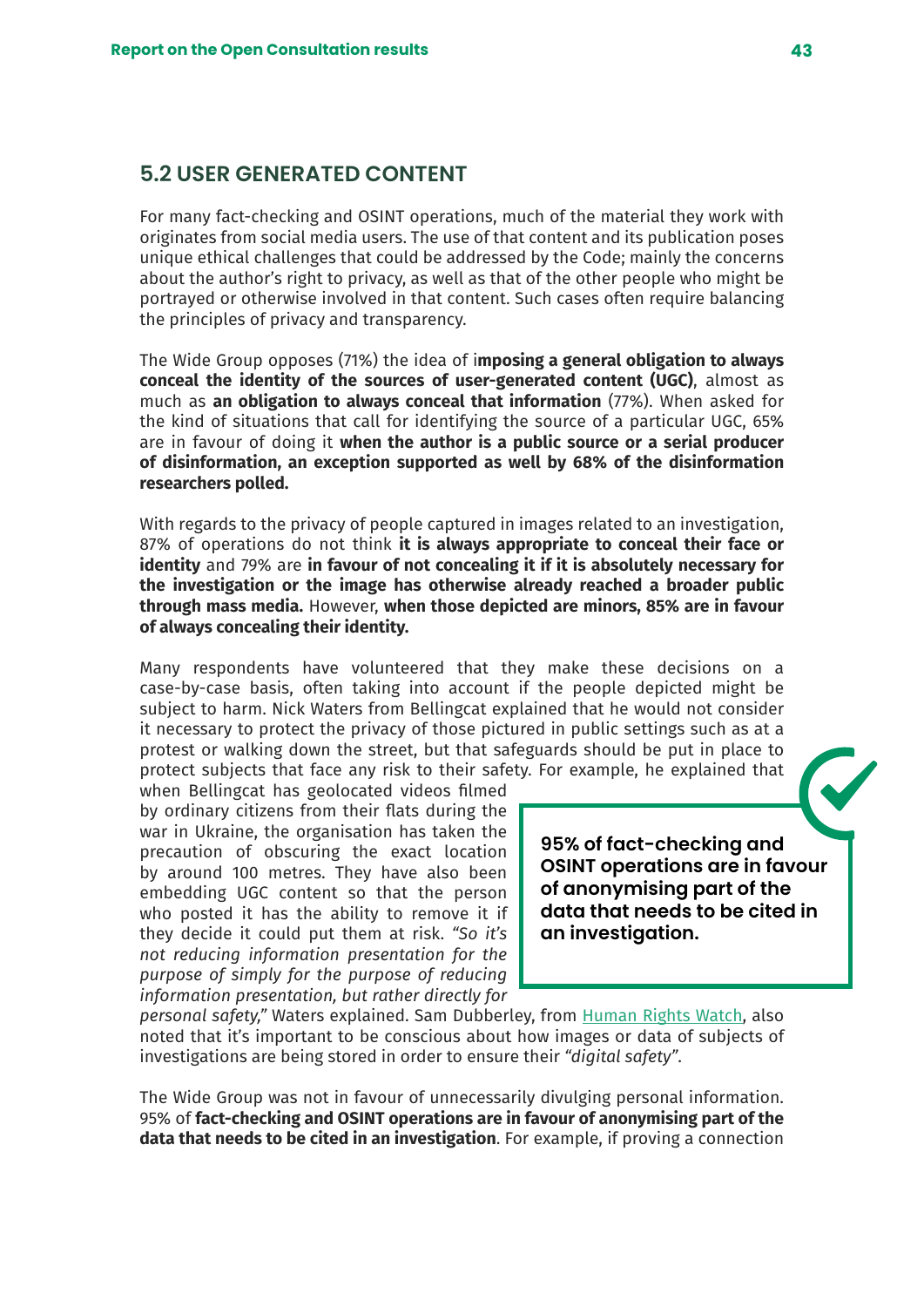## 5.2 USER GENERATED CONTENT

For many fact-checking and OSINT operations, much of the material they work with originates from social media users. The use of that content and its publication poses unique ethical challenges that could be addressed by the Code; mainly the concerns about the author's right to privacy, as well as that of the other people who might be portrayed or otherwise involved in that content. Such cases often require balancing the principles of privacy and transparency.

The Wide Group opposes (71%) the idea of i**mposing a general obligation to always conceal the identity of the sources of user-generated content (UGC)**, almost as much as **an obligation to always conceal that information** (77%). When asked for the kind of situations that call for identifying the source of a particular UGC, 65% are in favour of doing it **when the author is a public source or a serial producer of disinformation, an exception supported as well by 68% of the disinformation researchers polled.**

With regards to the privacy of people captured in images related to an investigation, 87% of operations do not think **it is always appropriate to conceal their face or identity** and 79% are **in favour of not concealing it if it is absolutely necessary for the investigation or the image has otherwise already reached a broader public through mass media.** However, **when those depicted are minors, 85% are in favour of always concealing their identity.**

Many respondents have volunteered that they make these decisions on a case-by-case basis, often taking into account if the people depicted might be subject to harm. Nick Waters from Bellingcat explained that he would not consider it necessary to protect the privacy of those pictured in public settings such as at a protest or walking down the street, but that safeguards should be put in place to protect subjects that face any risk to their safety. For example, he explained that when Bellingcat has geolocated videos filmed by ordinary citizens from their flats during the war in Ukraine, the organisation has taken the precaution of obscuring the exact location by around 100 metres. They have also been embedding UGC content so that the person who posted it has the ability to remove it if they decide it could put them at risk. *"So it's not reducing information presentation for the purpose of simply for the purpose of reducing information presentation, but rather directly for personal safety,"* Waters explained. Sam Dubberley, from Human Rights Watch, also noted that it's important to be conscious about how images or data of subjects of investigations are being stored in order to ensure their *"digital safety"*.

> **95% of fact-checking and OSINT operations are in favour of anonymising part of the data that needs to be cited in an investigation.**

The Wide Group was not in favour of unnecessarily divulging personal information. 95% of **fact-checking and OSINT operations are in favour of anonymising part of the data that needs to be cited in an investigation**. For example, if proving a connection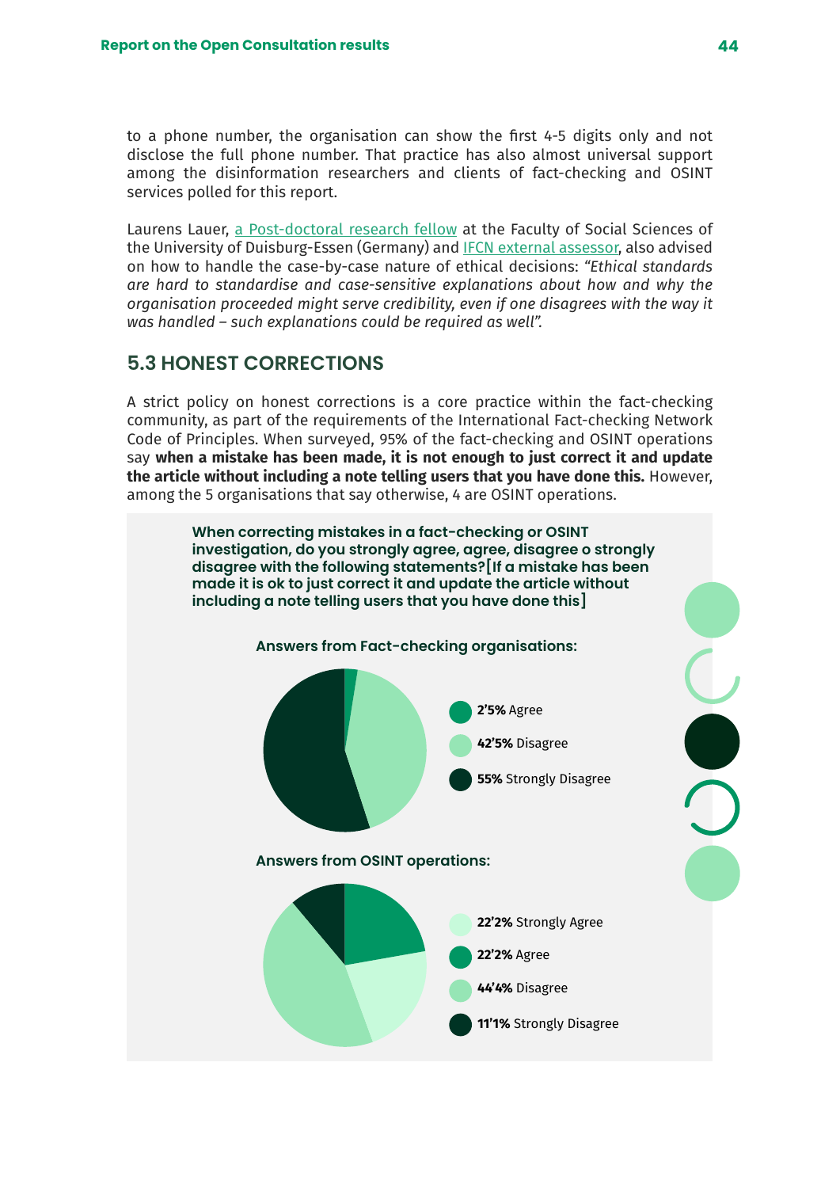to a phone number, the organisation can show the first 4-5 digits only and not disclose the full phone number. That practice has also almost universal support among the disinformation researchers and clients of fact-checking and OSINT services polled for this report.

Laurens Lauer, a Post-doctoral research fellow at the Faculty of Social Sciences of the University of Duisburg-Essen (Germany) and IFCN external assessor, also advised on how to handle the case-by-case nature of ethical decisions: *"Ethical standards are hard to standardise and case-sensitive explanations about how and why the organisation proceeded might serve credibility, even if one disagrees with the way it was handled – such explanations could be required as well".*

## 5.3 HONEST CORRECTIONS

A strict policy on honest corrections is a core practice within the fact-checking community, as part of the requirements of the International Fact-checking Network Code of Principles. When surveyed, 95% of the fact-checking and OSINT operations say **when a mistake has been made, it is not enough to just correct it and update the article without including a note telling users that you have done this.** However, among the 5 organisations that say otherwise, 4 are OSINT operations.

**When correcting mistakes in a fact-checking or OSINT investigation, do you strongly agree, agree, disagree o strongly disagree with the following statements?[If a mistake has been made it is ok to just correct it and update the article without including a note telling users that you have done this]**

**Answers from Fact-checking organisations:**

- **2'5%** Agree
- **42'5%** Disagree
- **55%** Strongly Disagree

**Answers from OSINT operations:**

- **22'2%** Strongly Agree
- **22'2%** Agree
- **44'4%** Disagree
- **11'1%** Strongly Disagree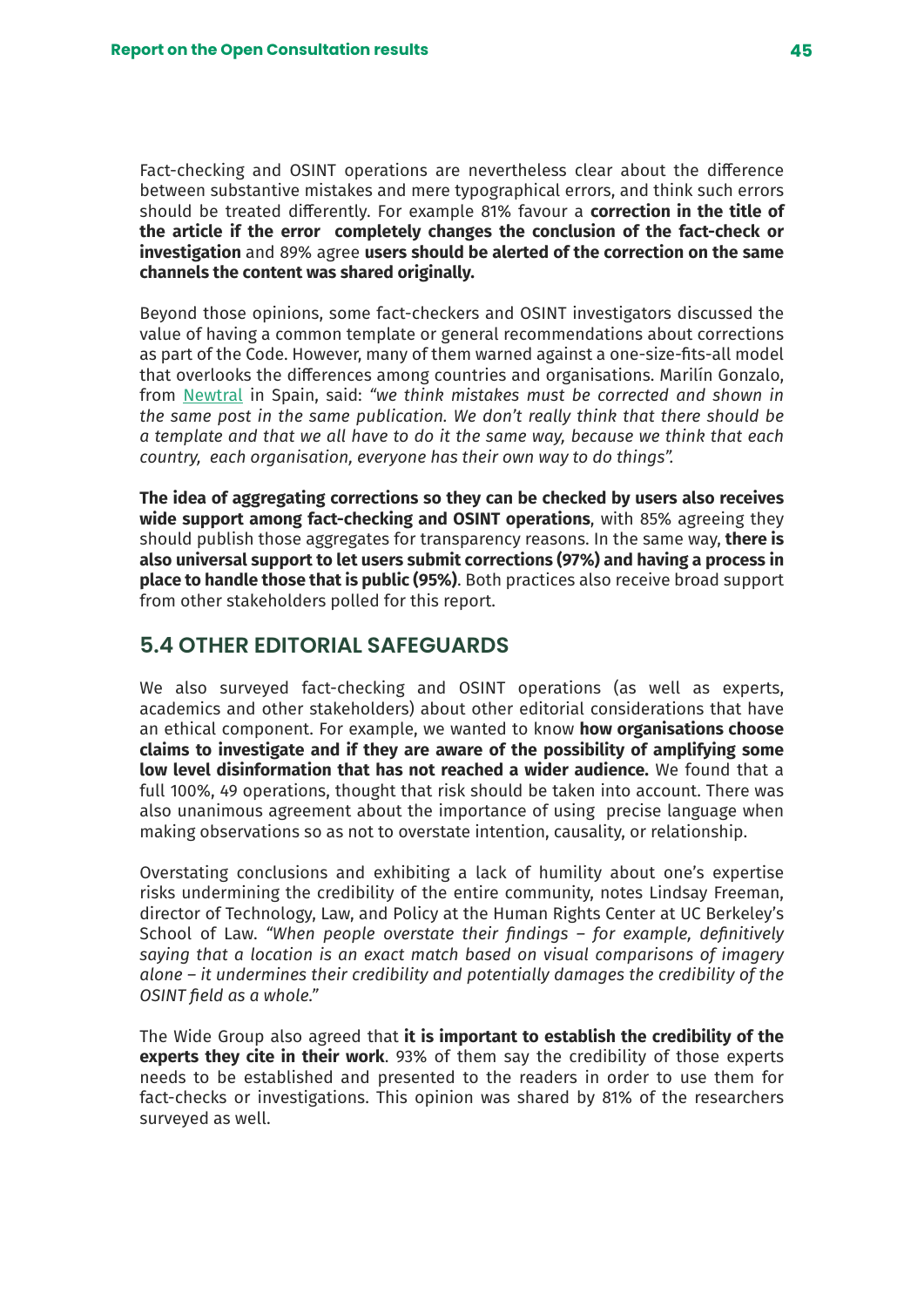Fact-checking and OSINT operations are nevertheless clear about the difference between substantive mistakes and mere typographical errors, and think such errors should be treated differently. For example 81% favour a **correction in the title of the article if the error completely changes the conclusion of the fact-check or investigation** and 89% agree **users should be alerted of the correction on the same channels the content was shared originally.**

Beyond those opinions, some fact-checkers and OSINT investigators discussed the value of having a common template or general recommendations about corrections as part of the Code. However, many of them warned against a one-size-fits-all model that overlooks the differences among countries and organisations. Marilín Gonzalo, from Newtral in Spain, said: *"we think mistakes must be corrected and shown in the same post in the same publication. We don't really think that there should be a template and that we all have to do it the same way, because we think that each country, each organisation, everyone has their own way to do things".*

**The idea of aggregating corrections so they can be checked by users also receives wide support among fact-checking and OSINT operations**, with 85% agreeing they should publish those aggregates for transparency reasons. In the same way, **there is also universal support to let users submit corrections (97%) and having a process in place to handle those that is public (95%)**. Both practices also receive broad support from other stakeholders polled for this report.

## 5.4 OTHER EDITORIAL SAFEGUARDS

We also surveyed fact-checking and OSINT operations (as well as experts, academics and other stakeholders) about other editorial considerations that have an ethical component. For example, we wanted to know **how organisations choose claims to investigate and if they are aware of the possibility of amplifying some low level disinformation that has not reached a wider audience.** We found that a full 100%, 49 operations, thought that risk should be taken into account. There was also unanimous agreement about the importance of using precise language when making observations so as not to overstate intention, causality, or relationship.

Overstating conclusions and exhibiting a lack of humility about one's expertise risks undermining the credibility of the entire community, notes Lindsay Freeman, director of Technology, Law, and Policy at the Human Rights Center at UC Berkeley's School of Law. *"When people overstate their findings – for example, definitively saying that a location is an exact match based on visual comparisons of imagery alone – it undermines their credibility and potentially damages the credibility of the OSINT field as a whole."*

The Wide Group also agreed that **it is important to establish the credibility of the experts they cite in their work**. 93% of them say the credibility of those experts needs to be established and presented to the readers in order to use them for fact-checks or investigations. This opinion was shared by 81% of the researchers surveyed as well.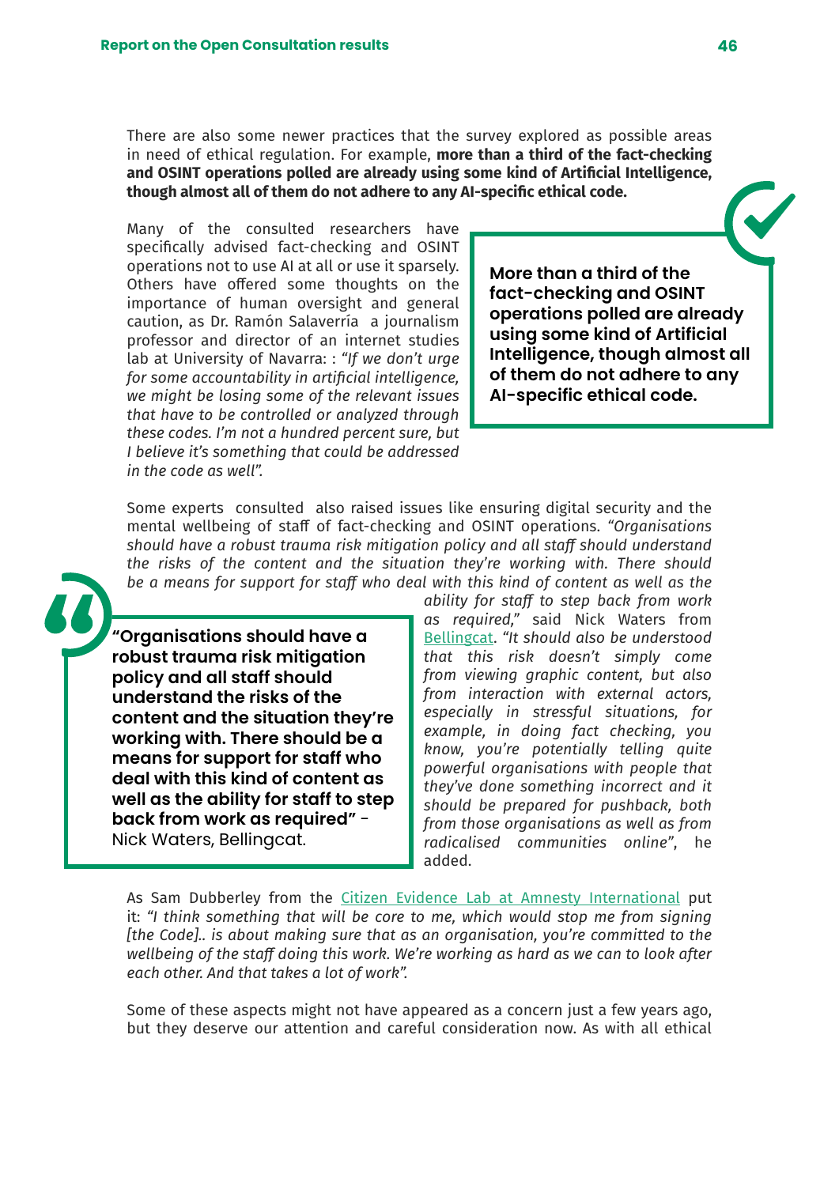There are also some newer practices that the survey explored as possible areas in need of ethical regulation. For example, **more than a third of the fact-checking and OSINT operations polled are already using some kind of Artificial Intelligence, though almost all of them do not adhere to any AI-specific ethical code.**

Many of the consulted researchers have specifically advised fact-checking and OSINT operations not to use AI at all or use it sparsely. Others have offered some thoughts on the importance of human oversight and general caution, as Dr. Ramón Salaverría a journalism professor and director of an internet studies lab at University of Navarra: : *"If we don't urge for some accountability in artificial intelligence, we might be losing some of the relevant issues that have to be controlled or analyzed through these codes. I'm not a hundred percent sure, but I believe it's something that could be addressed in the code as well".*

> **More than a third of the fact-checking and OSINT operations polled are already using some kind of Artificial Intelligence, though almost all of them do not adhere to any AI-specific ethical code.**

Some experts consulted also raised issues like ensuring digital security and the mental wellbeing of staff of fact-checking and OSINT operations. *"Organisations should have a robust trauma risk mitigation policy and all staff should understand the risks of the content and the situation they're working with. There should be a means for support for staff who deal with this kind of content as well as the ability for staff to step back from work as required,"* said Nick Waters from Bellingcat. *"It should also be understood that this risk doesn't simply come from viewing graphic content, but also from interaction with external actors, especially in stressful situations, for example, in doing fact checking, you know, you're potentially telling quite powerful organisations with people that they've done something incorrect and it should be prepared for pushback, both from those organisations as well as from radicalised communities online"*, he added.

> **"Organisations should have a robust trauma risk mitigation policy and all staff should understand the risks of the content and the situation they're working with. There should be a means for support for staff who deal with this kind of content as well as the ability for staff to step back from work as required"** - Nick Waters, Bellingcat.

As Sam Dubberley from the Citizen Evidence Lab at Amnesty International put it: *"I think something that will be core to me, which would stop me from signing [the Code].. is about making sure that as an organisation, you're committed to the wellbeing of the staff doing this work. We're working as hard as we can to look after each other. And that takes a lot of work".*

Some of these aspects might not have appeared as a concern just a few years ago, but they deserve our attention and careful consideration now. As with all ethical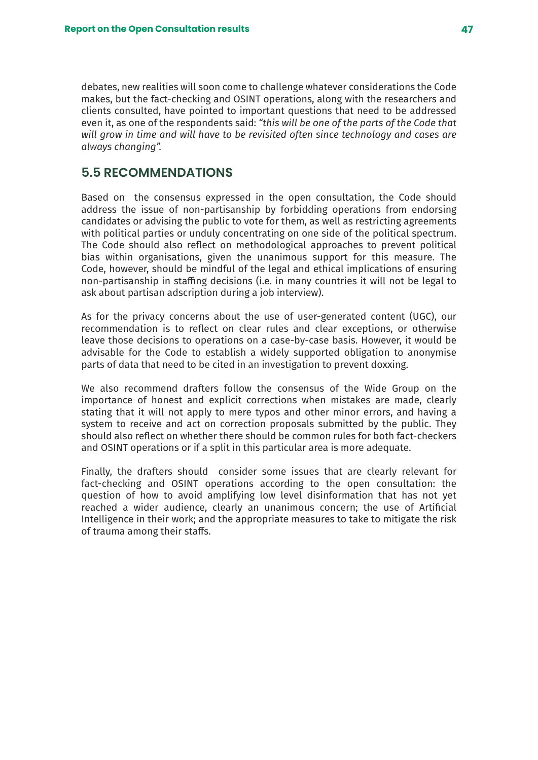debates, new realities will soon come to challenge whatever considerations the Code makes, but the fact-checking and OSINT operations, along with the researchers and clients consulted, have pointed to important questions that need to be addressed even it, as one of the respondents said: *"this will be one of the parts of the Code that will grow in time and will have to be revisited often since technology and cases are always changing".*

## 5.5 RECOMMENDATIONS

Based on the consensus expressed in the open consultation, the Code should address the issue of non-partisanship by forbidding operations from endorsing candidates or advising the public to vote for them, as well as restricting agreements with political parties or unduly concentrating on one side of the political spectrum. The Code should also reflect on methodological approaches to prevent political bias within organisations, given the unanimous support for this measure. The Code, however, should be mindful of the legal and ethical implications of ensuring non-partisanship in staffing decisions (i.e. in many countries it will not be legal to ask about partisan adscription during a job interview).

As for the privacy concerns about the use of user-generated content (UGC), our recommendation is to reflect on clear rules and clear exceptions, or otherwise leave those decisions to operations on a case-by-case basis. However, it would be advisable for the Code to establish a widely supported obligation to anonymise parts of data that need to be cited in an investigation to prevent doxxing.

We also recommend drafters follow the consensus of the Wide Group on the importance of honest and explicit corrections when mistakes are made, clearly stating that it will not apply to mere typos and other minor errors, and having a system to receive and act on correction proposals submitted by the public. They should also reflect on whether there should be common rules for both fact-checkers and OSINT operations or if a split in this particular area is more adequate.

Finally, the drafters should consider some issues that are clearly relevant for fact-checking and OSINT operations according to the open consultation: the question of how to avoid amplifying low level disinformation that has not yet reached a wider audience, clearly an unanimous concern; the use of Artificial Intelligence in their work; and the appropriate measures to take to mitigate the risk of trauma among their staffs.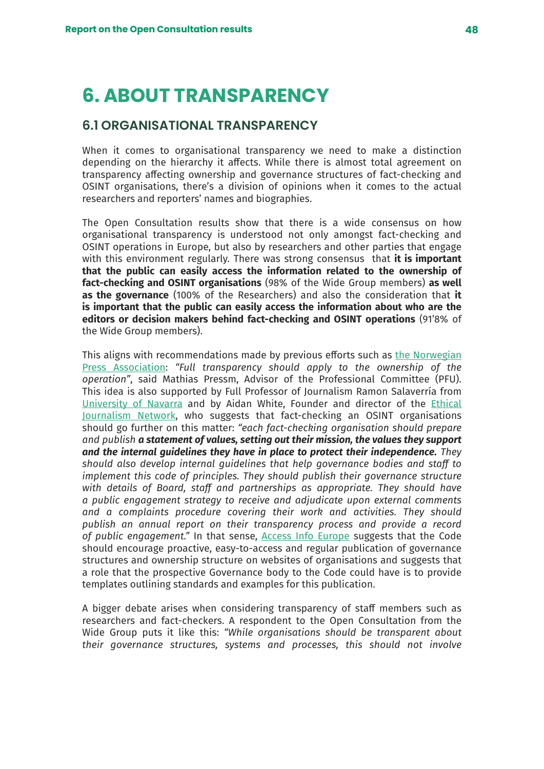# 6. ABOUT TRANSPARENCY

## 6.1 ORGANISATIONAL TRANSPARENCY

When it comes to organisational transparency we need to make a distinction depending on the hierarchy it affects. While there is almost total agreement on transparency affecting ownership and governance structures of fact-checking and OSINT organisations, there's a division of opinions when it comes to the actual researchers and reporters' names and biographies.

The Open Consultation results show that there is a wide consensus on how organisational transparency is understood not only amongst fact-checking and OSINT operations in Europe, but also by researchers and other parties that engage with this environment regularly. There was strong consensus that **it is important that the public can easily access the information related to the ownership of fact-checking and OSINT organisations** (98% of the Wide Group members) **as well as the governance** (100% of the Researchers) and also the consideration that **it is important that the public can easily access the information about who are the editors or decision makers behind fact-checking and OSINT operations** (91'8% of the Wide Group members).

This aligns with recommendations made by previous efforts such as the Norwegian Press Association: *"Full transparency should apply to the ownership of the operation"*, said Mathias Pressm, Advisor of the Professional Committee (PFU). This idea is also supported by Full Professor of Journalism Ramon Salaverría from University of Navarra and by Aidan White, Founder and director of the Ethical Journalism Network, who suggests that fact-checking an OSINT organisations should go further on this matter: *"each fact-checking organisation should prepare and publish* ***a statement of values, setting out their mission, the values they support and the internal guidelines they have in place to protect their independence.*** *They should also develop internal guidelines that help governance bodies and staff to implement this code of principles. They should publish their governance structure with details of Board, staff and partnerships as appropriate. They should have a public engagement strategy to receive and adjudicate upon external comments and a complaints procedure covering their work and activities. They should publish an annual report on their transparency process and provide a record of public engagement."* In that sense, Access Info Europe suggests that the Code should encourage proactive, easy-to-access and regular publication of governance structures and ownership structure on websites of organisations and suggests that a role that the prospective Governance body to the Code could have is to provide templates outlining standards and examples for this publication.

A bigger debate arises when considering transparency of staff members such as researchers and fact-checkers. A respondent to the Open Consultation from the Wide Group puts it like this: *"While organisations should be transparent about their governance structures, systems and processes, this should not involve*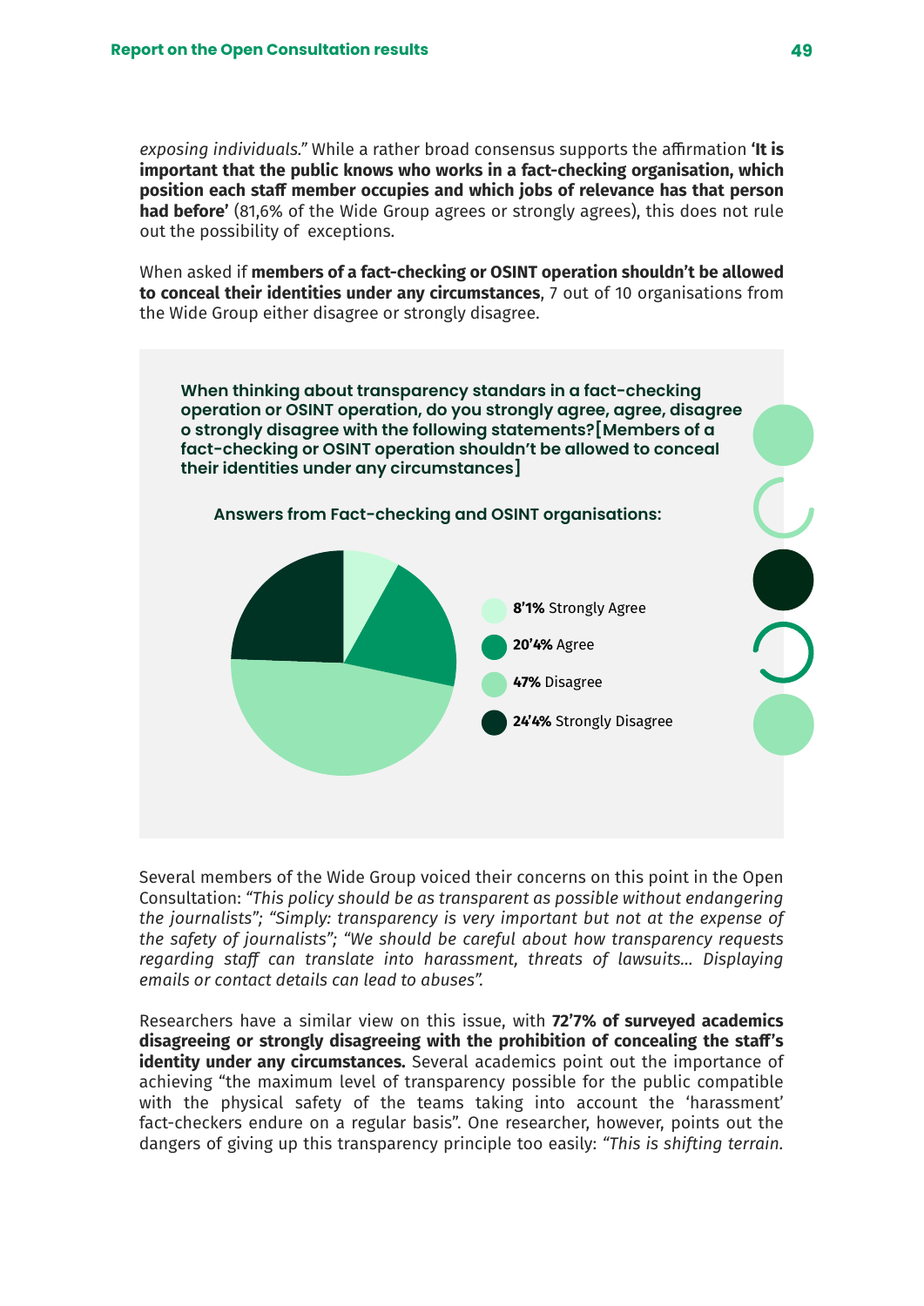*exposing individuals."* While a rather broad consensus supports the affirmation **'It is important that the public knows who works in a fact-checking organisation, which position each staff member occupies and which jobs of relevance has that person had before'** (81,6% of the Wide Group agrees or strongly agrees), this does not rule out the possibility of exceptions.

When asked if **members of a fact-checking or OSINT operation shouldn't be allowed to conceal their identities under any circumstances**, 7 out of 10 organisations from the Wide Group either disagree or strongly disagree.

**When thinking about transparency standars in a fact-checking operation or OSINT operation, do you strongly agree, agree, disagree o strongly disagree with the following statements?[Members of a fact-checking or OSINT operation shouldn't be allowed to conceal their identities under any circumstances]**

**Answers from Fact-checking and OSINT organisations:**

- **8'1%** Strongly Agree
- **20'4%** Agree
- **47%** Disagree
- **24'4%** Strongly Disagree

Several members of the Wide Group voiced their concerns on this point in the Open Consultation: *"This policy should be as transparent as possible without endangering the journalists"; "Simply: transparency is very important but not at the expense of the safety of journalists"; "We should be careful about how transparency requests regarding staff can translate into harassment, threats of lawsuits... Displaying emails or contact details can lead to abuses".*

Researchers have a similar view on this issue, with **72'7% of surveyed academics disagreeing or strongly disagreeing with the prohibition of concealing the staff's identity under any circumstances.** Several academics point out the importance of achieving "the maximum level of transparency possible for the public compatible with the physical safety of the teams taking into account the 'harassment' fact-checkers endure on a regular basis". One researcher, however, points out the dangers of giving up this transparency principle too easily: *"This is shifting terrain.*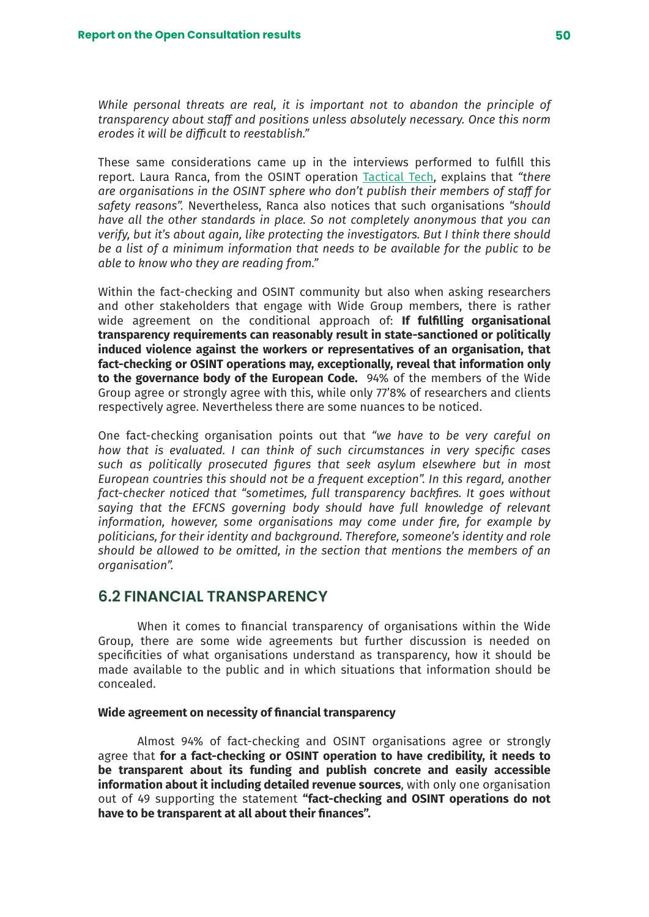*While personal threats are real, it is important not to abandon the principle of transparency about staff and positions unless absolutely necessary. Once this norm erodes it will be difficult to reestablish."*

These same considerations came up in the interviews performed to fulfill this report. Laura Ranca, from the OSINT operation Tactical Tech, explains that *"there are organisations in the OSINT sphere who don't publish their members of staff for safety reasons"*. Nevertheless, Ranca also notices that such organisations *"should have all the other standards in place. So not completely anonymous that you can verify, but it's about again, like protecting the investigators. But I think there should be a list of a minimum information that needs to be available for the public to be able to know who they are reading from."*

Within the fact-checking and OSINT community but also when asking researchers and other stakeholders that engage with Wide Group members, there is rather wide agreement on the conditional approach of: **If fulfilling organisational transparency requirements can reasonably result in state-sanctioned or politically induced violence against the workers or representatives of an organisation, that fact-checking or OSINT operations may, exceptionally, reveal that information only to the governance body of the European Code.** 94% of the members of the Wide Group agree or strongly agree with this, while only 77'8% of researchers and clients respectively agree. Nevertheless there are some nuances to be noticed.

One fact-checking organisation points out that *"we have to be very careful on how that is evaluated. I can think of such circumstances in very specific cases such as politically prosecuted figures that seek asylum elsewhere but in most European countries this should not be a frequent exception". In this regard, another fact-checker noticed that "sometimes, full transparency backfires. It goes without saying that the EFCNS governing body should have full knowledge of relevant information, however, some organisations may come under fire, for example by politicians, for their identity and background. Therefore, someone's identity and role should be allowed to be omitted, in the section that mentions the members of an organisation".*

## 6.2 FINANCIAL TRANSPARENCY

When it comes to financial transparency of organisations within the Wide Group, there are some wide agreements but further discussion is needed on specificities of what organisations understand as transparency, how it should be made available to the public and in which situations that information should be concealed.

### Wide agreement on necessity of financial transparency

Almost 94% of fact-checking and OSINT organisations agree or strongly agree that **for a fact-checking or OSINT operation to have credibility, it needs to be transparent about its funding and publish concrete and easily accessible information about it including detailed revenue sources**, with only one organisation out of 49 supporting the statement **"fact-checking and OSINT operations do not have to be transparent at all about their finances".**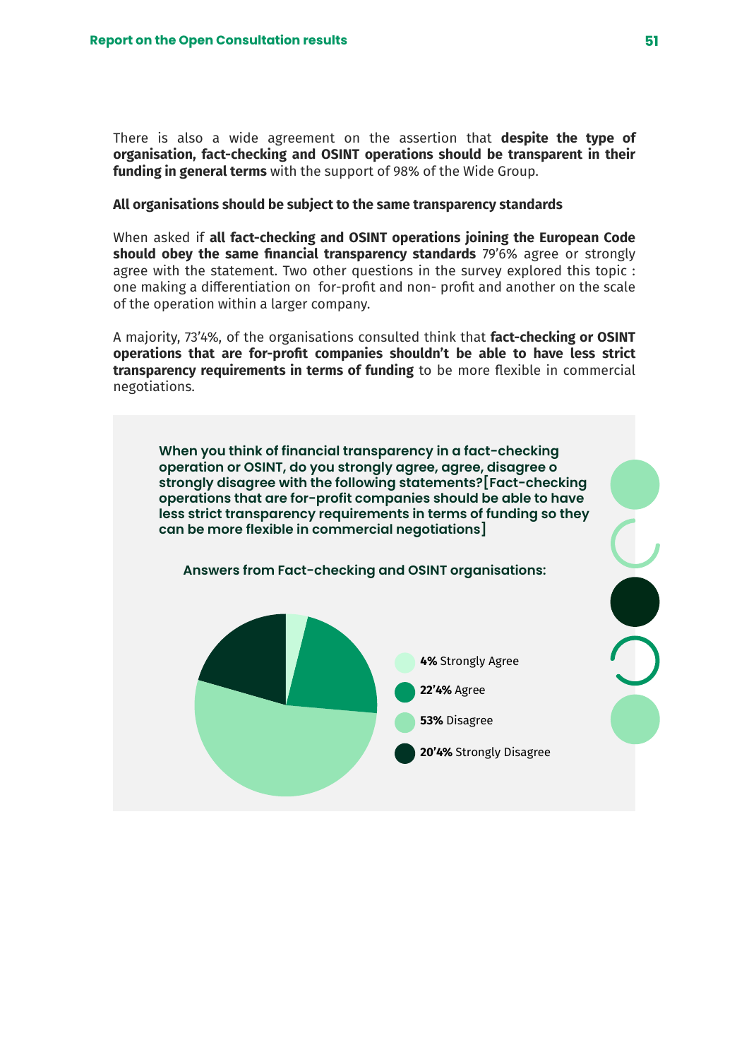There is also a wide agreement on the assertion that **despite the type of organisation, fact-checking and OSINT operations should be transparent in their funding in general terms** with the support of 98% of the Wide Group.

**All organisations should be subject to the same transparency standards**

When asked if **all fact-checking and OSINT operations joining the European Code should obey the same financial transparency standards** 79'6% agree or strongly agree with the statement. Two other questions in the survey explored this topic : one making a differentiation on for-profit and non- profit and another on the scale of the operation within a larger company.

A majority, 73'4%, of the organisations consulted think that **fact-checking or OSINT operations that are for-profit companies shouldn't be able to have less strict transparency requirements in terms of funding** to be more flexible in commercial negotiations.

**When you think of financial transparency in a fact-checking operation or OSINT, do you strongly agree, agree, disagree o strongly disagree with the following statements?[Fact-checking operations that are for-profit companies should be able to have less strict transparency requirements in terms of funding so they can be more flexible in commercial negotiations]**

**Answers from Fact-checking and OSINT organisations:**

- **4%** Strongly Agree
- **22'4%** Agree
- **53%** Disagree
- **20'4%** Strongly Disagree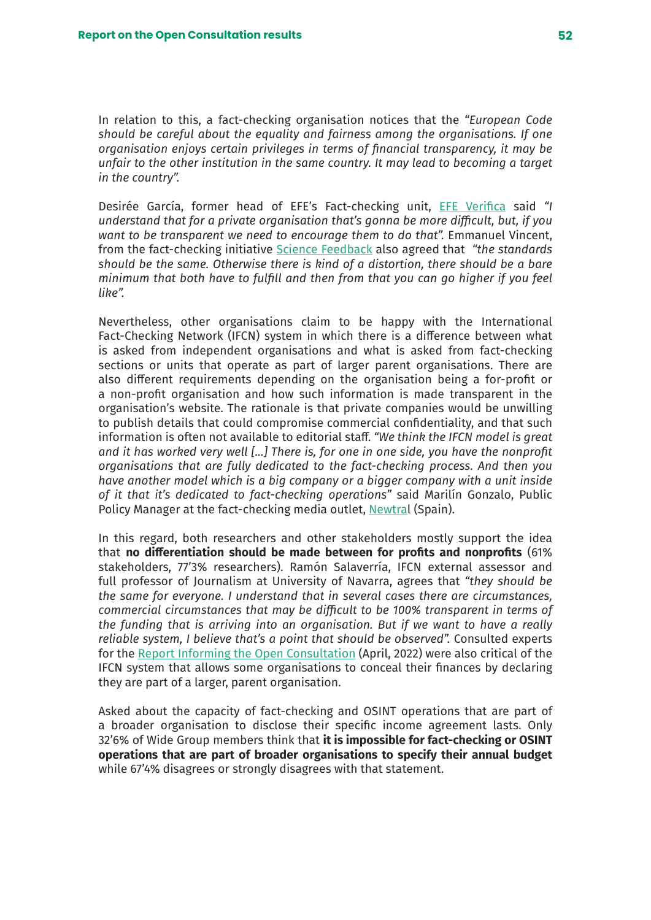In relation to this, a fact-checking organisation notices that the *"European Code should be careful about the equality and fairness among the organisations. If one organisation enjoys certain privileges in terms of financial transparency, it may be unfair to the other institution in the same country. It may lead to becoming a target in the country".*

Desirée García, former head of EFE's Fact-checking unit, [EFE Verifica](#) said *"I understand that for a private organisation that's gonna be more difficult, but, if you want to be transparent we need to encourage them to do that".* Emmanuel Vincent, from the fact-checking initiative [Science Feedback](#) also agreed that *"the standards should be the same. Otherwise there is kind of a distortion, there should be a bare minimum that both have to fulfill and then from that you can go higher if you feel like".*

Nevertheless, other organisations claim to be happy with the International Fact-Checking Network (IFCN) system in which there is a difference between what is asked from independent organisations and what is asked from fact-checking sections or units that operate as part of larger parent organisations. There are also different requirements depending on the organisation being a for-profit or a non-profit organisation and how such information is made transparent in the organisation's website. The rationale is that private companies would be unwilling to publish details that could compromise commercial confidentiality, and that such information is often not available to editorial staff. *"We think the IFCN model is great and it has worked very well [...] There is, for one in one side, you have the nonprofit organisations that are fully dedicated to the fact-checking process. And then you have another model which is a big company or a bigger company with a unit inside of it that it's dedicated to fact-checking operations"* said Marilín Gonzalo, Public Policy Manager at the fact-checking media outlet, [Newtral](#) (Spain).

In this regard, both researchers and other stakeholders mostly support the idea that **no differentiation should be made between for profits and nonprofits** (61% stakeholders, 77'3% researchers). Ramón Salaverría, IFCN external assessor and full professor of Journalism at University of Navarra, agrees that *"they should be the same for everyone. I understand that in several cases there are circumstances, commercial circumstances that may be difficult to be 100% transparent in terms of the funding that is arriving into an organisation. But if we want to have a really reliable system, I believe that's a point that should be observed".* Consulted experts for the [Report Informing the Open Consultation](#) (April, 2022) were also critical of the IFCN system that allows some organisations to conceal their finances by declaring they are part of a larger, parent organisation.

Asked about the capacity of fact-checking and OSINT operations that are part of a broader organisation to disclose their specific income agreement lasts. Only 32'6% of Wide Group members think that **it is impossible for fact-checking or OSINT operations that are part of broader organisations to specify their annual budget** while 67'4% disagrees or strongly disagrees with that statement.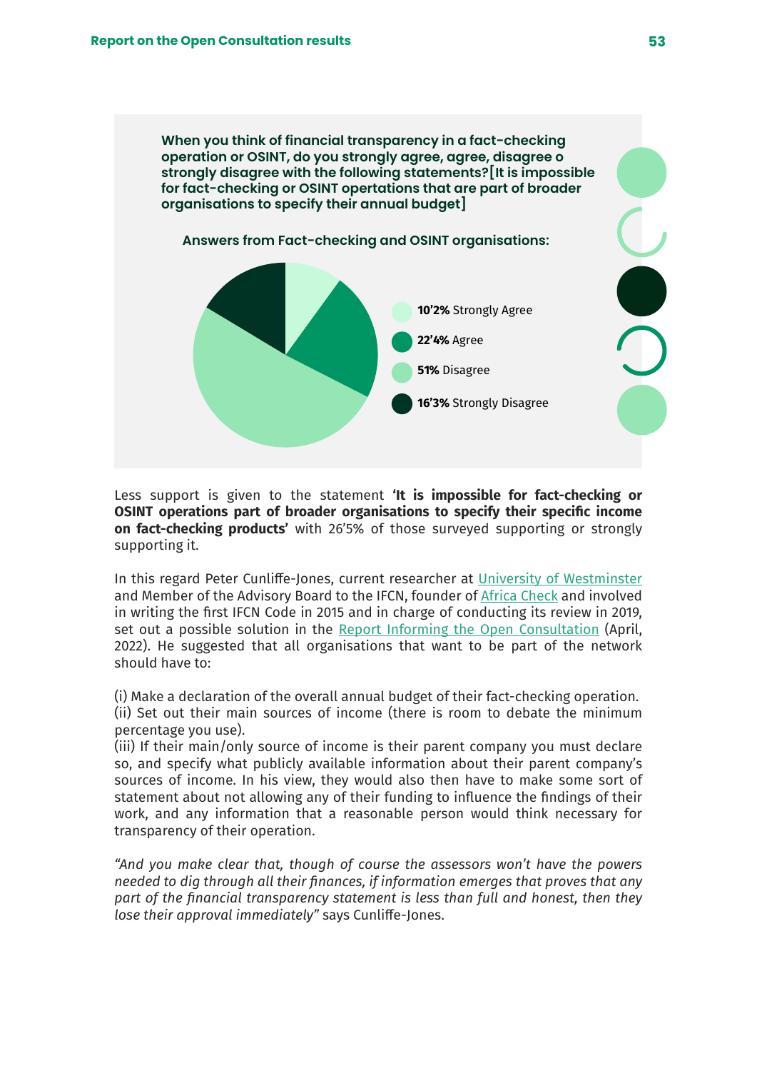**When you think of financial transparency in a fact-checking operation or OSINT, do you strongly agree, agree, disagree o strongly disagree with the following statements?[It is impossible for fact-checking or OSINT opertations that are part of broader organisations to specify their annual budget]**

**Answers from Fact-checking and OSINT organisations:**

- **10'2%** Strongly Agree
- **22'4%** Agree
- **51%** Disagree
- **16'3%** Strongly Disagree

Less support is given to the statement **'It is impossible for fact-checking or OSINT operations part of broader organisations to specify their specific income on fact-checking products'** with 26'5% of those surveyed supporting or strongly supporting it.

In this regard Peter Cunliffe-Jones, current researcher at University of Westminster and Member of the Advisory Board to the IFCN, founder of Africa Check and involved in writing the first IFCN Code in 2015 and in charge of conducting its review in 2019, set out a possible solution in the Report Informing the Open Consultation (April, 2022). He suggested that all organisations that want to be part of the network should have to:

(i) Make a declaration of the overall annual budget of their fact-checking operation.
(ii) Set out their main sources of income (there is room to debate the minimum percentage you use).
(iii) If their main/only source of income is their parent company you must declare so, and specify what publicly available information about their parent company's sources of income. In his view, they would also then have to make some sort of statement about not allowing any of their funding to influence the findings of their work, and any information that a reasonable person would think necessary for transparency of their operation.

*"And you make clear that, though of course the assessors won't have the powers needed to dig through all their finances, if information emerges that proves that any part of the financial transparency statement is less than full and honest, then they lose their approval immediately"* says Cunliffe-Jones.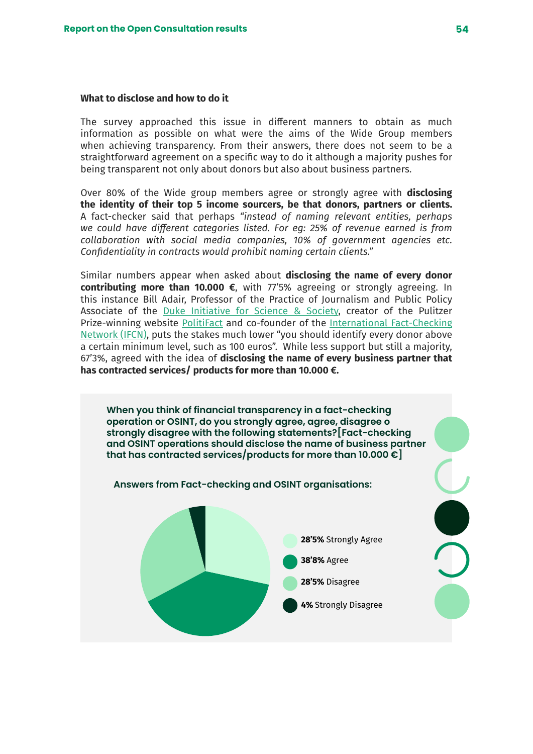### What to disclose and how to do it

The survey approached this issue in different manners to obtain as much information as possible on what were the aims of the Wide Group members when achieving transparency. From their answers, there does not seem to be a straightforward agreement on a specific way to do it although a majority pushes for being transparent not only about donors but also about business partners.

Over 80% of the Wide group members agree or strongly agree with **disclosing the identity of their top 5 income sourcers, be that donors, partners or clients.** A fact-checker said that perhaps *"instead of naming relevant entities, perhaps we could have different categories listed. For eg: 25% of revenue earned is from collaboration with social media companies, 10% of government agencies etc. Confidentiality in contracts would prohibit naming certain clients."*

Similar numbers appear when asked about **disclosing the name of every donor contributing more than 10.000 €**, with 77'5% agreeing or strongly agreeing. In this instance Bill Adair, Professor of the Practice of Journalism and Public Policy Associate of the Duke Initiative for Science & Society, creator of the Pulitzer Prize-winning website PolitiFact and co-founder of the International Fact-Checking Network (IFCN), puts the stakes much lower "you should identify every donor above a certain minimum level, such as 100 euros". While less support but still a majority, 67'3%, agreed with the idea of **disclosing the name of every business partner that has contracted services/ products for more than 10.000 €.**

**When you think of financial transparency in a fact-checking operation or OSINT, do you strongly agree, agree, disagree o strongly disagree with the following statements?[Fact-checking and OSINT operations should disclose the name of business partner that has contracted services/products for more than 10.000 €]**

**Answers from Fact-checking and OSINT organisations:**

- **28'5%** Strongly Agree
- **38'8%** Agree
- **28'5%** Disagree
- **4%** Strongly Disagree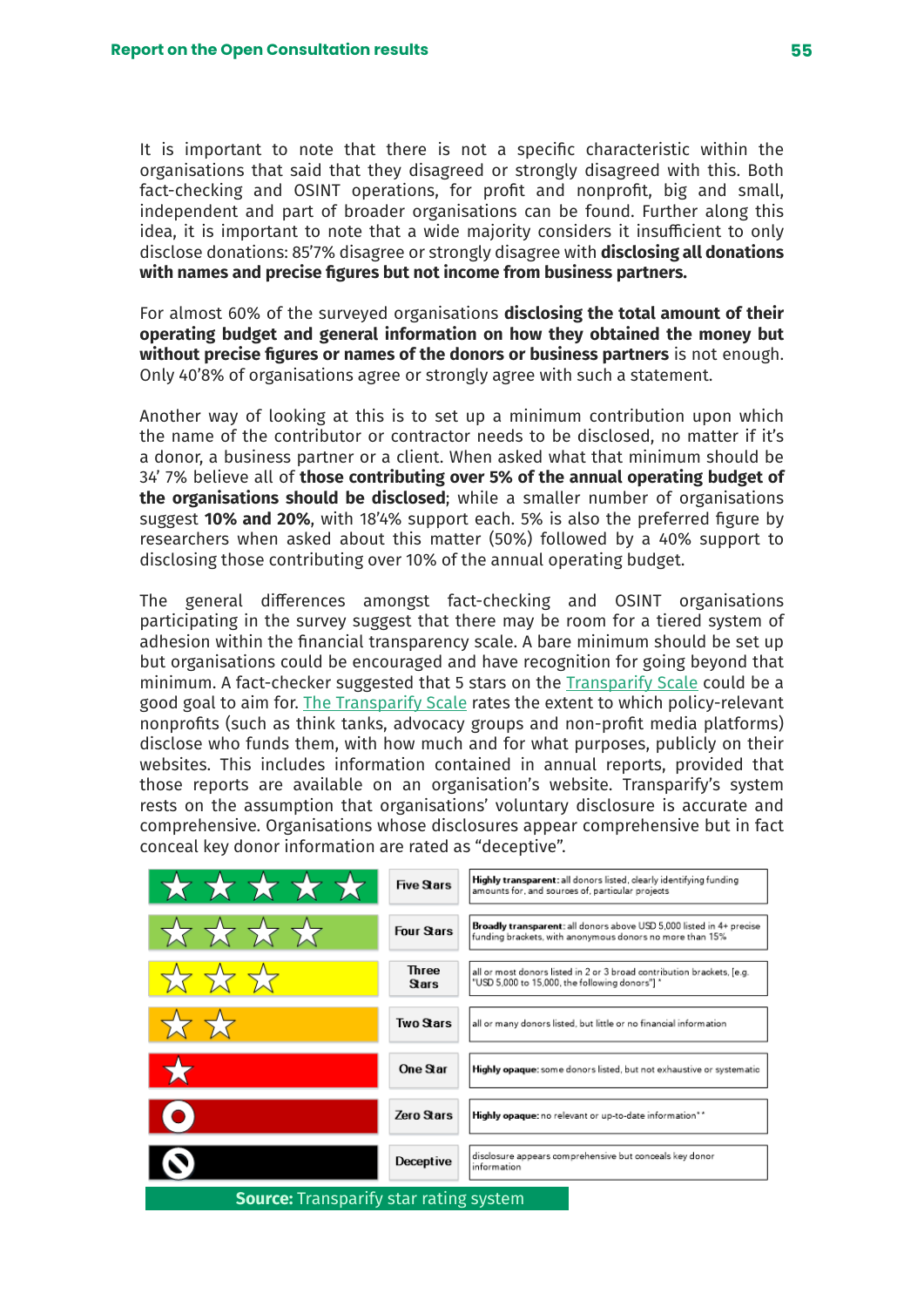It is important to note that there is not a specific characteristic within the organisations that said that they disagreed or strongly disagreed with this. Both fact-checking and OSINT operations, for profit and nonprofit, big and small, independent and part of broader organisations can be found. Further along this idea, it is important to note that a wide majority considers it insufficient to only disclose donations: 85'7% disagree or strongly disagree with **disclosing all donations with names and precise figures but not income from business partners.**

For almost 60% of the surveyed organisations **disclosing the total amount of their operating budget and general information on how they obtained the money but without precise figures or names of the donors or business partners** is not enough. Only 40'8% of organisations agree or strongly agree with such a statement.

Another way of looking at this is to set up a minimum contribution upon which the name of the contributor or contractor needs to be disclosed, no matter if it's a donor, a business partner or a client. When asked what that minimum should be 34' 7% believe all of **those contributing over 5% of the annual operating budget of the organisations should be disclosed**; while a smaller number of organisations suggest **10% and 20%**, with 18'4% support each. 5% is also the preferred figure by researchers when asked about this matter (50%) followed by a 40% support to disclosing those contributing over 10% of the annual operating budget.

The general differences amongst fact-checking and OSINT organisations participating in the survey suggest that there may be room for a tiered system of adhesion within the financial transparency scale. A bare minimum should be set up but organisations could be encouraged and have recognition for going beyond that minimum. A fact-checker suggested that 5 stars on the Transparify Scale could be a good goal to aim for. The Transparify Scale rates the extent to which policy-relevant nonprofits (such as think tanks, advocacy groups and non-profit media platforms) disclose who funds them, with how much and for what purposes, publicly on their websites. This includes information contained in annual reports, provided that those reports are available on an organisation's website. Transparify's system rests on the assumption that organisations' voluntary disclosure is accurate and comprehensive. Organisations whose disclosures appear comprehensive but in fact conceal key donor information are rated as "deceptive".

| Rating | | Description |
|---|---|---|
| ☆☆☆☆☆ | Five Stars | **Highly transparent:** all donors listed, clearly identifying funding amounts for, and sources of, particular projects |
| ☆☆☆☆ | Four Stars | **Broadly transparent:** all donors above USD 5,000 listed in 4+ precise funding brackets, with anonymous donors no more than 15% |
| ☆☆☆ | Three Stars | all or most donors listed in 2 or 3 broad contribution brackets, [e.g. "USD 5,000 to 15,000, the following donors"] * |
| ☆☆ | Two Stars | all or many donors listed, but little or no financial information |
| ☆ | One Star | **Highly opaque:** some donors listed, but not exhaustive or systematic |
| | Zero Stars | **Highly opaque:** no relevant or up-to-date information** |
| | Deceptive | disclosure appears comprehensive but conceals key donor information |

**Source:** Transparify star rating system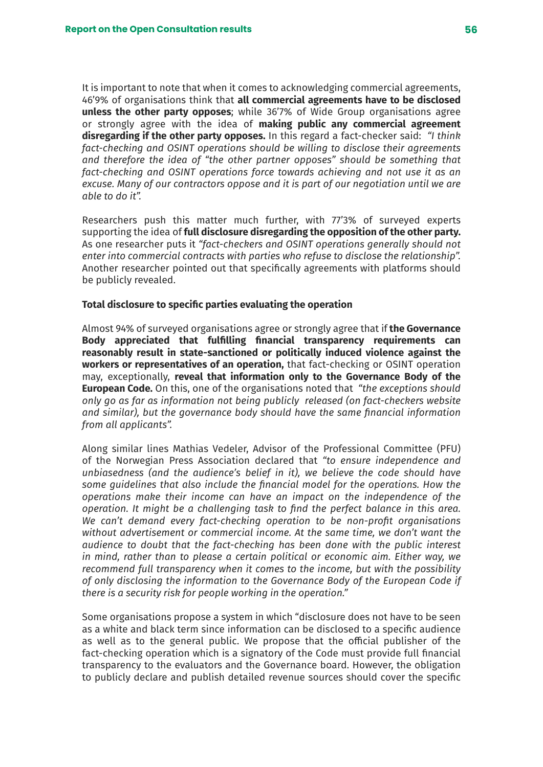It is important to note that when it comes to acknowledging commercial agreements, 46'9% of organisations think that **all commercial agreements have to be disclosed unless the other party opposes**; while 36'7% of Wide Group organisations agree or strongly agree with the idea of **making public any commercial agreement disregarding if the other party opposes.** In this regard a fact-checker said: *"I think fact-checking and OSINT operations should be willing to disclose their agreements and therefore the idea of "the other partner opposes" should be something that fact-checking and OSINT operations force towards achieving and not use it as an excuse. Many of our contractors oppose and it is part of our negotiation until we are able to do it".*

Researchers push this matter much further, with 77'3% of surveyed experts supporting the idea of **full disclosure disregarding the opposition of the other party.** As one researcher puts it *"fact-checkers and OSINT operations generally should not enter into commercial contracts with parties who refuse to disclose the relationship".* Another researcher pointed out that specifically agreements with platforms should be publicly revealed.

**Total disclosure to specific parties evaluating the operation**

Almost 94% of surveyed organisations agree or strongly agree that if **the Governance Body appreciated that fulfilling financial transparency requirements can reasonably result in state-sanctioned or politically induced violence against the workers or representatives of an operation,** that fact-checking or OSINT operation may, exceptionally, **reveal that information only to the Governance Body of the European Code.** On this, one of the organisations noted that *"the exceptions should only go as far as information not being publicly released (on fact-checkers website and similar), but the governance body should have the same financial information from all applicants".*

Along similar lines Mathias Vedeler, Advisor of the Professional Committee (PFU) of the Norwegian Press Association declared that *"to ensure independence and unbiasedness (and the audience's belief in it), we believe the code should have some guidelines that also include the financial model for the operations. How the operations make their income can have an impact on the independence of the operation. It might be a challenging task to find the perfect balance in this area. We can't demand every fact-checking operation to be non-profit organisations without advertisement or commercial income. At the same time, we don't want the audience to doubt that the fact-checking has been done with the public interest in mind, rather than to please a certain political or economic aim. Either way, we recommend full transparency when it comes to the income, but with the possibility of only disclosing the information to the Governance Body of the European Code if there is a security risk for people working in the operation."*

Some organisations propose a system in which "disclosure does not have to be seen as a white and black term since information can be disclosed to a specific audience as well as to the general public. We propose that the official publisher of the fact-checking operation which is a signatory of the Code must provide full financial transparency to the evaluators and the Governance board. However, the obligation to publicly declare and publish detailed revenue sources should cover the specific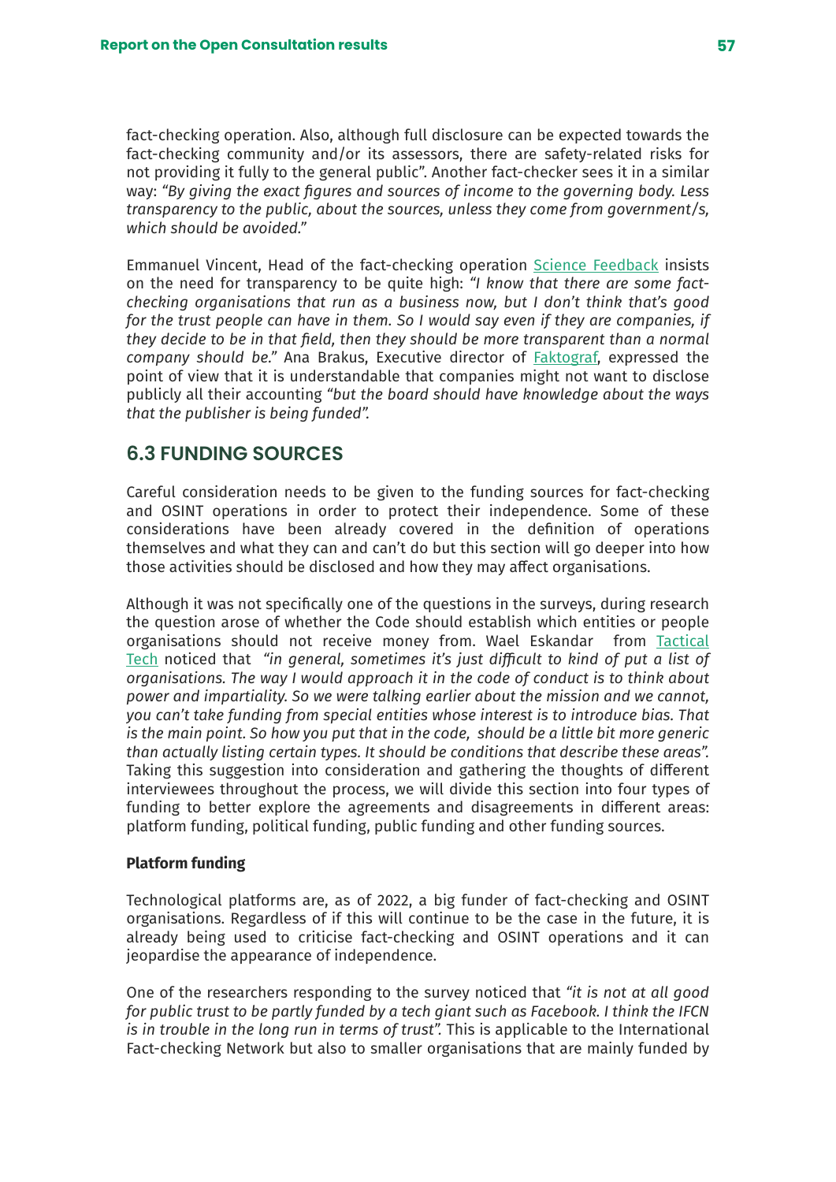fact-checking operation. Also, although full disclosure can be expected towards the fact-checking community and/or its assessors, there are safety-related risks for not providing it fully to the general public". Another fact-checker sees it in a similar way: *"By giving the exact figures and sources of income to the governing body. Less transparency to the public, about the sources, unless they come from government/s, which should be avoided."*

Emmanuel Vincent, Head of the fact-checking operation Science Feedback insists on the need for transparency to be quite high: *"I know that there are some fact-checking organisations that run as a business now, but I don't think that's good for the trust people can have in them. So I would say even if they are companies, if they decide to be in that field, then they should be more transparent than a normal company should be."* Ana Brakus, Executive director of Faktograf, expressed the point of view that it is understandable that companies might not want to disclose publicly all their accounting *"but the board should have knowledge about the ways that the publisher is being funded".*

## 6.3 FUNDING SOURCES

Careful consideration needs to be given to the funding sources for fact-checking and OSINT operations in order to protect their independence. Some of these considerations have been already covered in the definition of operations themselves and what they can and can't do but this section will go deeper into how those activities should be disclosed and how they may affect organisations.

Although it was not specifically one of the questions in the surveys, during research the question arose of whether the Code should establish which entities or people organisations should not receive money from. Wael Eskandar from Tactical Tech noticed that *"in general, sometimes it's just difficult to kind of put a list of organisations. The way I would approach it in the code of conduct is to think about power and impartiality. So we were talking earlier about the mission and we cannot, you can't take funding from special entities whose interest is to introduce bias. That is the main point. So how you put that in the code, should be a little bit more generic than actually listing certain types. It should be conditions that describe these areas".* Taking this suggestion into consideration and gathering the thoughts of different interviewees throughout the process, we will divide this section into four types of funding to better explore the agreements and disagreements in different areas: platform funding, political funding, public funding and other funding sources.

**Platform funding**

Technological platforms are, as of 2022, a big funder of fact-checking and OSINT organisations. Regardless of if this will continue to be the case in the future, it is already being used to criticise fact-checking and OSINT operations and it can jeopardise the appearance of independence.

One of the researchers responding to the survey noticed that *"it is not at all good for public trust to be partly funded by a tech giant such as Facebook. I think the IFCN is in trouble in the long run in terms of trust".* This is applicable to the International Fact-checking Network but also to smaller organisations that are mainly funded by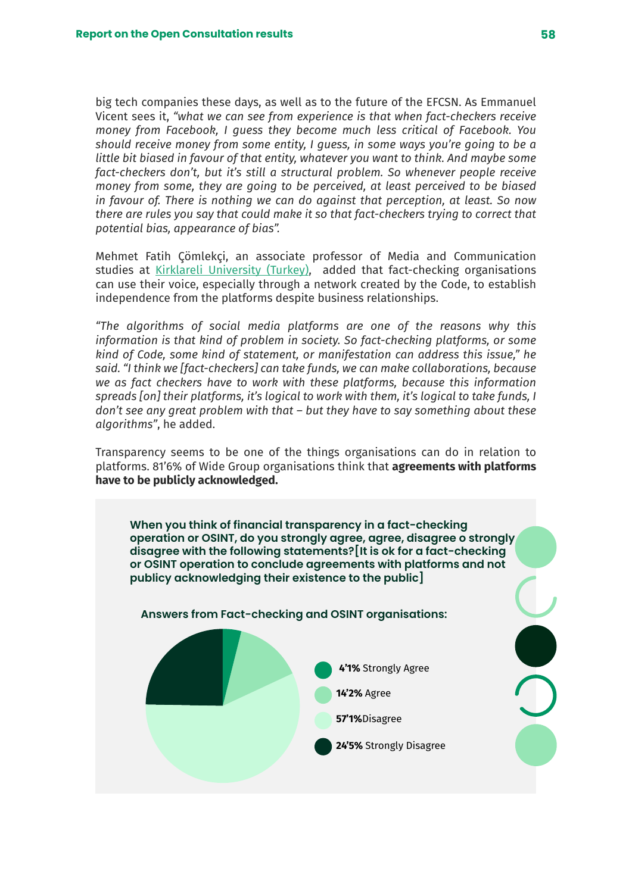big tech companies these days, as well as to the future of the EFCSN. As Emmanuel Vicent sees it, *"what we can see from experience is that when fact-checkers receive money from Facebook, I guess they become much less critical of Facebook. You should receive money from some entity, I guess, in some ways you're going to be a little bit biased in favour of that entity, whatever you want to think. And maybe some fact-checkers don't, but it's still a structural problem. So whenever people receive money from some, they are going to be perceived, at least perceived to be biased in favour of. There is nothing we can do against that perception, at least. So now there are rules you say that could make it so that fact-checkers trying to correct that potential bias, appearance of bias".*

Mehmet Fatih Çömlekçi, an associate professor of Media and Communication studies at Kirklareli University (Turkey), added that fact-checking organisations can use their voice, especially through a network created by the Code, to establish independence from the platforms despite business relationships.

*"The algorithms of social media platforms are one of the reasons why this information is that kind of problem in society. So fact-checking platforms, or some kind of Code, some kind of statement, or manifestation can address this issue," he said. "I think we [fact-checkers] can take funds, we can make collaborations, because we as fact checkers have to work with these platforms, because this information spreads [on] their platforms, it's logical to work with them, it's logical to take funds, I don't see any great problem with that – but they have to say something about these algorithms"*, he added.

Transparency seems to be one of the things organisations can do in relation to platforms. 81'6% of Wide Group organisations think that **agreements with platforms have to be publicly acknowledged.**

**When you think of financial transparency in a fact-checking operation or OSINT, do you strongly agree, agree, disagree o strongly disagree with the following statements?[It is ok for a fact-checking or OSINT operation to conclude agreements with platforms and not publicy acknowledging their existence to the public]**

**Answers from Fact-checking and OSINT organisations:**

- **4'1%** Strongly Agree
- **14'2%** Agree
- **57'1%** Disagree
- **24'5%** Strongly Disagree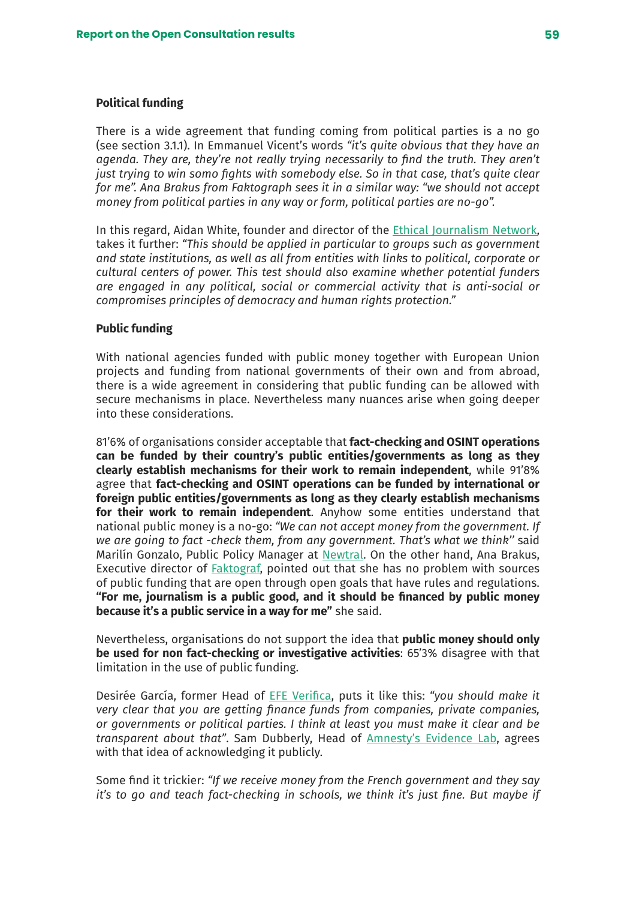**Political funding**

There is a wide agreement that funding coming from political parties is a no go (see section 3.1.1). In Emmanuel Vicent's words *"it's quite obvious that they have an agenda. They are, they're not really trying necessarily to find the truth. They aren't just trying to win somo fights with somebody else. So in that case, that's quite clear for me". Ana Brakus from Faktograph sees it in a similar way: "we should not accept money from political parties in any way or form, political parties are no-go".*

In this regard, Aidan White, founder and director of the Ethical Journalism Network, takes it further: *"This should be applied in particular to groups such as government and state institutions, as well as all from entities with links to political, corporate or cultural centers of power. This test should also examine whether potential funders are engaged in any political, social or commercial activity that is anti-social or compromises principles of democracy and human rights protection."*

**Public funding**

With national agencies funded with public money together with European Union projects and funding from national governments of their own and from abroad, there is a wide agreement in considering that public funding can be allowed with secure mechanisms in place. Nevertheless many nuances arise when going deeper into these considerations.

81'6% of organisations consider acceptable that **fact-checking and OSINT operations can be funded by their country's public entities/governments as long as they clearly establish mechanisms for their work to remain independent**, while 91'8% agree that **fact-checking and OSINT operations can be funded by international or foreign public entities/governments as long as they clearly establish mechanisms for their work to remain independent**. Anyhow some entities understand that national public money is a no-go: *"We can not accept money from the government. If we are going to fact -check them, from any government. That's what we think"* said Marilín Gonzalo, Public Policy Manager at Newtral. On the other hand, Ana Brakus, Executive director of Faktograf, pointed out that she has no problem with sources of public funding that are open through open goals that have rules and regulations. **"For me, journalism is a public good, and it should be financed by public money because it's a public service in a way for me"** she said.

Nevertheless, organisations do not support the idea that **public money should only be used for non fact-checking or investigative activities**: 65'3% disagree with that limitation in the use of public funding.

Desirée García, former Head of EFE Verifica, puts it like this: *"you should make it very clear that you are getting finance funds from companies, private companies, or governments or political parties. I think at least you must make it clear and be transparent about that"*. Sam Dubberly, Head of Amnesty's Evidence Lab, agrees with that idea of acknowledging it publicly.

Some find it trickier: *"If we receive money from the French government and they say it's to go and teach fact-checking in schools, we think it's just fine. But maybe if*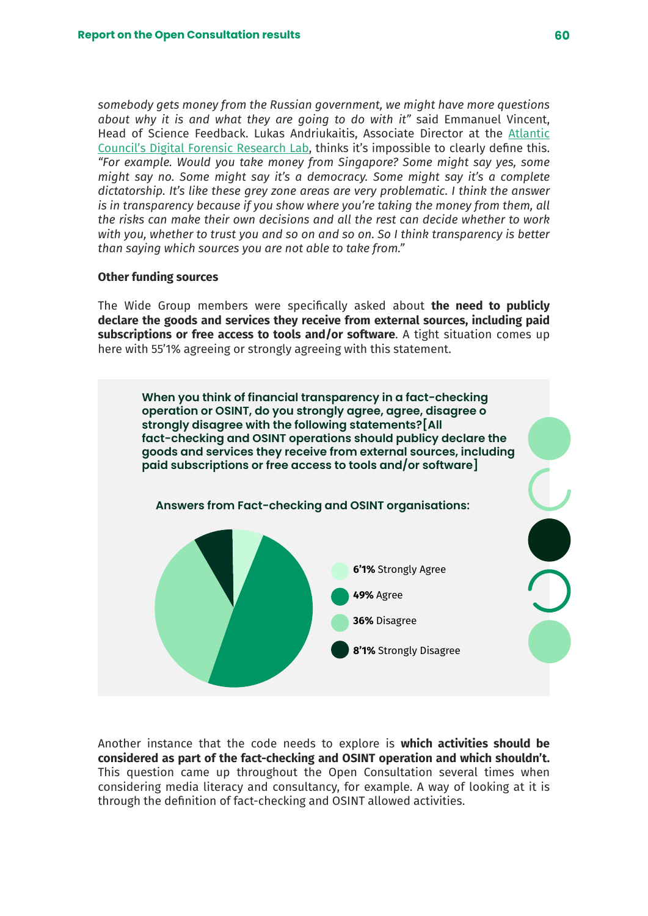*somebody gets money from the Russian government, we might have more questions about why it is and what they are going to do with it"* said Emmanuel Vincent, Head of Science Feedback. Lukas Andriukaitis, Associate Director at the Atlantic Council's Digital Forensic Research Lab, thinks it's impossible to clearly define this. *"For example. Would you take money from Singapore? Some might say yes, some might say no. Some might say it's a democracy. Some might say it's a complete dictatorship. It's like these grey zone areas are very problematic. I think the answer is in transparency because if you show where you're taking the money from them, all the risks can make their own decisions and all the rest can decide whether to work with you, whether to trust you and so on and so on. So I think transparency is better than saying which sources you are not able to take from."*

**Other funding sources**

The Wide Group members were specifically asked about **the need to publicly declare the goods and services they receive from external sources, including paid subscriptions or free access to tools and/or software**. A tight situation comes up here with 55'1% agreeing or strongly agreeing with this statement.

**When you think of financial transparency in a fact-checking operation or OSINT, do you strongly agree, agree, disagree o strongly disagree with the following statements?[All fact-checking and OSINT operations should publicy declare the goods and services they receive from external sources, including paid subscriptions or free access to tools and/or software]**

**Answers from Fact-checking and OSINT organisations:**

- **6'1%** Strongly Agree
- **49%** Agree
- **36%** Disagree
- **8'1%** Strongly Disagree

Another instance that the code needs to explore is **which activities should be considered as part of the fact-checking and OSINT operation and which shouldn't.** This question came up throughout the Open Consultation several times when considering media literacy and consultancy, for example. A way of looking at it is through the definition of fact-checking and OSINT allowed activities.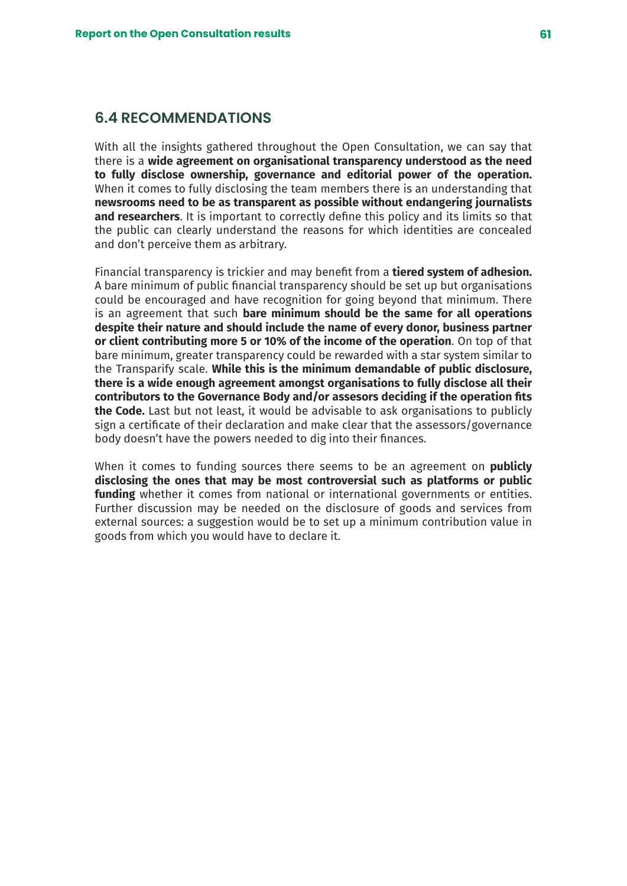## 6.4 RECOMMENDATIONS

With all the insights gathered throughout the Open Consultation, we can say that there is a **wide agreement on organisational transparency understood as the need to fully disclose ownership, governance and editorial power of the operation.** When it comes to fully disclosing the team members there is an understanding that **newsrooms need to be as transparent as possible without endangering journalists and researchers**. It is important to correctly define this policy and its limits so that the public can clearly understand the reasons for which identities are concealed and don't perceive them as arbitrary.

Financial transparency is trickier and may benefit from a **tiered system of adhesion.** A bare minimum of public financial transparency should be set up but organisations could be encouraged and have recognition for going beyond that minimum. There is an agreement that such **bare minimum should be the same for all operations despite their nature and should include the name of every donor, business partner or client contributing more 5 or 10% of the income of the operation**. On top of that bare minimum, greater transparency could be rewarded with a star system similar to the Transparify scale. **While this is the minimum demandable of public disclosure, there is a wide enough agreement amongst organisations to fully disclose all their contributors to the Governance Body and/or assesors deciding if the operation fits the Code.** Last but not least, it would be advisable to ask organisations to publicly sign a certificate of their declaration and make clear that the assessors/governance body doesn't have the powers needed to dig into their finances.

When it comes to funding sources there seems to be an agreement on **publicly disclosing the ones that may be most controversial such as platforms or public funding** whether it comes from national or international governments or entities. Further discussion may be needed on the disclosure of goods and services from external sources: a suggestion would be to set up a minimum contribution value in goods from which you would have to declare it.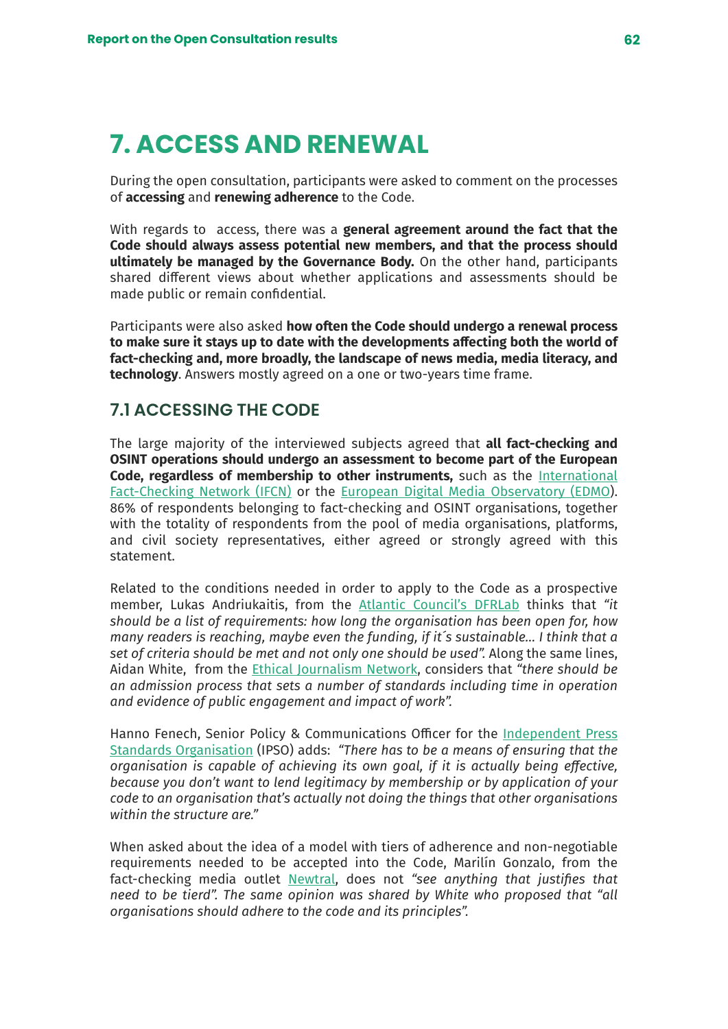# 7. ACCESS AND RENEWAL

During the open consultation, participants were asked to comment on the processes of **accessing** and **renewing adherence** to the Code.

With regards to access, there was a **general agreement around the fact that the Code should always assess potential new members, and that the process should ultimately be managed by the Governance Body.** On the other hand, participants shared different views about whether applications and assessments should be made public or remain confidential.

Participants were also asked **how often the Code should undergo a renewal process to make sure it stays up to date with the developments affecting both the world of fact-checking and, more broadly, the landscape of news media, media literacy, and technology**. Answers mostly agreed on a one or two-years time frame.

## 7.1 ACCESSING THE CODE

The large majority of the interviewed subjects agreed that **all fact-checking and OSINT operations should undergo an assessment to become part of the European Code, regardless of membership to other instruments,** such as the International Fact-Checking Network (IFCN) or the European Digital Media Observatory (EDMO). 86% of respondents belonging to fact-checking and OSINT organisations, together with the totality of respondents from the pool of media organisations, platforms, and civil society representatives, either agreed or strongly agreed with this statement.

Related to the conditions needed in order to apply to the Code as a prospective member, Lukas Andriukaitis, from the Atlantic Council's DFRLab thinks that *"it should be a list of requirements: how long the organisation has been open for, how many readers is reaching, maybe even the funding, if it´s sustainable... I think that a set of criteria should be met and not only one should be used".* Along the same lines, Aidan White, from the Ethical Journalism Network, considers that *"there should be an admission process that sets a number of standards including time in operation and evidence of public engagement and impact of work".*

Hanno Fenech, Senior Policy & Communications Officer for the Independent Press Standards Organisation (IPSO) adds: *"There has to be a means of ensuring that the organisation is capable of achieving its own goal, if it is actually being effective, because you don't want to lend legitimacy by membership or by application of your code to an organisation that's actually not doing the things that other organisations within the structure are."*

When asked about the idea of a model with tiers of adherence and non-negotiable requirements needed to be accepted into the Code, Marilín Gonzalo, from the fact-checking media outlet Newtral, does not *"see anything that justifies that need to be tierd". The same opinion was shared by White who proposed that "all organisations should adhere to the code and its principles".*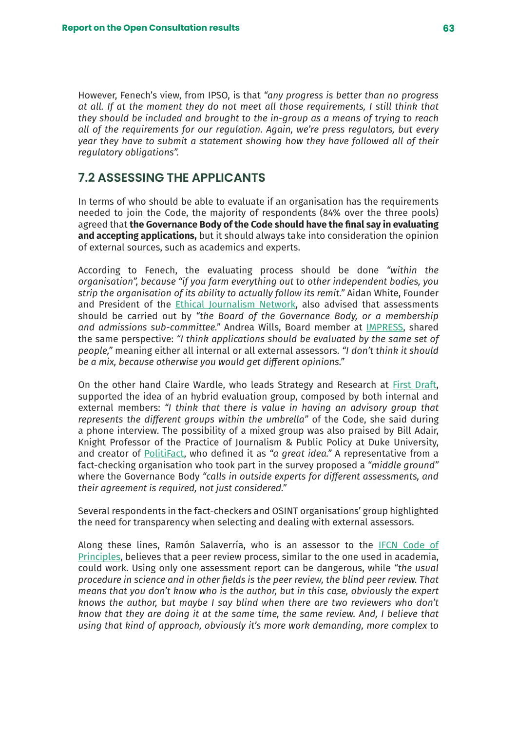However, Fenech's view, from IPSO, is that *"any progress is better than no progress at all. If at the moment they do not meet all those requirements, I still think that they should be included and brought to the in-group as a means of trying to reach all of the requirements for our regulation. Again, we're press regulators, but every year they have to submit a statement showing how they have followed all of their regulatory obligations".*

## 7.2 ASSESSING THE APPLICANTS

In terms of who should be able to evaluate if an organisation has the requirements needed to join the Code, the majority of respondents (84% over the three pools) agreed that **the Governance Body of the Code should have the final say in evaluating and accepting applications,** but it should always take into consideration the opinion of external sources, such as academics and experts.

According to Fenech, the evaluating process should be done *"within the organisation", because "if you farm everything out to other independent bodies, you strip the organisation of its ability to actually follow its remit."* Aidan White, Founder and President of the Ethical Journalism Network, also advised that assessments should be carried out by *"the Board of the Governance Body, or a membership and admissions sub-committee."* Andrea Wills, Board member at IMPRESS, shared the same perspective: *"I think applications should be evaluated by the same set of people,"* meaning either all internal or all external assessors. *"I don't think it should be a mix, because otherwise you would get different opinions."*

On the other hand Claire Wardle, who leads Strategy and Research at First Draft, supported the idea of an hybrid evaluation group, composed by both internal and external members: *"I think that there is value in having an advisory group that represents the different groups within the umbrella"* of the Code, she said during a phone interview. The possibility of a mixed group was also praised by Bill Adair, Knight Professor of the Practice of Journalism & Public Policy at Duke University, and creator of PolitiFact, who defined it as *"a great idea."* A representative from a fact-checking organisation who took part in the survey proposed a *"middle ground"* where the Governance Body *"calls in outside experts for different assessments, and their agreement is required, not just considered."*

Several respondents in the fact-checkers and OSINT organisations' group highlighted the need for transparency when selecting and dealing with external assessors.

Along these lines, Ramón Salaverría, who is an assessor to the IFCN Code of Principles, believes that a peer review process, similar to the one used in academia, could work. Using only one assessment report can be dangerous, while *"the usual procedure in science and in other fields is the peer review, the blind peer review. That means that you don't know who is the author, but in this case, obviously the expert knows the author, but maybe I say blind when there are two reviewers who don't know that they are doing it at the same time, the same review. And, I believe that using that kind of approach, obviously it's more work demanding, more complex to*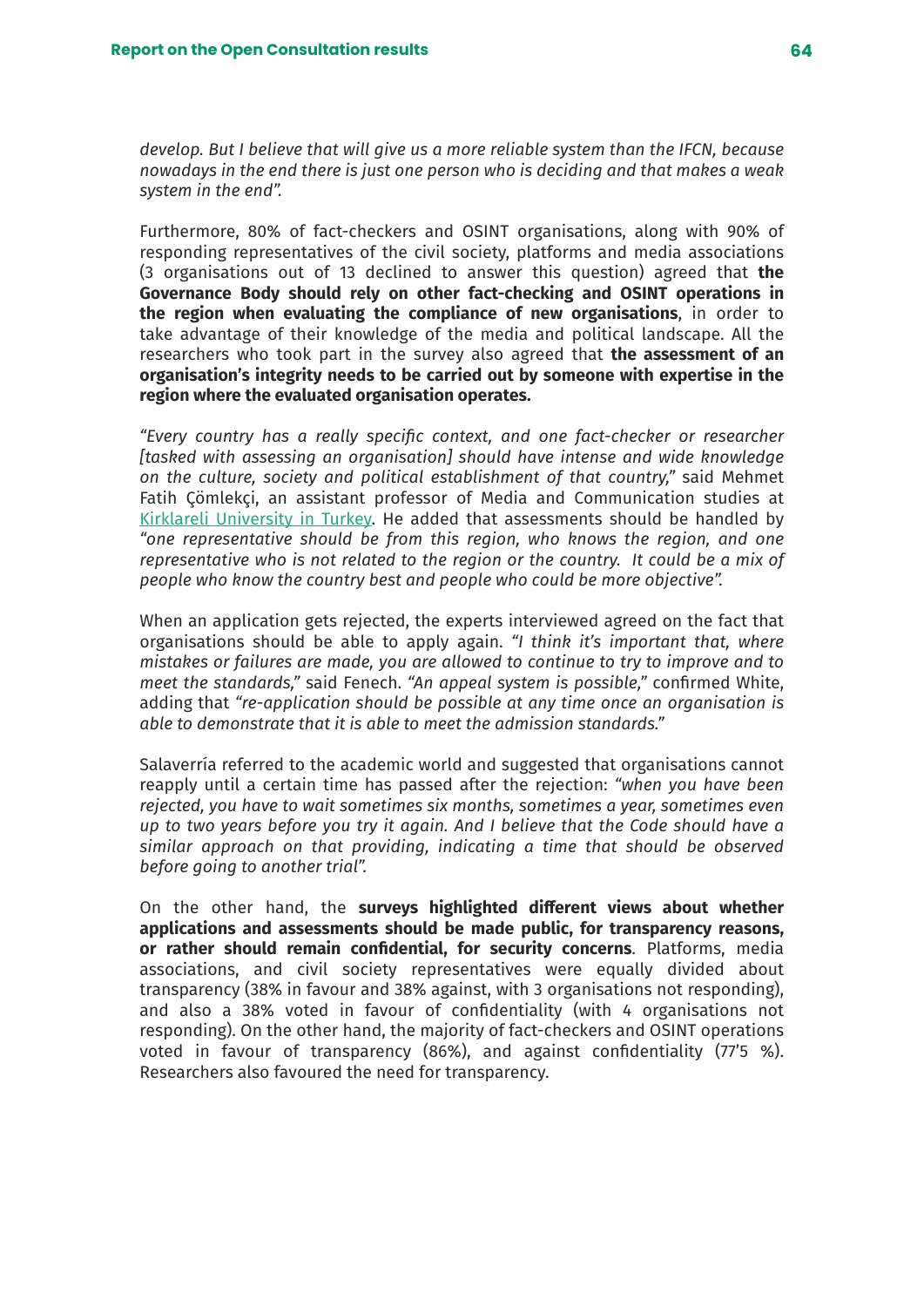*develop. But I believe that will give us a more reliable system than the IFCN, because nowadays in the end there is just one person who is deciding and that makes a weak system in the end".*

Furthermore, 80% of fact-checkers and OSINT organisations, along with 90% of responding representatives of the civil society, platforms and media associations (3 organisations out of 13 declined to answer this question) agreed that **the Governance Body should rely on other fact-checking and OSINT operations in the region when evaluating the compliance of new organisations**, in order to take advantage of their knowledge of the media and political landscape. All the researchers who took part in the survey also agreed that **the assessment of an organisation's integrity needs to be carried out by someone with expertise in the region where the evaluated organisation operates.**

*"Every country has a really specific context, and one fact-checker or researcher [tasked with assessing an organisation] should have intense and wide knowledge on the culture, society and political establishment of that country,"* said Mehmet Fatih Çömlekçi, an assistant professor of Media and Communication studies at Kirklareli University in Turkey. He added that assessments should be handled by *"one representative should be from this region, who knows the region, and one representative who is not related to the region or the country. It could be a mix of people who know the country best and people who could be more objective".*

When an application gets rejected, the experts interviewed agreed on the fact that organisations should be able to apply again. *"I think it's important that, where mistakes or failures are made, you are allowed to continue to try to improve and to meet the standards,"* said Fenech. *"An appeal system is possible,"* confirmed White, adding that *"re-application should be possible at any time once an organisation is able to demonstrate that it is able to meet the admission standards."*

Salaverría referred to the academic world and suggested that organisations cannot reapply until a certain time has passed after the rejection: *"when you have been rejected, you have to wait sometimes six months, sometimes a year, sometimes even up to two years before you try it again. And I believe that the Code should have a similar approach on that providing, indicating a time that should be observed before going to another trial".*

On the other hand, the **surveys highlighted different views about whether applications and assessments should be made public, for transparency reasons, or rather should remain confidential, for security concerns**. Platforms, media associations, and civil society representatives were equally divided about transparency (38% in favour and 38% against, with 3 organisations not responding), and also a 38% voted in favour of confidentiality (with 4 organisations not responding). On the other hand, the majority of fact-checkers and OSINT operations voted in favour of transparency (86%), and against confidentiality (77'5 %). Researchers also favoured the need for transparency.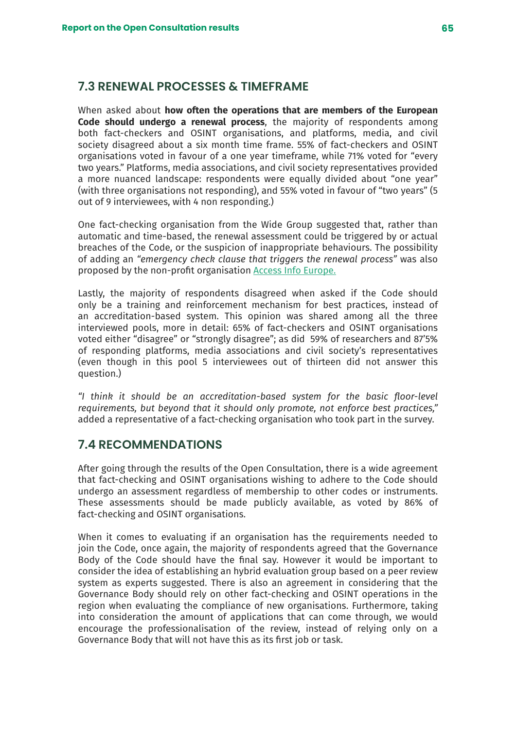## 7.3 RENEWAL PROCESSES & TIMEFRAME

When asked about **how often the operations that are members of the European Code should undergo a renewal process**, the majority of respondents among both fact-checkers and OSINT organisations, and platforms, media, and civil society disagreed about a six month time frame. 55% of fact-checkers and OSINT organisations voted in favour of a one year timeframe, while 71% voted for "every two years." Platforms, media associations, and civil society representatives provided a more nuanced landscape: respondents were equally divided about "one year" (with three organisations not responding), and 55% voted in favour of "two years" (5 out of 9 interviewees, with 4 non responding.)

One fact-checking organisation from the Wide Group suggested that, rather than automatic and time-based, the renewal assessment could be triggered by or actual breaches of the Code, or the suspicion of inappropriate behaviours. The possibility of adding an *"emergency check clause that triggers the renewal process"* was also proposed by the non-profit organisation Access Info Europe.

Lastly, the majority of respondents disagreed when asked if the Code should only be a training and reinforcement mechanism for best practices, instead of an accreditation-based system. This opinion was shared among all the three interviewed pools, more in detail: 65% of fact-checkers and OSINT organisations voted either "disagree" or "strongly disagree"; as did 59% of researchers and 87'5% of responding platforms, media associations and civil society's representatives (even though in this pool 5 interviewees out of thirteen did not answer this question.)

*"I think it should be an accreditation-based system for the basic floor-level requirements, but beyond that it should only promote, not enforce best practices,"* added a representative of a fact-checking organisation who took part in the survey.

## 7.4 RECOMMENDATIONS

After going through the results of the Open Consultation, there is a wide agreement that fact-checking and OSINT organisations wishing to adhere to the Code should undergo an assessment regardless of membership to other codes or instruments. These assessments should be made publicly available, as voted by 86% of fact-checking and OSINT organisations.

When it comes to evaluating if an organisation has the requirements needed to join the Code, once again, the majority of respondents agreed that the Governance Body of the Code should have the final say. However it would be important to consider the idea of establishing an hybrid evaluation group based on a peer review system as experts suggested. There is also an agreement in considering that the Governance Body should rely on other fact-checking and OSINT operations in the region when evaluating the compliance of new organisations. Furthermore, taking into consideration the amount of applications that can come through, we would encourage the professionalisation of the review, instead of relying only on a Governance Body that will not have this as its first job or task.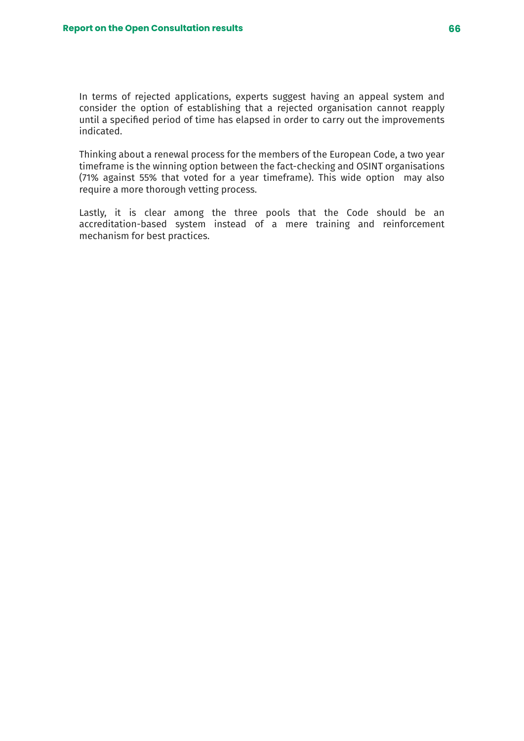In terms of rejected applications, experts suggest having an appeal system and consider the option of establishing that a rejected organisation cannot reapply until a specified period of time has elapsed in order to carry out the improvements indicated.

Thinking about a renewal process for the members of the European Code, a two year timeframe is the winning option between the fact-checking and OSINT organisations (71% against 55% that voted for a year timeframe). This wide option may also require a more thorough vetting process.

Lastly, it is clear among the three pools that the Code should be an accreditation-based system instead of a mere training and reinforcement mechanism for best practices.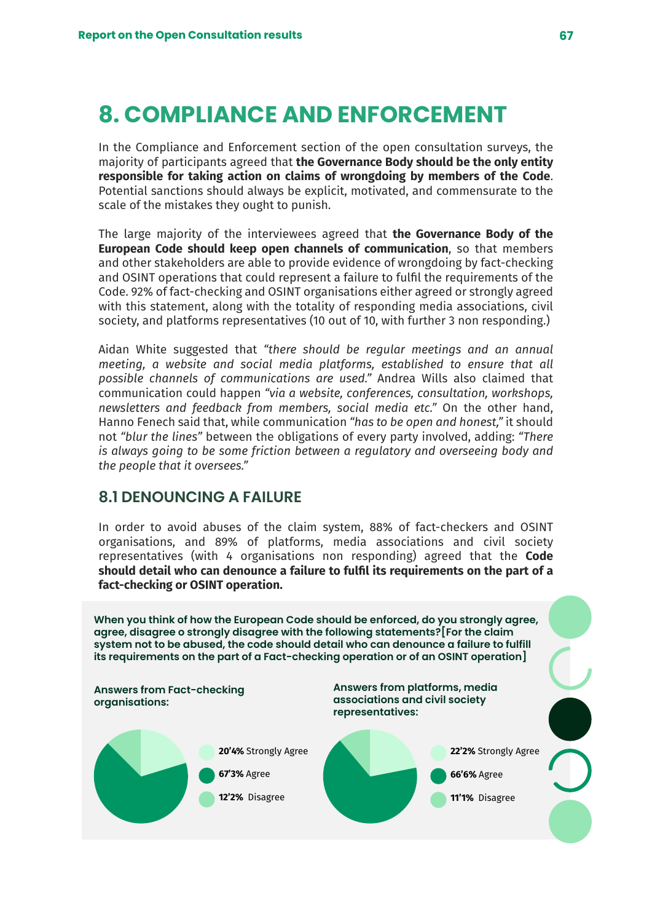# 8. COMPLIANCE AND ENFORCEMENT

In the Compliance and Enforcement section of the open consultation surveys, the majority of participants agreed that **the Governance Body should be the only entity responsible for taking action on claims of wrongdoing by members of the Code**. Potential sanctions should always be explicit, motivated, and commensurate to the scale of the mistakes they ought to punish.

The large majority of the interviewees agreed that **the Governance Body of the European Code should keep open channels of communication**, so that members and other stakeholders are able to provide evidence of wrongdoing by fact-checking and OSINT operations that could represent a failure to fulfil the requirements of the Code. 92% of fact-checking and OSINT organisations either agreed or strongly agreed with this statement, along with the totality of responding media associations, civil society, and platforms representatives (10 out of 10, with further 3 non responding.)

Aidan White suggested that *"there should be regular meetings and an annual meeting, a website and social media platforms, established to ensure that all possible channels of communications are used."* Andrea Wills also claimed that communication could happen *"via a website, conferences, consultation, workshops, newsletters and feedback from members, social media etc."* On the other hand, Hanno Fenech said that, while communication *"has to be open and honest,"* it should not *"blur the lines"* between the obligations of every party involved, adding: *"There is always going to be some friction between a regulatory and overseeing body and the people that it oversees."*

## 8.1 DENOUNCING A FAILURE

In order to avoid abuses of the claim system, 88% of fact-checkers and OSINT organisations, and 89% of platforms, media associations and civil society representatives (with 4 organisations non responding) agreed that the **Code should detail who can denounce a failure to fulfil its requirements on the part of a fact-checking or OSINT operation.**

**When you think of how the European Code should be enforced, do you strongly agree, agree, disagree o strongly disagree with the following statements?[For the claim system not to be abused, the code should detail who can denounce a failure to fulfill its requirements on the part of a Fact-checking operation or of an OSINT operation]**

**Answers from Fact-checking organisations:**

- **20'4%** Strongly Agree
- **67'3%** Agree
- **12'2%** Disagree

**Answers from platforms, media associations and civil society representatives:**

- **22'2%** Strongly Agree
- **66'6%** Agree
- **11'1%** Disagree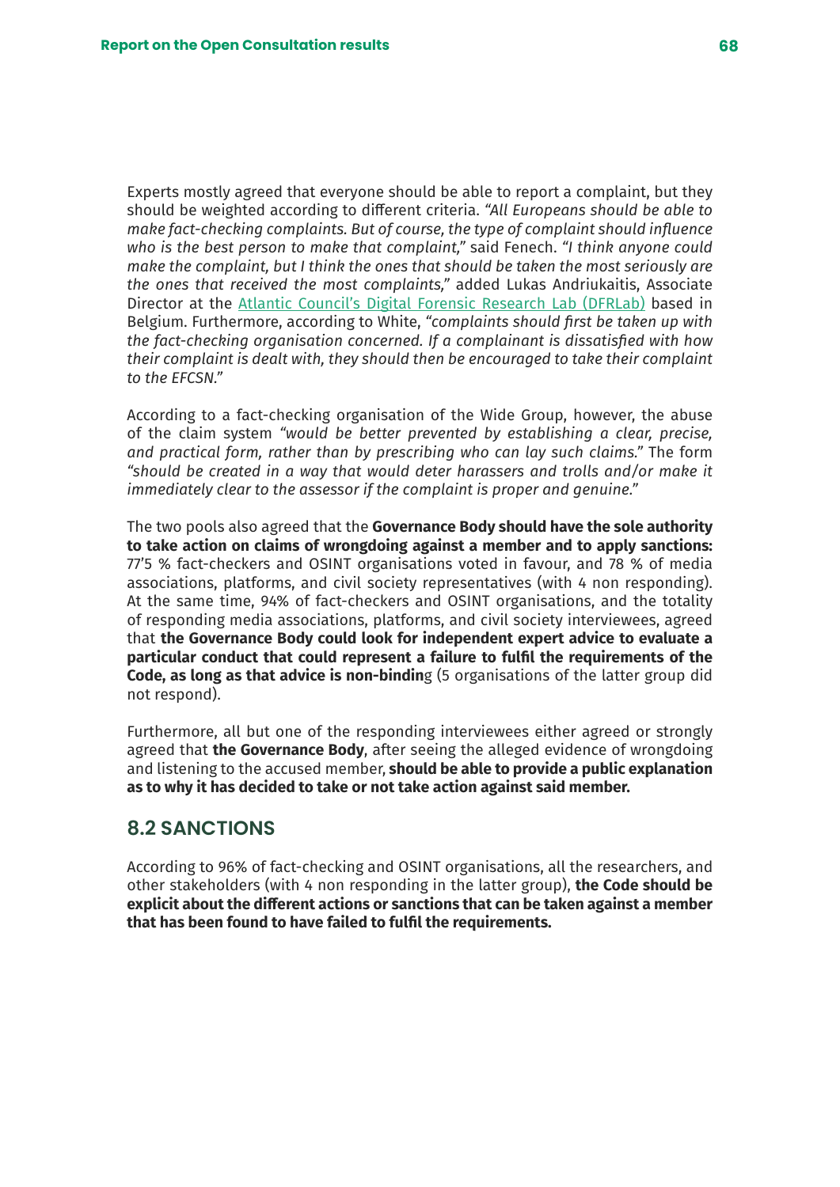Experts mostly agreed that everyone should be able to report a complaint, but they should be weighted according to different criteria. *"All Europeans should be able to make fact-checking complaints. But of course, the type of complaint should influence who is the best person to make that complaint,"* said Fenech. *"I think anyone could make the complaint, but I think the ones that should be taken the most seriously are the ones that received the most complaints,"* added Lukas Andriukaitis, Associate Director at the [Atlantic Council's Digital Forensic Research Lab (DFRLab)]() based in Belgium. Furthermore, according to White, *"complaints should first be taken up with the fact-checking organisation concerned. If a complainant is dissatisfied with how their complaint is dealt with, they should then be encouraged to take their complaint to the EFCSN."*

According to a fact-checking organisation of the Wide Group, however, the abuse of the claim system *"would be better prevented by establishing a clear, precise, and practical form, rather than by prescribing who can lay such claims."* The form *"should be created in a way that would deter harassers and trolls and/or make it immediately clear to the assessor if the complaint is proper and genuine."*

The two pools also agreed that the **Governance Body should have the sole authority to take action on claims of wrongdoing against a member and to apply sanctions:** 77'5 % fact-checkers and OSINT organisations voted in favour, and 78 % of media associations, platforms, and civil society representatives (with 4 non responding). At the same time, 94% of fact-checkers and OSINT organisations, and the totality of responding media associations, platforms, and civil society interviewees, agreed that **the Governance Body could look for independent expert advice to evaluate a particular conduct that could represent a failure to fulfil the requirements of the Code, as long as that advice is non-bindin**g (5 organisations of the latter group did not respond).

Furthermore, all but one of the responding interviewees either agreed or strongly agreed that **the Governance Body**, after seeing the alleged evidence of wrongdoing and listening to the accused member, **should be able to provide a public explanation as to why it has decided to take or not take action against said member.**

## 8.2 SANCTIONS

According to 96% of fact-checking and OSINT organisations, all the researchers, and other stakeholders (with 4 non responding in the latter group), **the Code should be explicit about the different actions or sanctions that can be taken against a member that has been found to have failed to fulfil the requirements.**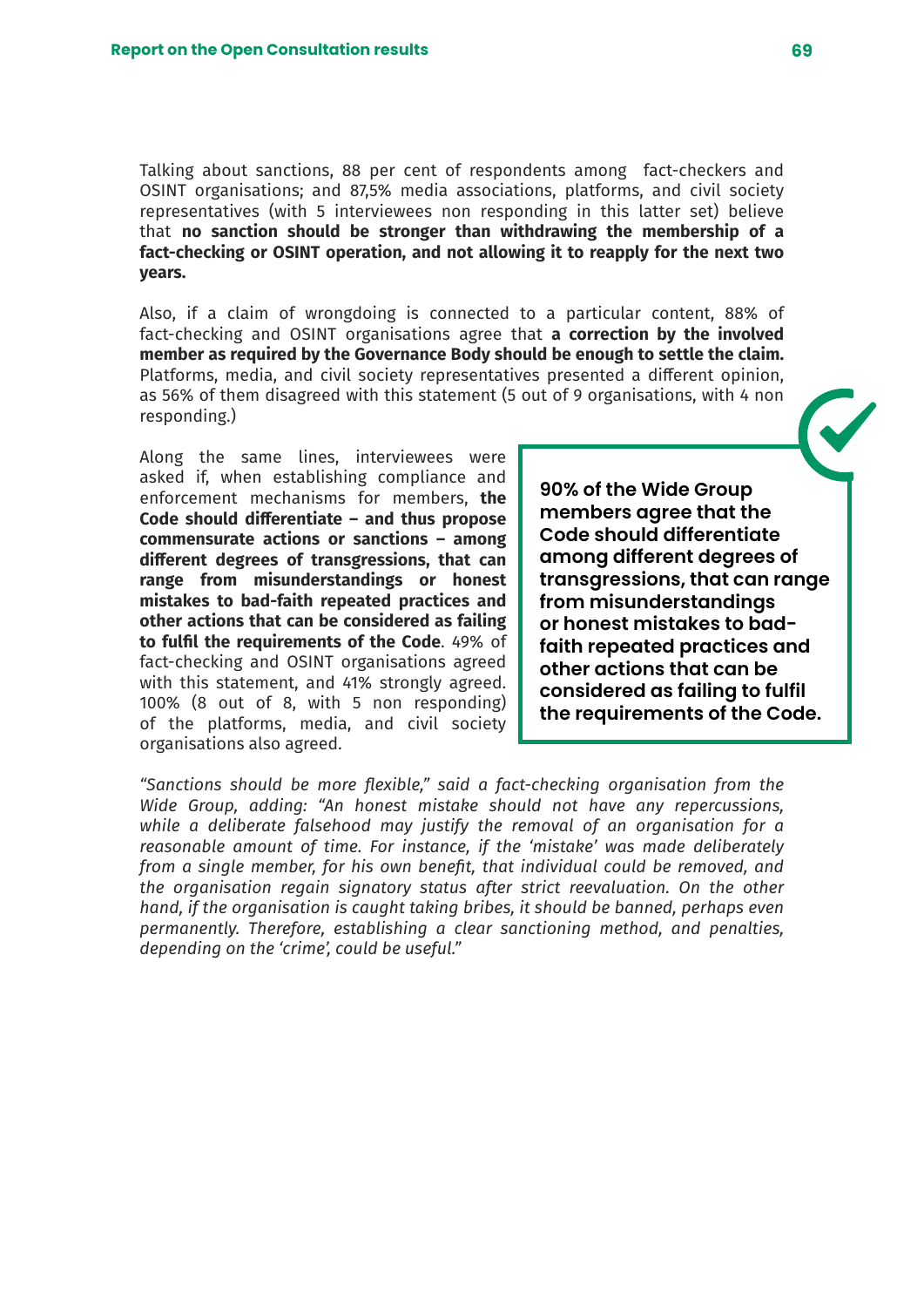Talking about sanctions, 88 per cent of respondents among fact-checkers and OSINT organisations; and 87,5% media associations, platforms, and civil society representatives (with 5 interviewees non responding in this latter set) believe that **no sanction should be stronger than withdrawing the membership of a fact-checking or OSINT operation, and not allowing it to reapply for the next two years.**

Also, if a claim of wrongdoing is connected to a particular content, 88% of fact-checking and OSINT organisations agree that **a correction by the involved member as required by the Governance Body should be enough to settle the claim.** Platforms, media, and civil society representatives presented a different opinion, as 56% of them disagreed with this statement (5 out of 9 organisations, with 4 non responding.)

Along the same lines, interviewees were asked if, when establishing compliance and enforcement mechanisms for members, **the Code should differentiate – and thus propose commensurate actions or sanctions – among different degrees of transgressions, that can range from misunderstandings or honest mistakes to bad-faith repeated practices and other actions that can be considered as failing to fulfil the requirements of the Code**. 49% of fact-checking and OSINT organisations agreed with this statement, and 41% strongly agreed. 100% (8 out of 8, with 5 non responding) of the platforms, media, and civil society organisations also agreed.

**90% of the Wide Group members agree that the Code should differentiate among different degrees of transgressions, that can range from misunderstandings or honest mistakes to bad-faith repeated practices and other actions that can be considered as failing to fulfil the requirements of the Code.**

*"Sanctions should be more flexible," said a fact-checking organisation from the Wide Group, adding: "An honest mistake should not have any repercussions, while a deliberate falsehood may justify the removal of an organisation for a reasonable amount of time. For instance, if the 'mistake' was made deliberately from a single member, for his own benefit, that individual could be removed, and the organisation regain signatory status after strict reevaluation. On the other hand, if the organisation is caught taking bribes, it should be banned, perhaps even permanently. Therefore, establishing a clear sanctioning method, and penalties, depending on the 'crime', could be useful."*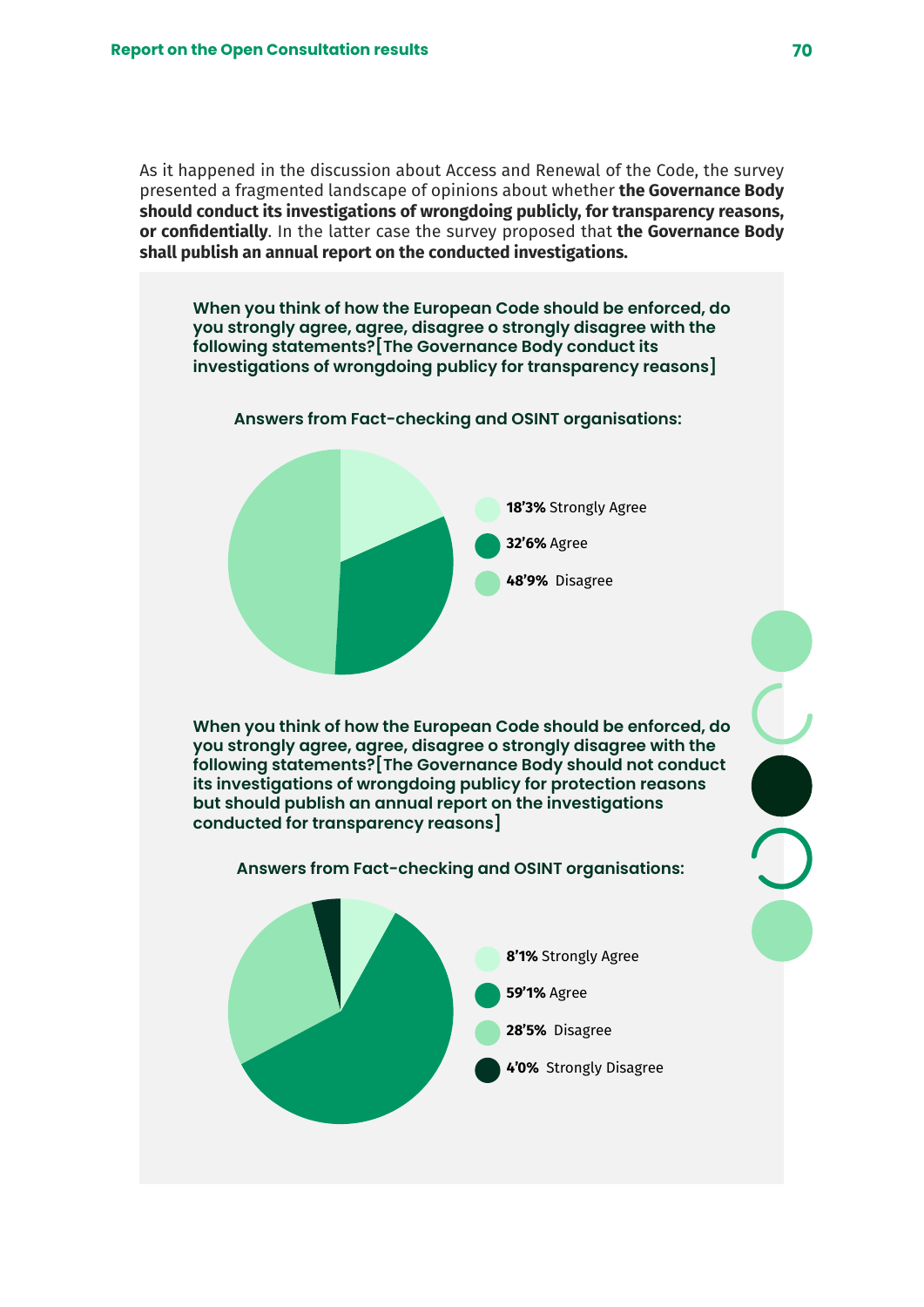As it happened in the discussion about Access and Renewal of the Code, the survey presented a fragmented landscape of opinions about whether **the Governance Body should conduct its investigations of wrongdoing publicly, for transparency reasons, or confidentially**. In the latter case the survey proposed that **the Governance Body shall publish an annual report on the conducted investigations.**

**When you think of how the European Code should be enforced, do you strongly agree, agree, disagree o strongly disagree with the following statements?[The Governance Body conduct its investigations of wrongdoing publicy for transparency reasons]**

**Answers from Fact-checking and OSINT organisations:**

- **18'3%** Strongly Agree
- **32'6%** Agree
- **48'9%** Disagree

**When you think of how the European Code should be enforced, do you strongly agree, agree, disagree o strongly disagree with the following statements?[The Governance Body should not conduct its investigations of wrongdoing publicy for protection reasons but should publish an annual report on the investigations conducted for transparency reasons]**

**Answers from Fact-checking and OSINT organisations:**

- **8'1%** Strongly Agree
- **59'1%** Agree
- **28'5%** Disagree
- **4'0%** Strongly Disagree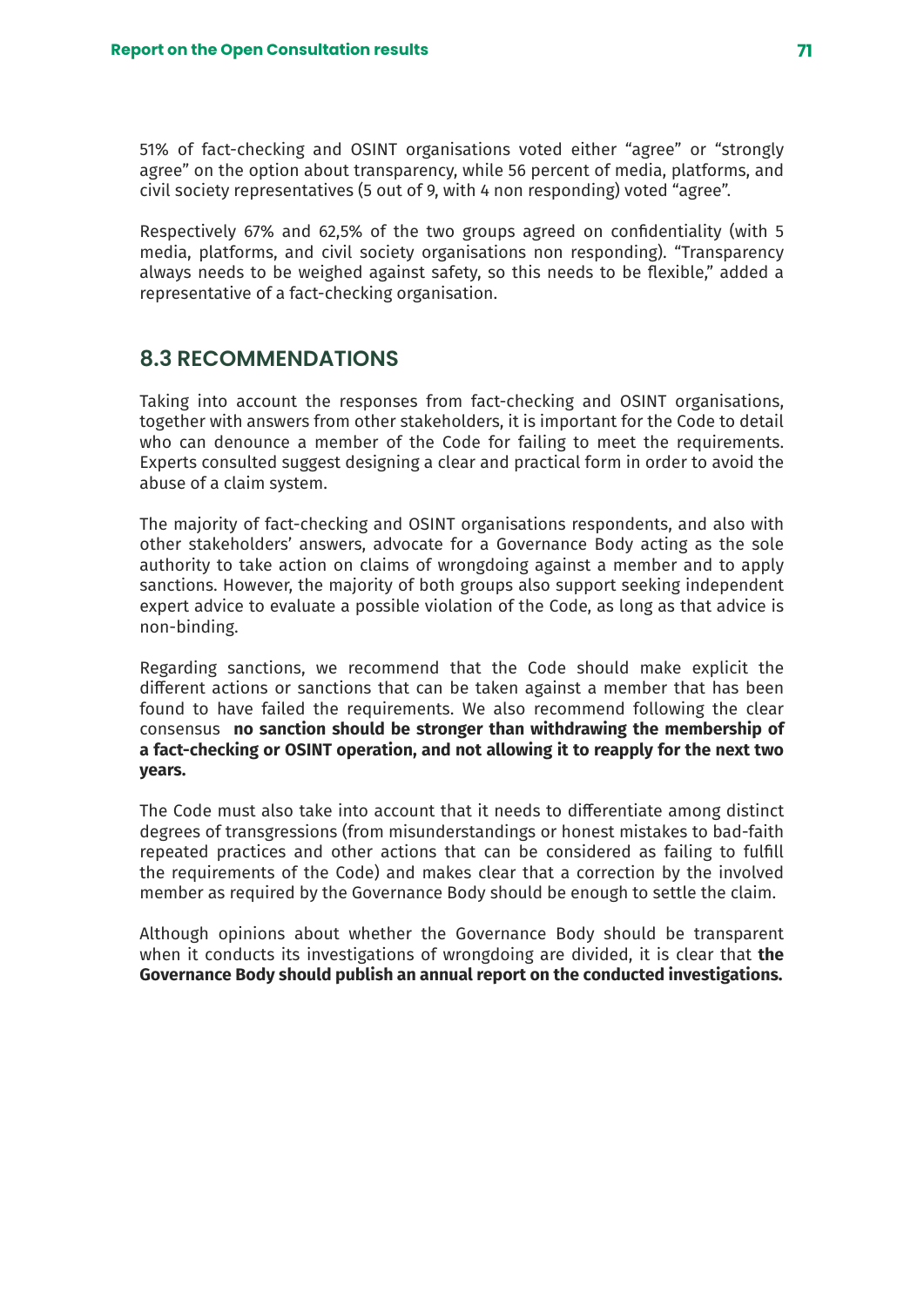51% of fact-checking and OSINT organisations voted either "agree" or "strongly agree" on the option about transparency, while 56 percent of media, platforms, and civil society representatives (5 out of 9, with 4 non responding) voted "agree".

Respectively 67% and 62,5% of the two groups agreed on confidentiality (with 5 media, platforms, and civil society organisations non responding). "Transparency always needs to be weighed against safety, so this needs to be flexible," added a representative of a fact-checking organisation.

## 8.3 RECOMMENDATIONS

Taking into account the responses from fact-checking and OSINT organisations, together with answers from other stakeholders, it is important for the Code to detail who can denounce a member of the Code for failing to meet the requirements. Experts consulted suggest designing a clear and practical form in order to avoid the abuse of a claim system.

The majority of fact-checking and OSINT organisations respondents, and also with other stakeholders' answers, advocate for a Governance Body acting as the sole authority to take action on claims of wrongdoing against a member and to apply sanctions. However, the majority of both groups also support seeking independent expert advice to evaluate a possible violation of the Code, as long as that advice is non-binding.

Regarding sanctions, we recommend that the Code should make explicit the different actions or sanctions that can be taken against a member that has been found to have failed the requirements. We also recommend following the clear consensus **no sanction should be stronger than withdrawing the membership of a fact-checking or OSINT operation, and not allowing it to reapply for the next two years.**

The Code must also take into account that it needs to differentiate among distinct degrees of transgressions (from misunderstandings or honest mistakes to bad-faith repeated practices and other actions that can be considered as failing to fulfill the requirements of the Code) and makes clear that a correction by the involved member as required by the Governance Body should be enough to settle the claim.

Although opinions about whether the Governance Body should be transparent when it conducts its investigations of wrongdoing are divided, it is clear that **the Governance Body should publish an annual report on the conducted investigations.**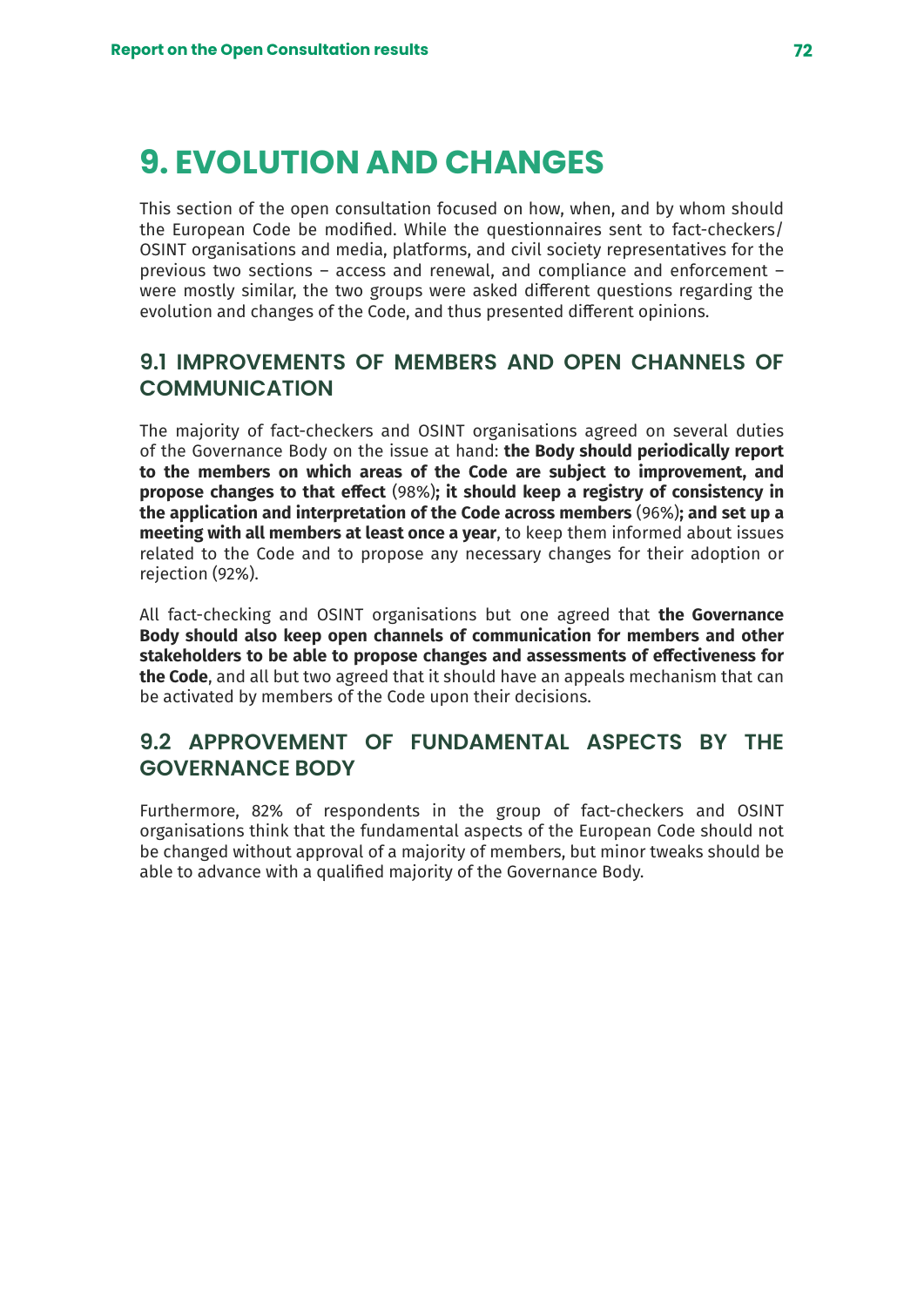# 9. EVOLUTION AND CHANGES

This section of the open consultation focused on how, when, and by whom should the European Code be modified. While the questionnaires sent to fact-checkers/OSINT organisations and media, platforms, and civil society representatives for the previous two sections – access and renewal, and compliance and enforcement – were mostly similar, the two groups were asked different questions regarding the evolution and changes of the Code, and thus presented different opinions.

## 9.1 IMPROVEMENTS OF MEMBERS AND OPEN CHANNELS OF COMMUNICATION

The majority of fact-checkers and OSINT organisations agreed on several duties of the Governance Body on the issue at hand: **the Body should periodically report to the members on which areas of the Code are subject to improvement, and propose changes to that effect** (98%)**; it should keep a registry of consistency in the application and interpretation of the Code across members** (96%)**; and set up a meeting with all members at least once a year**, to keep them informed about issues related to the Code and to propose any necessary changes for their adoption or rejection (92%).

All fact-checking and OSINT organisations but one agreed that **the Governance Body should also keep open channels of communication for members and other stakeholders to be able to propose changes and assessments of effectiveness for the Code**, and all but two agreed that it should have an appeals mechanism that can be activated by members of the Code upon their decisions.

## 9.2 APPROVEMENT OF FUNDAMENTAL ASPECTS BY THE GOVERNANCE BODY

Furthermore, 82% of respondents in the group of fact-checkers and OSINT organisations think that the fundamental aspects of the European Code should not be changed without approval of a majority of members, but minor tweaks should be able to advance with a qualified majority of the Governance Body.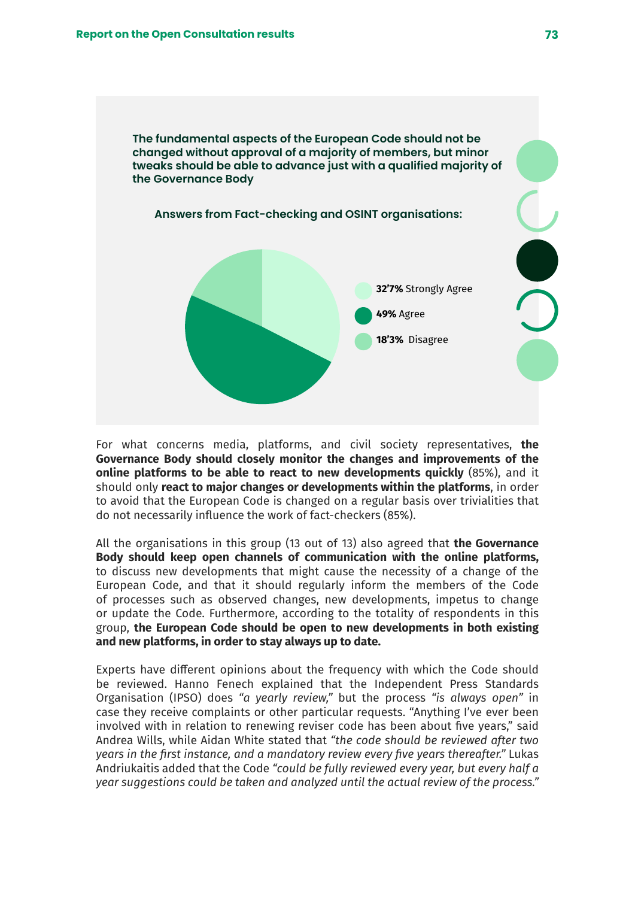**The fundamental aspects of the European Code should not be changed without approval of a majority of members, but minor tweaks should be able to advance just with a qualified majority of the Governance Body**

**Answers from Fact-checking and OSINT organisations:**

**32'7%** Strongly Agree

**49%** Agree

**18'3%** Disagree

For what concerns media, platforms, and civil society representatives, **the Governance Body should closely monitor the changes and improvements of the online platforms to be able to react to new developments quickly** (85%), and it should only **react to major changes or developments within the platforms**, in order to avoid that the European Code is changed on a regular basis over trivialities that do not necessarily influence the work of fact-checkers (85%).

All the organisations in this group (13 out of 13) also agreed that **the Governance Body should keep open channels of communication with the online platforms,** to discuss new developments that might cause the necessity of a change of the European Code, and that it should regularly inform the members of the Code of processes such as observed changes, new developments, impetus to change or update the Code. Furthermore, according to the totality of respondents in this group, **the European Code should be open to new developments in both existing and new platforms, in order to stay always up to date.**

Experts have different opinions about the frequency with which the Code should be reviewed. Hanno Fenech explained that the Independent Press Standards Organisation (IPSO) does *"a yearly review,"* but the process *"is always open"* in case they receive complaints or other particular requests. "Anything I've ever been involved with in relation to renewing reviser code has been about five years," said Andrea Wills, while Aidan White stated that *"the code should be reviewed after two years in the first instance, and a mandatory review every five years thereafter."* Lukas Andriukaitis added that the Code *"could be fully reviewed every year, but every half a year suggestions could be taken and analyzed until the actual review of the process."*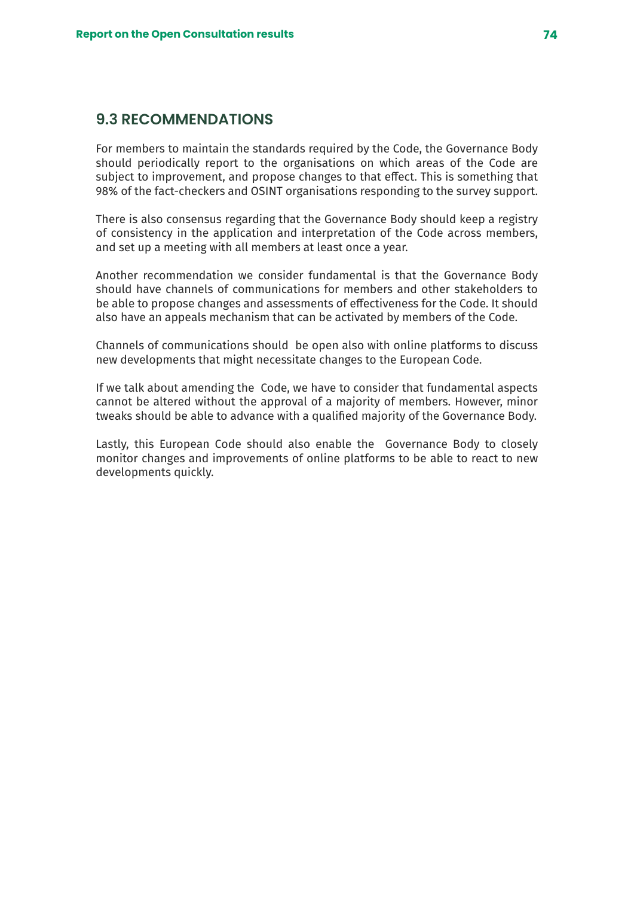## 9.3 RECOMMENDATIONS

For members to maintain the standards required by the Code, the Governance Body should periodically report to the organisations on which areas of the Code are subject to improvement, and propose changes to that effect. This is something that 98% of the fact-checkers and OSINT organisations responding to the survey support.

There is also consensus regarding that the Governance Body should keep a registry of consistency in the application and interpretation of the Code across members, and set up a meeting with all members at least once a year.

Another recommendation we consider fundamental is that the Governance Body should have channels of communications for members and other stakeholders to be able to propose changes and assessments of effectiveness for the Code. It should also have an appeals mechanism that can be activated by members of the Code.

Channels of communications should be open also with online platforms to discuss new developments that might necessitate changes to the European Code.

If we talk about amending the Code, we have to consider that fundamental aspects cannot be altered without the approval of a majority of members. However, minor tweaks should be able to advance with a qualified majority of the Governance Body.

Lastly, this European Code should also enable the Governance Body to closely monitor changes and improvements of online platforms to be able to react to new developments quickly.